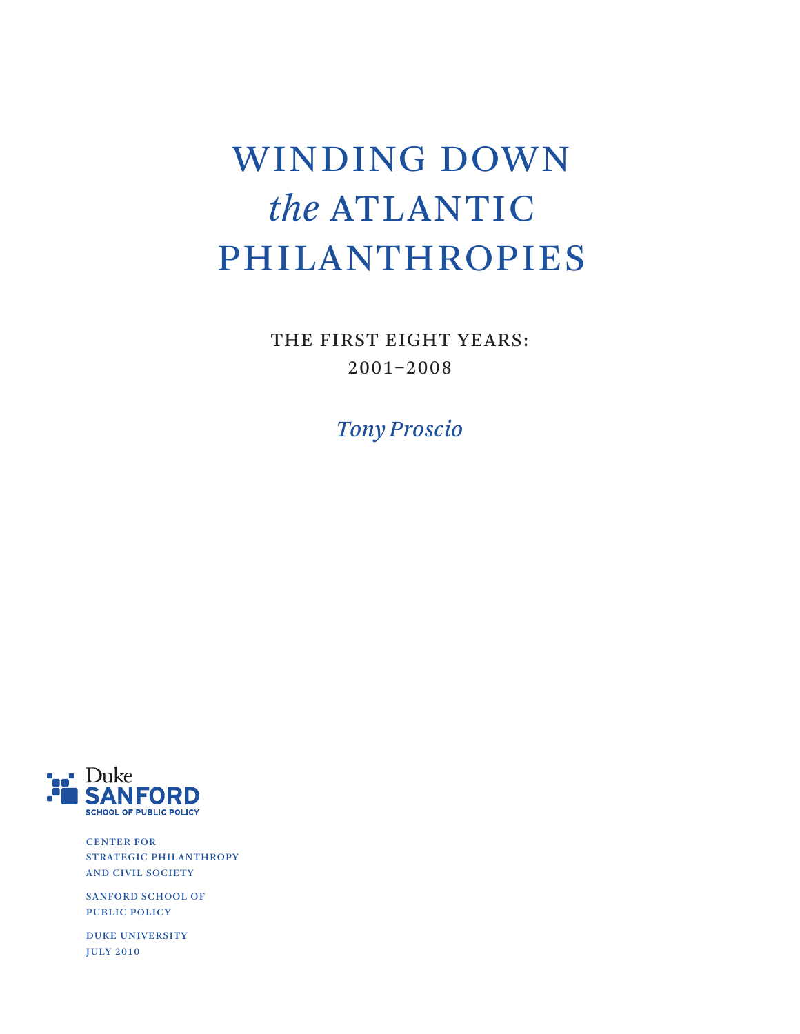# WINDING DOWN *the* ATLANTIC PHILANTHROPIES

## THE FIRST EIGHT YEARS: 2001–2008

*Tony Proscio*

Duke
SANFORD
SCHOOL OF PUBLIC POLICY

CENTER FOR
STRATEGIC PHILANTHROPY
AND CIVIL SOCIETY

SANFORD SCHOOL OF
PUBLIC POLICY

DUKE UNIVERSITY
JULY 2010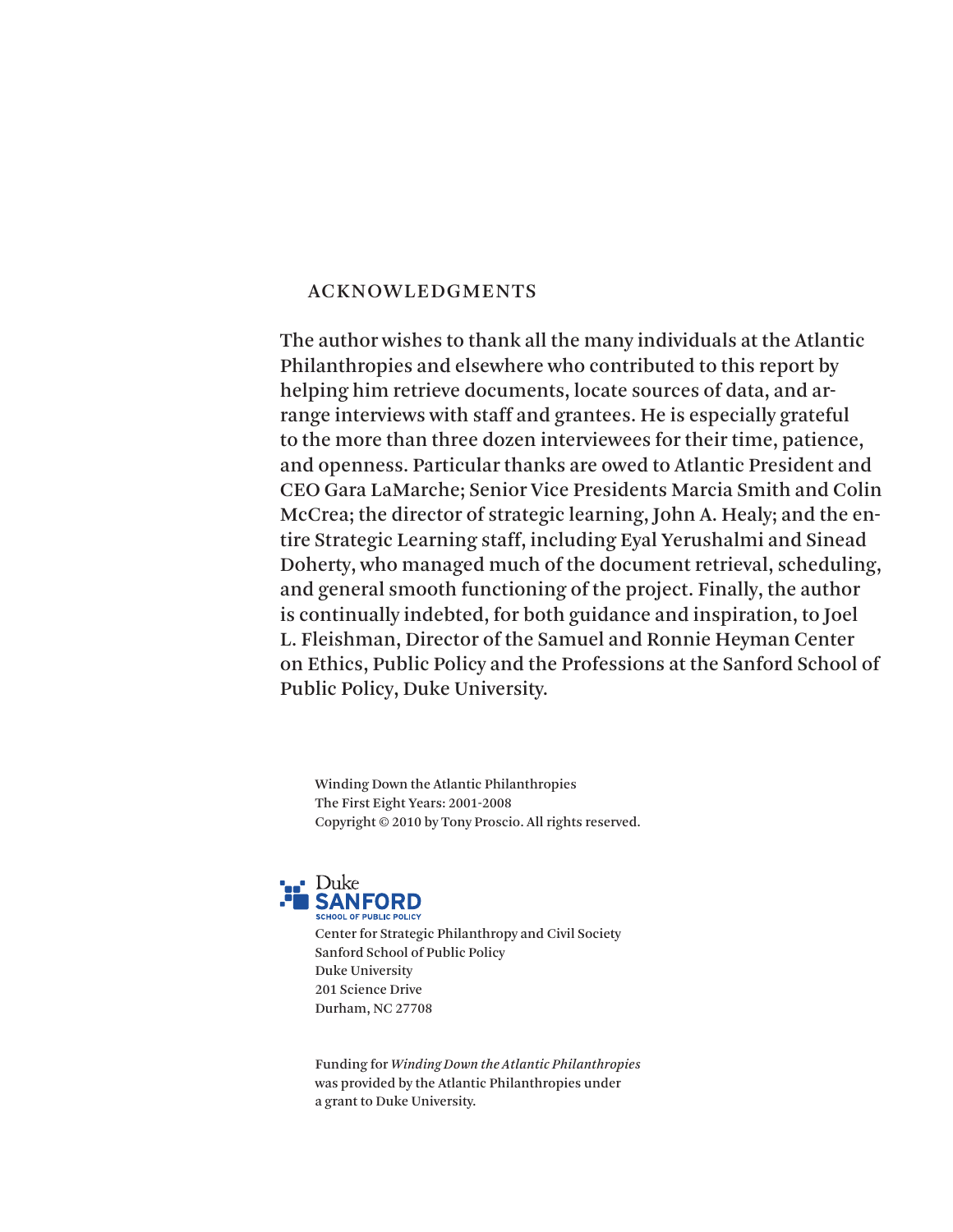## ACKNOWLEDGMENTS

The author wishes to thank all the many individuals at the Atlantic Philanthropies and elsewhere who contributed to this report by helping him retrieve documents, locate sources of data, and arrange interviews with staff and grantees. He is especially grateful to the more than three dozen interviewees for their time, patience, and openness. Particular thanks are owed to Atlantic President and CEO Gara LaMarche; Senior Vice Presidents Marcia Smith and Colin McCrea; the director of strategic learning, John A. Healy; and the entire Strategic Learning staff, including Eyal Yerushalmi and Sinead Doherty, who managed much of the document retrieval, scheduling, and general smooth functioning of the project. Finally, the author is continually indebted, for both guidance and inspiration, to Joel L. Fleishman, Director of the Samuel and Ronnie Heyman Center on Ethics, Public Policy and the Professions at the Sanford School of Public Policy, Duke University.

Winding Down the Atlantic Philanthropies
The First Eight Years: 2001-2008
Copyright © 2010 by Tony Proscio. All rights reserved.

Duke
SANFORD
SCHOOL OF PUBLIC POLICY

Center for Strategic Philanthropy and Civil Society
Sanford School of Public Policy
Duke University
201 Science Drive
Durham, NC 27708

Funding for *Winding Down the Atlantic Philanthropies* was provided by the Atlantic Philanthropies under a grant to Duke University.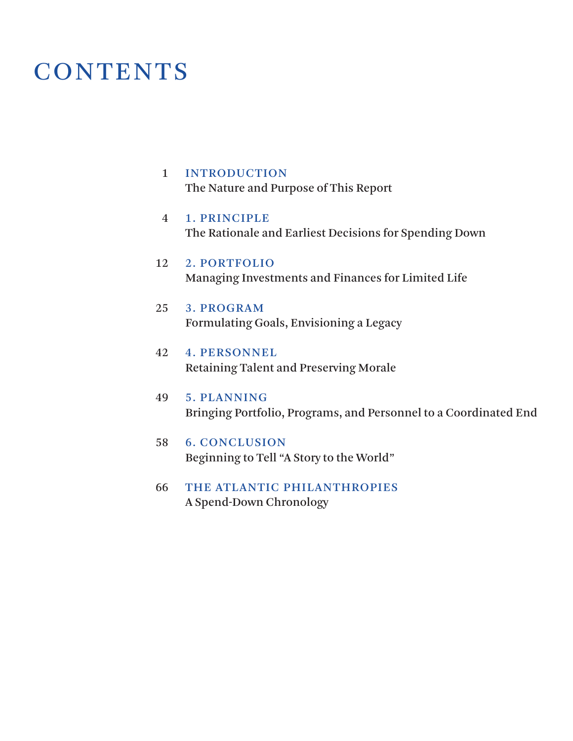# CONTENTS

1 **INTRODUCTION**
The Nature and Purpose of This Report

4 **1. PRINCIPLE**
The Rationale and Earliest Decisions for Spending Down

12 **2. PORTFOLIO**
Managing Investments and Finances for Limited Life

25 **3. PROGRAM**
Formulating Goals, Envisioning a Legacy

42 **4. PERSONNEL**
Retaining Talent and Preserving Morale

49 **5. PLANNING**
Bringing Portfolio, Programs, and Personnel to a Coordinated End

58 **6. CONCLUSION**
Beginning to Tell "A Story to the World"

66 **THE ATLANTIC PHILANTHROPIES**
A Spend-Down Chronology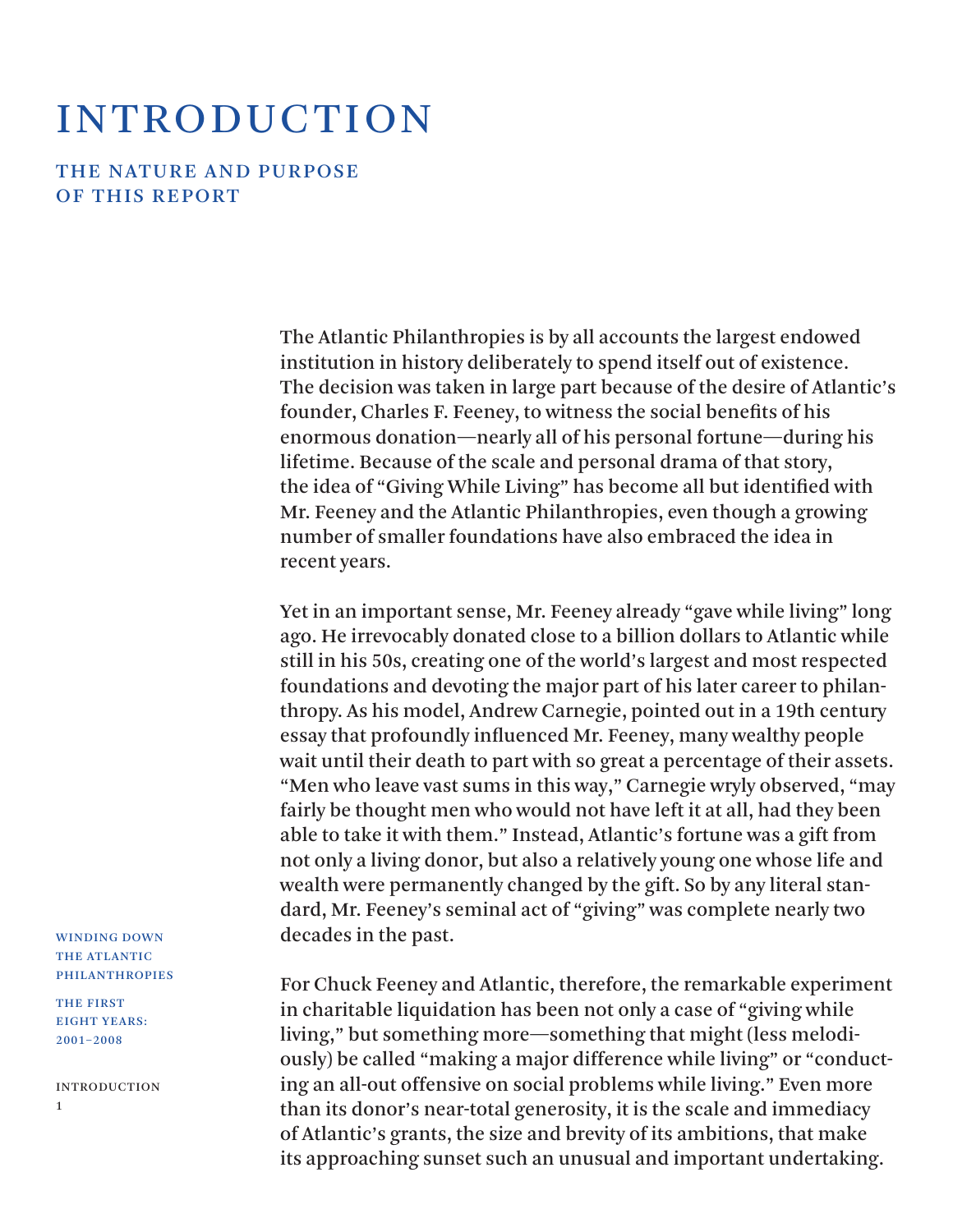# INTRODUCTION

## THE NATURE AND PURPOSE OF THIS REPORT

The Atlantic Philanthropies is by all accounts the largest endowed institution in history deliberately to spend itself out of existence. The decision was taken in large part because of the desire of Atlantic's founder, Charles F. Feeney, to witness the social benefits of his enormous donation—nearly all of his personal fortune—during his lifetime. Because of the scale and personal drama of that story, the idea of "Giving While Living" has become all but identified with Mr. Feeney and the Atlantic Philanthropies, even though a growing number of smaller foundations have also embraced the idea in recent years.

Yet in an important sense, Mr. Feeney already "gave while living" long ago. He irrevocably donated close to a billion dollars to Atlantic while still in his 50s, creating one of the world's largest and most respected foundations and devoting the major part of his later career to philanthropy. As his model, Andrew Carnegie, pointed out in a 19th century essay that profoundly influenced Mr. Feeney, many wealthy people wait until their death to part with so great a percentage of their assets. "Men who leave vast sums in this way," Carnegie wryly observed, "may fairly be thought men who would not have left it at all, had they been able to take it with them." Instead, Atlantic's fortune was a gift from not only a living donor, but also a relatively young one whose life and wealth were permanently changed by the gift. So by any literal standard, Mr. Feeney's seminal act of "giving" was complete nearly two decades in the past.

For Chuck Feeney and Atlantic, therefore, the remarkable experiment in charitable liquidation has been not only a case of "giving while living," but something more—something that might (less melodiously) be called "making a major difference while living" or "conducting an all-out offensive on social problems while living." Even more than its donor's near-total generosity, it is the scale and immediacy of Atlantic's grants, the size and brevity of its ambitions, that make its approaching sunset such an unusual and important undertaking.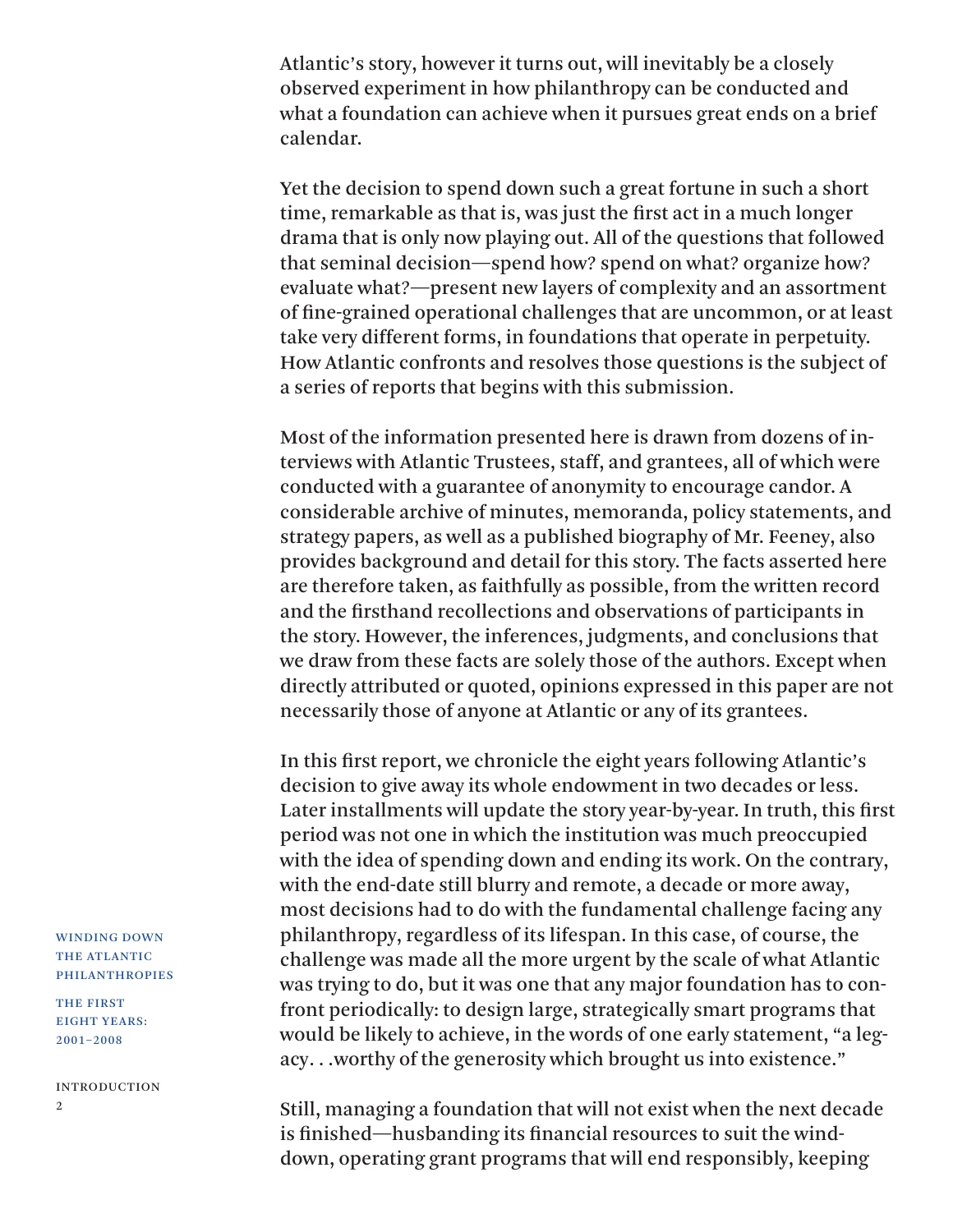Atlantic's story, however it turns out, will inevitably be a closely observed experiment in how philanthropy can be conducted and what a foundation can achieve when it pursues great ends on a brief calendar.

Yet the decision to spend down such a great fortune in such a short time, remarkable as that is, was just the first act in a much longer drama that is only now playing out. All of the questions that followed that seminal decision—spend how? spend on what? organize how? evaluate what?—present new layers of complexity and an assortment of fine-grained operational challenges that are uncommon, or at least take very different forms, in foundations that operate in perpetuity. How Atlantic confronts and resolves those questions is the subject of a series of reports that begins with this submission.

Most of the information presented here is drawn from dozens of interviews with Atlantic Trustees, staff, and grantees, all of which were conducted with a guarantee of anonymity to encourage candor. A considerable archive of minutes, memoranda, policy statements, and strategy papers, as well as a published biography of Mr. Feeney, also provides background and detail for this story. The facts asserted here are therefore taken, as faithfully as possible, from the written record and the firsthand recollections and observations of participants in the story. However, the inferences, judgments, and conclusions that we draw from these facts are solely those of the authors. Except when directly attributed or quoted, opinions expressed in this paper are not necessarily those of anyone at Atlantic or any of its grantees.

In this first report, we chronicle the eight years following Atlantic's decision to give away its whole endowment in two decades or less. Later installments will update the story year-by-year. In truth, this first period was not one in which the institution was much preoccupied with the idea of spending down and ending its work. On the contrary, with the end-date still blurry and remote, a decade or more away, most decisions had to do with the fundamental challenge facing any philanthropy, regardless of its lifespan. In this case, of course, the challenge was made all the more urgent by the scale of what Atlantic was trying to do, but it was one that any major foundation has to confront periodically: to design large, strategically smart programs that would be likely to achieve, in the words of one early statement, "a legacy. . .worthy of the generosity which brought us into existence."

Still, managing a foundation that will not exist when the next decade is finished—husbanding its financial resources to suit the wind-down, operating grant programs that will end responsibly, keeping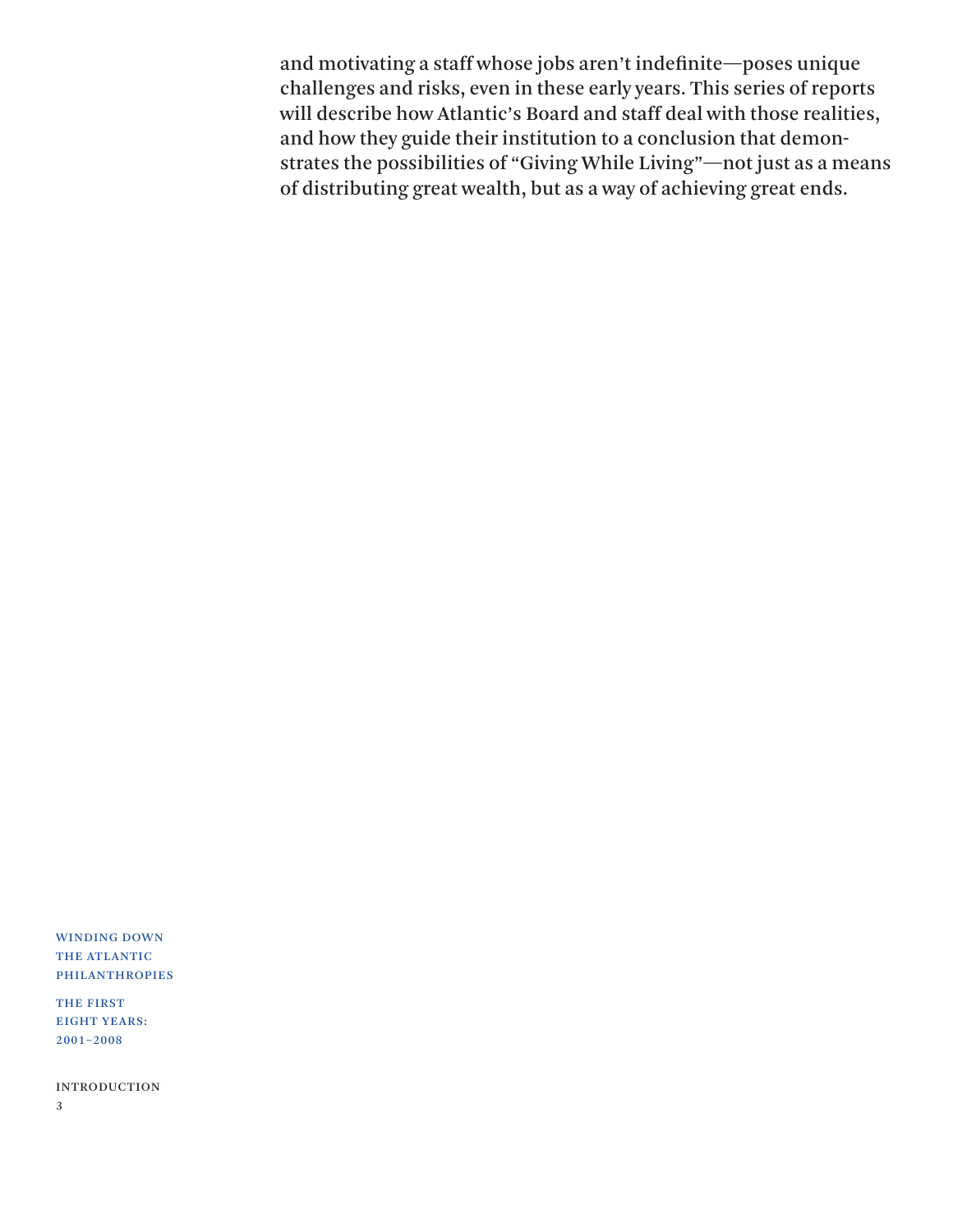and motivating a staff whose jobs aren't indefinite—poses unique challenges and risks, even in these early years. This series of reports will describe how Atlantic's Board and staff deal with those realities, and how they guide their institution to a conclusion that demonstrates the possibilities of "Giving While Living"—not just as a means of distributing great wealth, but as a way of achieving great ends.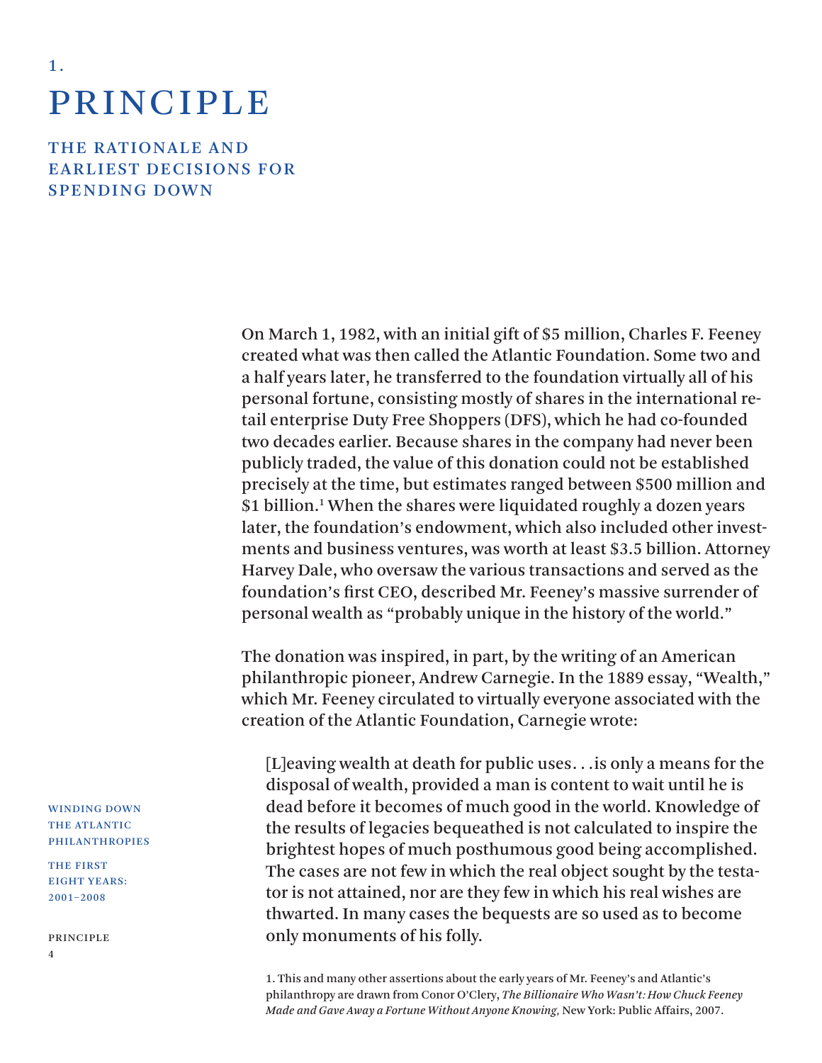# 1. PRINCIPLE

## THE RATIONALE AND EARLIEST DECISIONS FOR SPENDING DOWN

On March 1, 1982, with an initial gift of $5 million, Charles F. Feeney created what was then called the Atlantic Foundation. Some two and a half years later, he transferred to the foundation virtually all of his personal fortune, consisting mostly of shares in the international retail enterprise Duty Free Shoppers (DFS), which he had co-founded two decades earlier. Because shares in the company had never been publicly traded, the value of this donation could not be established precisely at the time, but estimates ranged between $500 million and $1 billion.[1] When the shares were liquidated roughly a dozen years later, the foundation's endowment, which also included other investments and business ventures, was worth at least $3.5 billion. Attorney Harvey Dale, who oversaw the various transactions and served as the foundation's first CEO, described Mr. Feeney's massive surrender of personal wealth as "probably unique in the history of the world."

The donation was inspired, in part, by the writing of an American philanthropic pioneer, Andrew Carnegie. In the 1889 essay, "Wealth," which Mr. Feeney circulated to virtually everyone associated with the creation of the Atlantic Foundation, Carnegie wrote:

> [L]eaving wealth at death for public uses. . .is only a means for the disposal of wealth, provided a man is content to wait until he is dead before it becomes of much good in the world. Knowledge of the results of legacies bequeathed is not calculated to inspire the brightest hopes of much posthumous good being accomplished. The cases are not few in which the real object sought by the testator is not attained, nor are they few in which his real wishes are thwarted. In many cases the bequests are so used as to become only monuments of his folly.

1. This and many other assertions about the early years of Mr. Feeney's and Atlantic's philanthropy are drawn from Conor O'Clery, *The Billionaire Who Wasn't: How Chuck Feeney Made and Gave Away a Fortune Without Anyone Knowing,* New York: Public Affairs, 2007.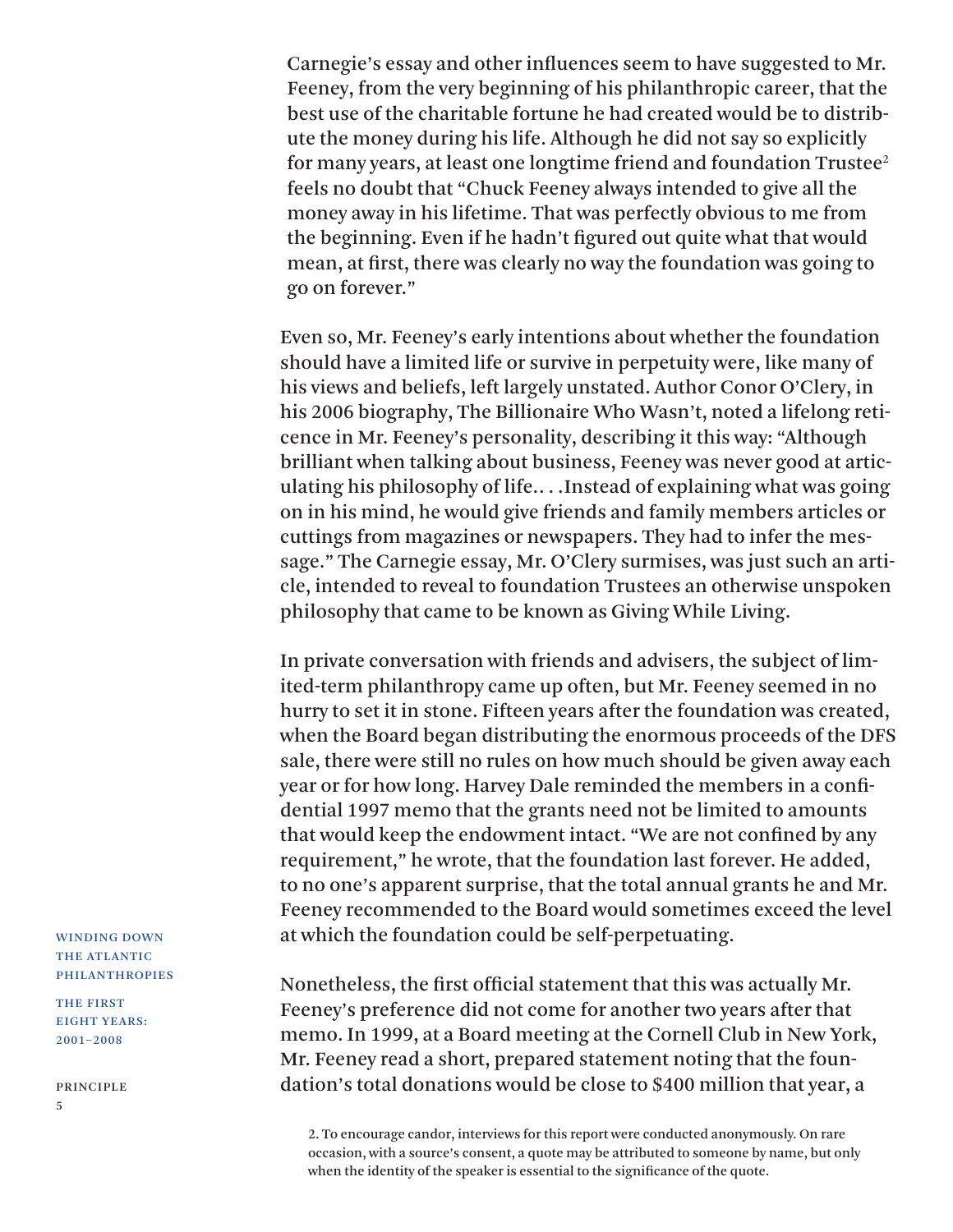Carnegie's essay and other influences seem to have suggested to Mr. Feeney, from the very beginning of his philanthropic career, that the best use of the charitable fortune he had created would be to distribute the money during his life. Although he did not say so explicitly for many years, at least one longtime friend and foundation Trustee[2] feels no doubt that "Chuck Feeney always intended to give all the money away in his lifetime. That was perfectly obvious to me from the beginning. Even if he hadn't figured out quite what that would mean, at first, there was clearly no way the foundation was going to go on forever."

Even so, Mr. Feeney's early intentions about whether the foundation should have a limited life or survive in perpetuity were, like many of his views and beliefs, left largely unstated. Author Conor O'Clery, in his 2006 biography, The Billionaire Who Wasn't, noted a lifelong reticence in Mr. Feeney's personality, describing it this way: "Although brilliant when talking about business, Feeney was never good at articulating his philosophy of life.. . .Instead of explaining what was going on in his mind, he would give friends and family members articles or cuttings from magazines or newspapers. They had to infer the message." The Carnegie essay, Mr. O'Clery surmises, was just such an article, intended to reveal to foundation Trustees an otherwise unspoken philosophy that came to be known as Giving While Living.

In private conversation with friends and advisers, the subject of limited-term philanthropy came up often, but Mr. Feeney seemed in no hurry to set it in stone. Fifteen years after the foundation was created, when the Board began distributing the enormous proceeds of the DFS sale, there were still no rules on how much should be given away each year or for how long. Harvey Dale reminded the members in a confidential 1997 memo that the grants need not be limited to amounts that would keep the endowment intact. "We are not confined by any requirement," he wrote, that the foundation last forever. He added, to no one's apparent surprise, that the total annual grants he and Mr. Feeney recommended to the Board would sometimes exceed the level at which the foundation could be self-perpetuating.

Nonetheless, the first official statement that this was actually Mr. Feeney's preference did not come for another two years after that memo. In 1999, at a Board meeting at the Cornell Club in New York, Mr. Feeney read a short, prepared statement noting that the foundation's total donations would be close to $400 million that year, a

2. To encourage candor, interviews for this report were conducted anonymously. On rare occasion, with a source's consent, a quote may be attributed to someone by name, but only when the identity of the speaker is essential to the significance of the quote.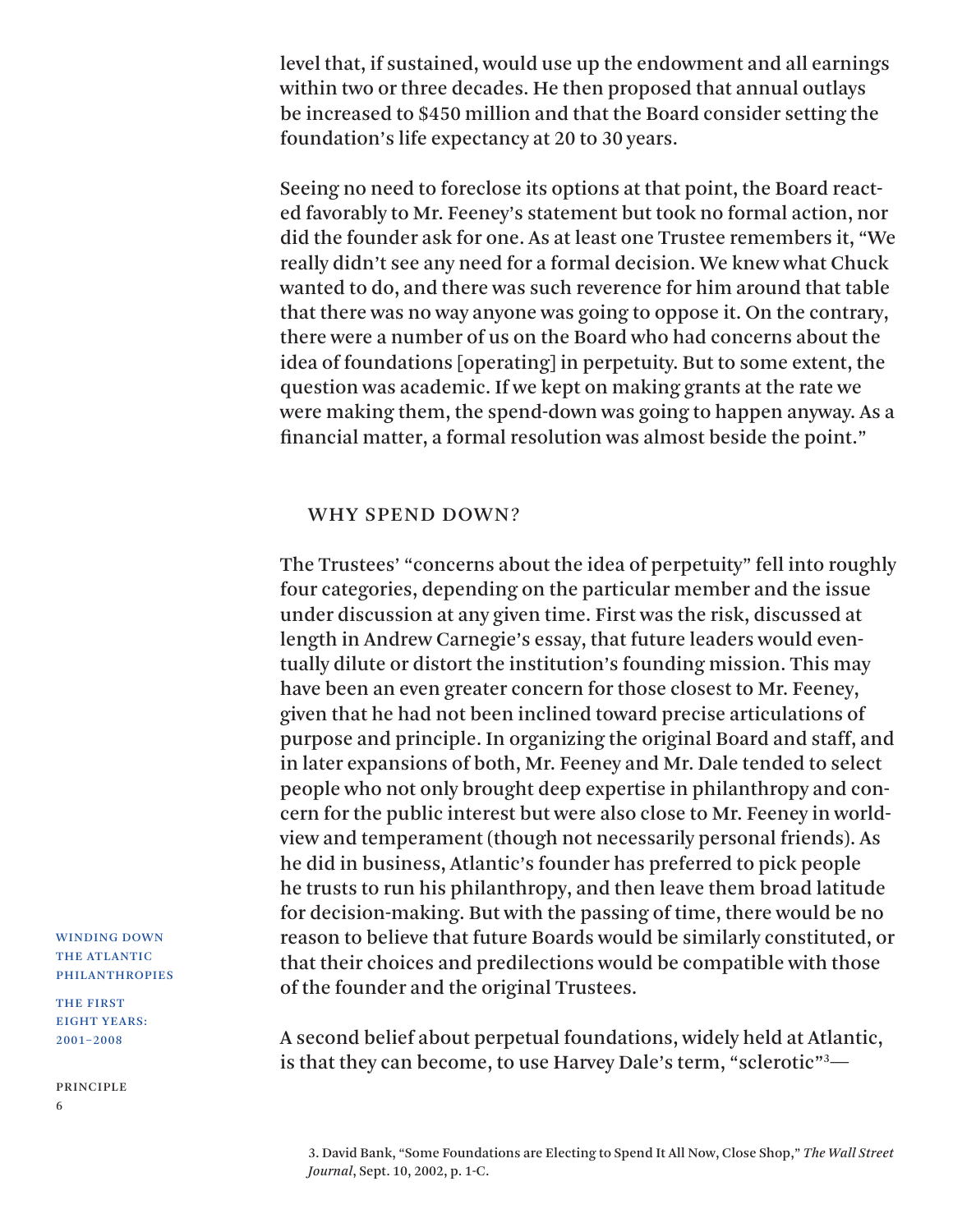level that, if sustained, would use up the endowment and all earnings within two or three decades. He then proposed that annual outlays be increased to $450 million and that the Board consider setting the foundation's life expectancy at 20 to 30 years.

Seeing no need to foreclose its options at that point, the Board reacted favorably to Mr. Feeney's statement but took no formal action, nor did the founder ask for one. As at least one Trustee remembers it, "We really didn't see any need for a formal decision. We knew what Chuck wanted to do, and there was such reverence for him around that table that there was no way anyone was going to oppose it. On the contrary, there were a number of us on the Board who had concerns about the idea of foundations [operating] in perpetuity. But to some extent, the question was academic. If we kept on making grants at the rate we were making them, the spend-down was going to happen anyway. As a financial matter, a formal resolution was almost beside the point."

## WHY SPEND DOWN?

The Trustees' "concerns about the idea of perpetuity" fell into roughly four categories, depending on the particular member and the issue under discussion at any given time. First was the risk, discussed at length in Andrew Carnegie's essay, that future leaders would eventually dilute or distort the institution's founding mission. This may have been an even greater concern for those closest to Mr. Feeney, given that he had not been inclined toward precise articulations of purpose and principle. In organizing the original Board and staff, and in later expansions of both, Mr. Feeney and Mr. Dale tended to select people who not only brought deep expertise in philanthropy and concern for the public interest but were also close to Mr. Feeney in worldview and temperament (though not necessarily personal friends). As he did in business, Atlantic's founder has preferred to pick people he trusts to run his philanthropy, and then leave them broad latitude for decision-making. But with the passing of time, there would be no reason to believe that future Boards would be similarly constituted, or that their choices and predilections would be compatible with those of the founder and the original Trustees.

A second belief about perpetual foundations, widely held at Atlantic, is that they can become, to use Harvey Dale's term, "sclerotic"[3]—

3. David Bank, "Some Foundations are Electing to Spend It All Now, Close Shop," *The Wall Street Journal*, Sept. 10, 2002, p. 1-C.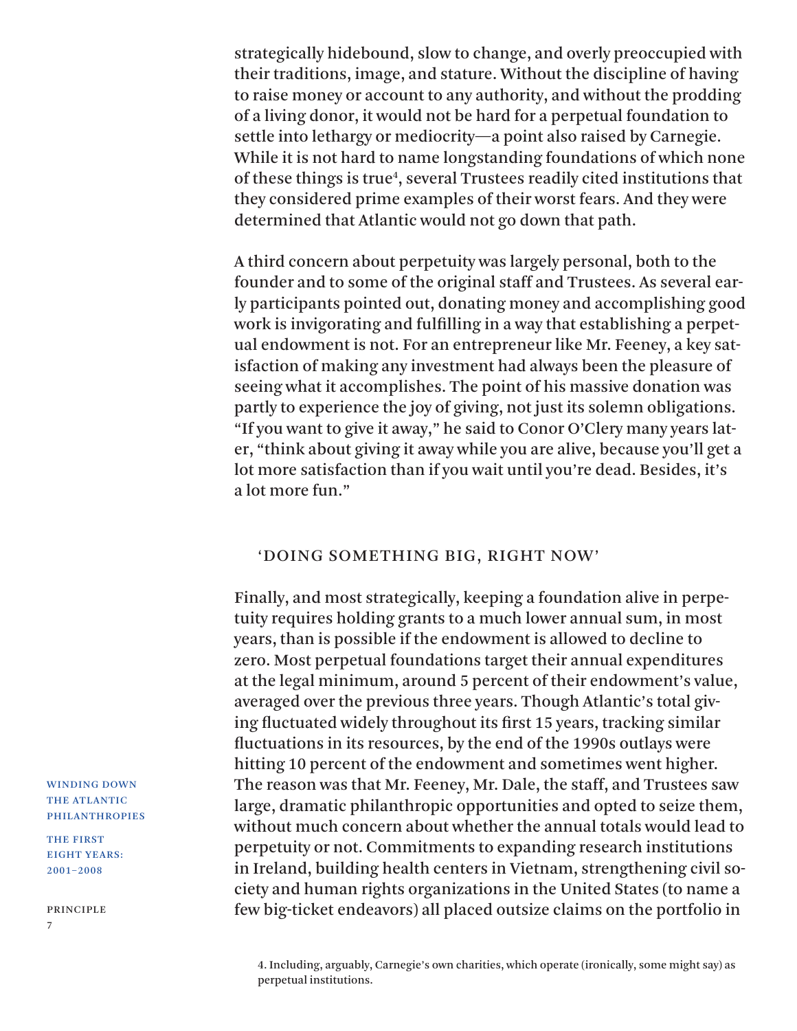strategically hidebound, slow to change, and overly preoccupied with their traditions, image, and stature. Without the discipline of having to raise money or account to any authority, and without the prodding of a living donor, it would not be hard for a perpetual foundation to settle into lethargy or mediocrity—a point also raised by Carnegie. While it is not hard to name longstanding foundations of which none of these things is true[4], several Trustees readily cited institutions that they considered prime examples of their worst fears. And they were determined that Atlantic would not go down that path.

A third concern about perpetuity was largely personal, both to the founder and to some of the original staff and Trustees. As several early participants pointed out, donating money and accomplishing good work is invigorating and fulfilling in a way that establishing a perpetual endowment is not. For an entrepreneur like Mr. Feeney, a key satisfaction of making any investment had always been the pleasure of seeing what it accomplishes. The point of his massive donation was partly to experience the joy of giving, not just its solemn obligations. "If you want to give it away," he said to Conor O'Clery many years later, "think about giving it away while you are alive, because you'll get a lot more satisfaction than if you wait until you're dead. Besides, it's a lot more fun."

## 'DOING SOMETHING BIG, RIGHT NOW'

Finally, and most strategically, keeping a foundation alive in perpetuity requires holding grants to a much lower annual sum, in most years, than is possible if the endowment is allowed to decline to zero. Most perpetual foundations target their annual expenditures at the legal minimum, around 5 percent of their endowment's value, averaged over the previous three years. Though Atlantic's total giving fluctuated widely throughout its first 15 years, tracking similar fluctuations in its resources, by the end of the 1990s outlays were hitting 10 percent of the endowment and sometimes went higher. The reason was that Mr. Feeney, Mr. Dale, the staff, and Trustees saw large, dramatic philanthropic opportunities and opted to seize them, without much concern about whether the annual totals would lead to perpetuity or not. Commitments to expanding research institutions in Ireland, building health centers in Vietnam, strengthening civil society and human rights organizations in the United States (to name a few big-ticket endeavors) all placed outsize claims on the portfolio in

4. Including, arguably, Carnegie's own charities, which operate (ironically, some might say) as perpetual institutions.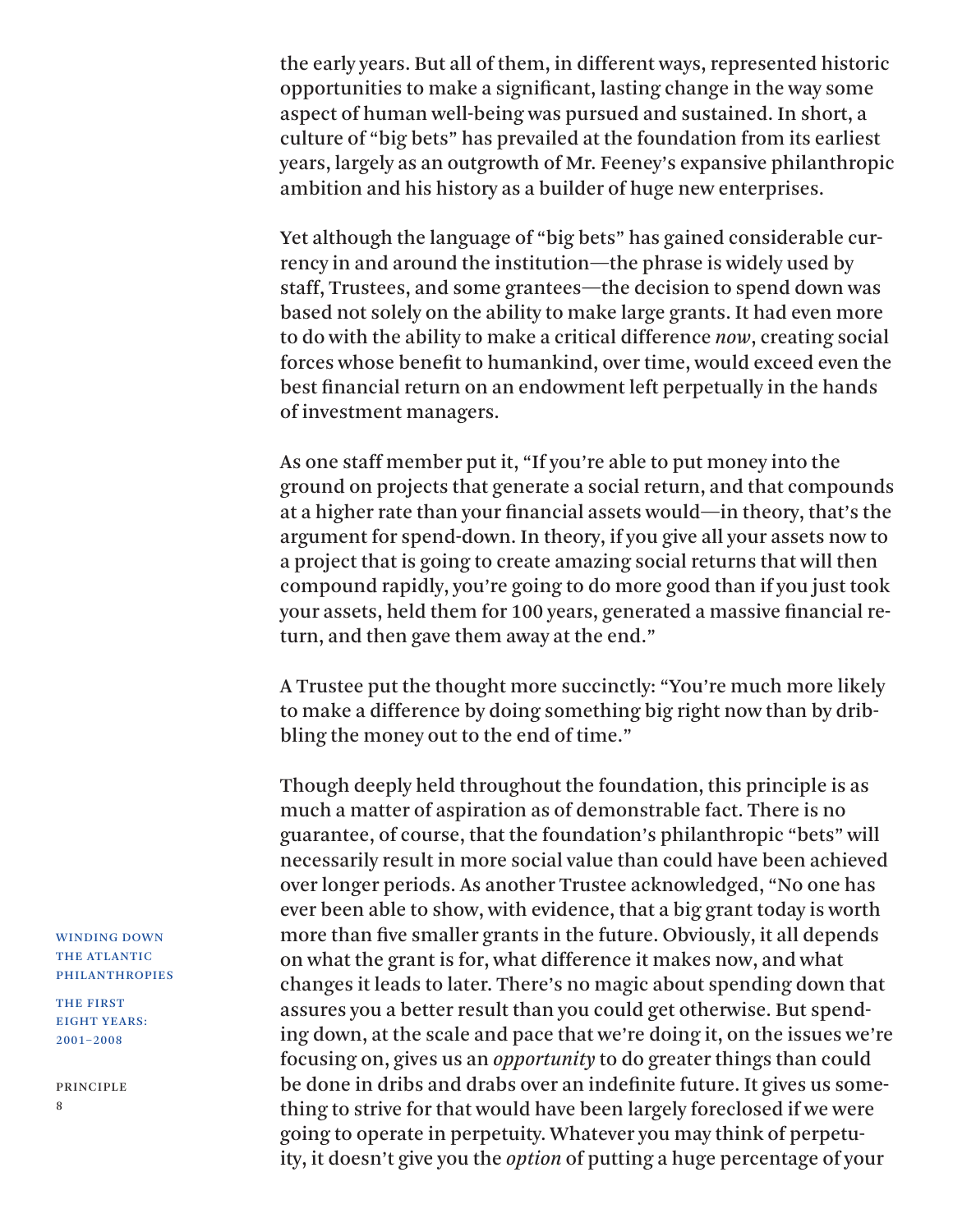the early years. But all of them, in different ways, represented historic opportunities to make a significant, lasting change in the way some aspect of human well-being was pursued and sustained. In short, a culture of "big bets" has prevailed at the foundation from its earliest years, largely as an outgrowth of Mr. Feeney's expansive philanthropic ambition and his history as a builder of huge new enterprises.

Yet although the language of "big bets" has gained considerable currency in and around the institution—the phrase is widely used by staff, Trustees, and some grantees—the decision to spend down was based not solely on the ability to make large grants. It had even more to do with the ability to make a critical difference *now*, creating social forces whose benefit to humankind, over time, would exceed even the best financial return on an endowment left perpetually in the hands of investment managers.

As one staff member put it, "If you're able to put money into the ground on projects that generate a social return, and that compounds at a higher rate than your financial assets would—in theory, that's the argument for spend-down. In theory, if you give all your assets now to a project that is going to create amazing social returns that will then compound rapidly, you're going to do more good than if you just took your assets, held them for 100 years, generated a massive financial return, and then gave them away at the end."

A Trustee put the thought more succinctly: "You're much more likely to make a difference by doing something big right now than by dribbling the money out to the end of time."

Though deeply held throughout the foundation, this principle is as much a matter of aspiration as of demonstrable fact. There is no guarantee, of course, that the foundation's philanthropic "bets" will necessarily result in more social value than could have been achieved over longer periods. As another Trustee acknowledged, "No one has ever been able to show, with evidence, that a big grant today is worth more than five smaller grants in the future. Obviously, it all depends on what the grant is for, what difference it makes now, and what changes it leads to later. There's no magic about spending down that assures you a better result than you could get otherwise. But spending down, at the scale and pace that we're doing it, on the issues we're focusing on, gives us an *opportunity* to do greater things than could be done in dribs and drabs over an indefinite future. It gives us something to strive for that would have been largely foreclosed if we were going to operate in perpetuity. Whatever you may think of perpetuity, it doesn't give you the *option* of putting a huge percentage of your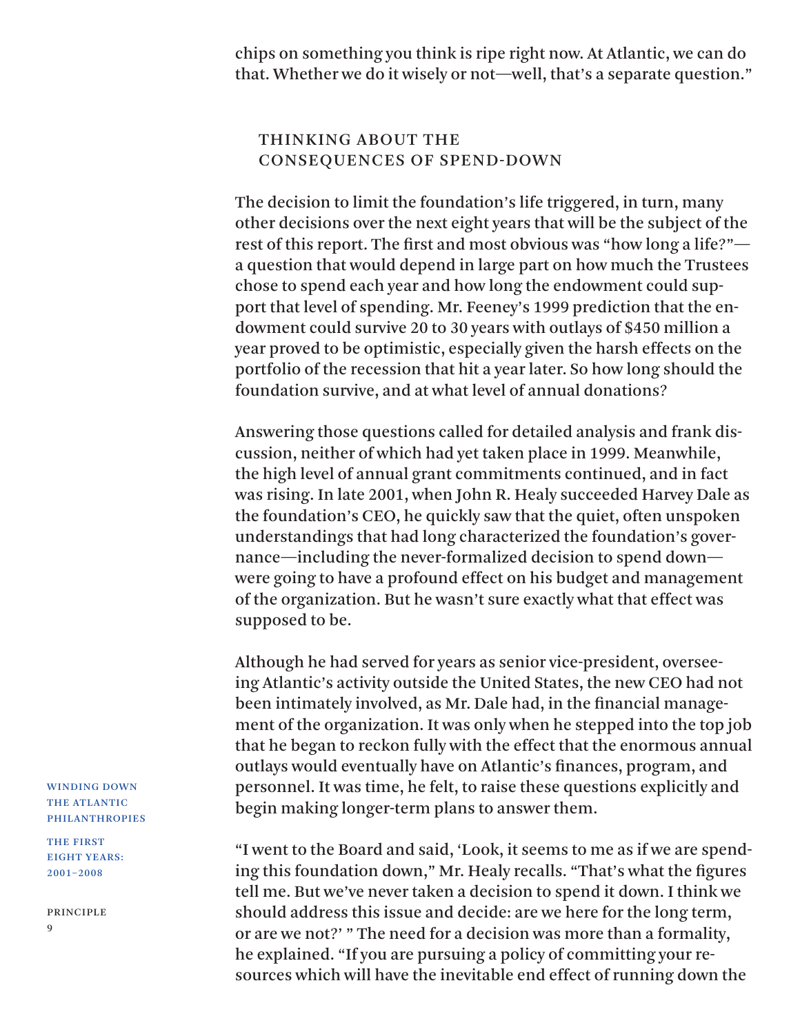chips on something you think is ripe right now. At Atlantic, we can do that. Whether we do it wisely or not—well, that's a separate question."

## THINKING ABOUT THE CONSEQUENCES OF SPEND-DOWN

The decision to limit the foundation's life triggered, in turn, many other decisions over the next eight years that will be the subject of the rest of this report. The first and most obvious was "how long a life?"—a question that would depend in large part on how much the Trustees chose to spend each year and how long the endowment could support that level of spending. Mr. Feeney's 1999 prediction that the endowment could survive 20 to 30 years with outlays of $450 million a year proved to be optimistic, especially given the harsh effects on the portfolio of the recession that hit a year later. So how long should the foundation survive, and at what level of annual donations?

Answering those questions called for detailed analysis and frank discussion, neither of which had yet taken place in 1999. Meanwhile, the high level of annual grant commitments continued, and in fact was rising. In late 2001, when John R. Healy succeeded Harvey Dale as the foundation's CEO, he quickly saw that the quiet, often unspoken understandings that had long characterized the foundation's governance—including the never-formalized decision to spend down—were going to have a profound effect on his budget and management of the organization. But he wasn't sure exactly what that effect was supposed to be.

Although he had served for years as senior vice-president, overseeing Atlantic's activity outside the United States, the new CEO had not been intimately involved, as Mr. Dale had, in the financial management of the organization. It was only when he stepped into the top job that he began to reckon fully with the effect that the enormous annual outlays would eventually have on Atlantic's finances, program, and personnel. It was time, he felt, to raise these questions explicitly and begin making longer-term plans to answer them.

"I went to the Board and said, 'Look, it seems to me as if we are spending this foundation down," Mr. Healy recalls. "That's what the figures tell me. But we've never taken a decision to spend it down. I think we should address this issue and decide: are we here for the long term, or are we not?' " The need for a decision was more than a formality, he explained. "If you are pursuing a policy of committing your resources which will have the inevitable end effect of running down the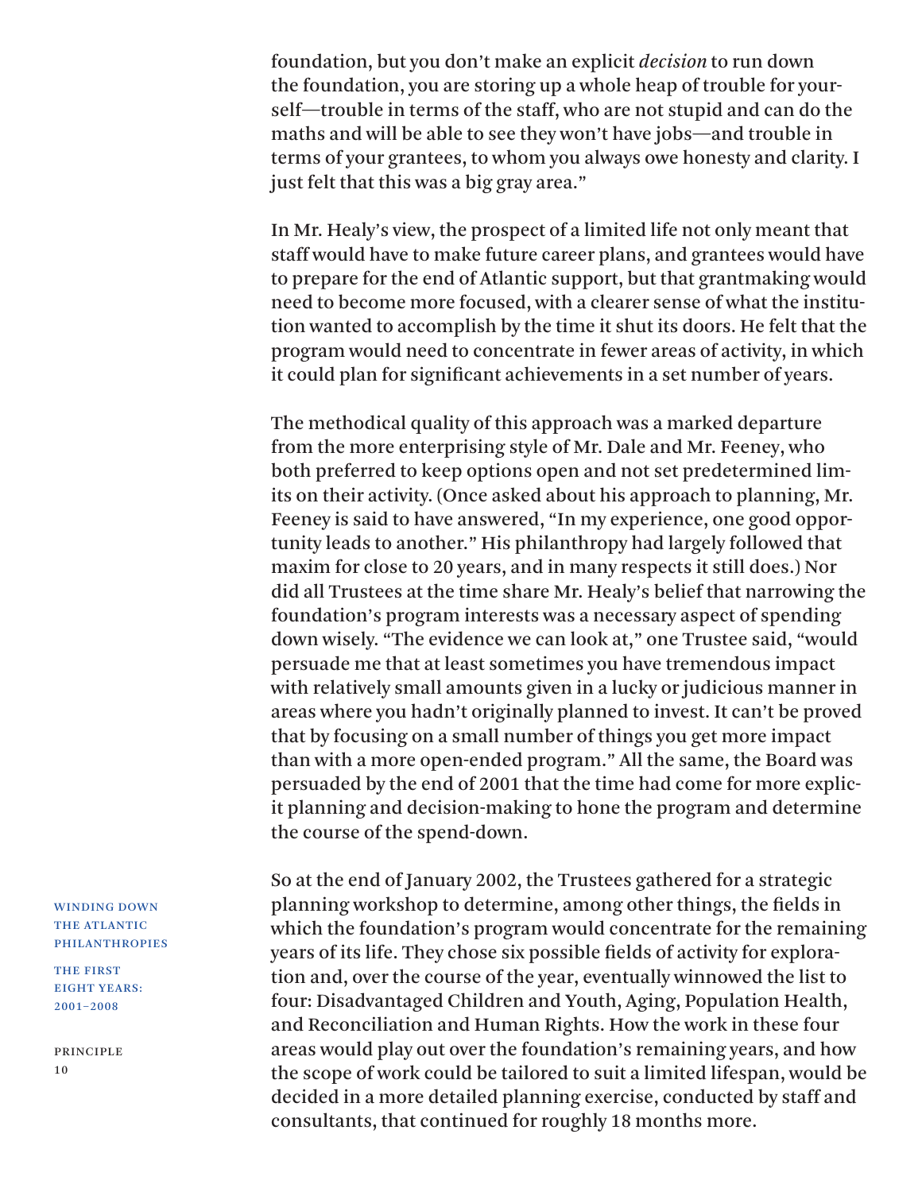foundation, but you don't make an explicit *decision* to run down the foundation, you are storing up a whole heap of trouble for yourself—trouble in terms of the staff, who are not stupid and can do the maths and will be able to see they won't have jobs—and trouble in terms of your grantees, to whom you always owe honesty and clarity. I just felt that this was a big gray area."

In Mr. Healy's view, the prospect of a limited life not only meant that staff would have to make future career plans, and grantees would have to prepare for the end of Atlantic support, but that grantmaking would need to become more focused, with a clearer sense of what the institution wanted to accomplish by the time it shut its doors. He felt that the program would need to concentrate in fewer areas of activity, in which it could plan for significant achievements in a set number of years.

The methodical quality of this approach was a marked departure from the more enterprising style of Mr. Dale and Mr. Feeney, who both preferred to keep options open and not set predetermined limits on their activity. (Once asked about his approach to planning, Mr. Feeney is said to have answered, "In my experience, one good opportunity leads to another." His philanthropy had largely followed that maxim for close to 20 years, and in many respects it still does.) Nor did all Trustees at the time share Mr. Healy's belief that narrowing the foundation's program interests was a necessary aspect of spending down wisely. "The evidence we can look at," one Trustee said, "would persuade me that at least sometimes you have tremendous impact with relatively small amounts given in a lucky or judicious manner in areas where you hadn't originally planned to invest. It can't be proved that by focusing on a small number of things you get more impact than with a more open-ended program." All the same, the Board was persuaded by the end of 2001 that the time had come for more explicit planning and decision-making to hone the program and determine the course of the spend-down.

So at the end of January 2002, the Trustees gathered for a strategic planning workshop to determine, among other things, the fields in which the foundation's program would concentrate for the remaining years of its life. They chose six possible fields of activity for exploration and, over the course of the year, eventually winnowed the list to four: Disadvantaged Children and Youth, Aging, Population Health, and Reconciliation and Human Rights. How the work in these four areas would play out over the foundation's remaining years, and how the scope of work could be tailored to suit a limited lifespan, would be decided in a more detailed planning exercise, conducted by staff and consultants, that continued for roughly 18 months more.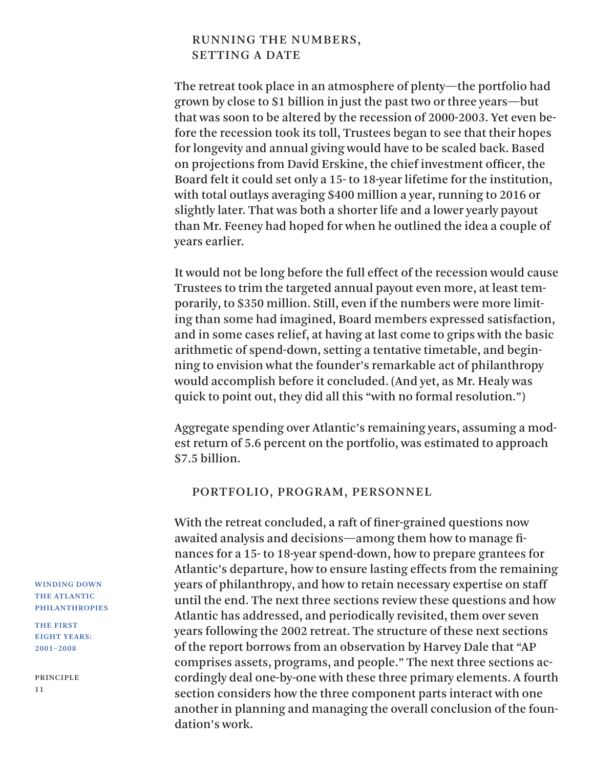## RUNNING THE NUMBERS, SETTING A DATE

The retreat took place in an atmosphere of plenty—the portfolio had grown by close to $1 billion in just the past two or three years—but that was soon to be altered by the recession of 2000-2003. Yet even before the recession took its toll, Trustees began to see that their hopes for longevity and annual giving would have to be scaled back. Based on projections from David Erskine, the chief investment officer, the Board felt it could set only a 15- to 18-year lifetime for the institution, with total outlays averaging $400 million a year, running to 2016 or slightly later. That was both a shorter life and a lower yearly payout than Mr. Feeney had hoped for when he outlined the idea a couple of years earlier.

It would not be long before the full effect of the recession would cause Trustees to trim the targeted annual payout even more, at least temporarily, to $350 million. Still, even if the numbers were more limiting than some had imagined, Board members expressed satisfaction, and in some cases relief, at having at last come to grips with the basic arithmetic of spend-down, setting a tentative timetable, and beginning to envision what the founder's remarkable act of philanthropy would accomplish before it concluded. (And yet, as Mr. Healy was quick to point out, they did all this "with no formal resolution.")

Aggregate spending over Atlantic's remaining years, assuming a modest return of 5.6 percent on the portfolio, was estimated to approach $7.5 billion.

## PORTFOLIO, PROGRAM, PERSONNEL

With the retreat concluded, a raft of finer-grained questions now awaited analysis and decisions—among them how to manage finances for a 15- to 18-year spend-down, how to prepare grantees for Atlantic's departure, how to ensure lasting effects from the remaining years of philanthropy, and how to retain necessary expertise on staff until the end. The next three sections review these questions and how Atlantic has addressed, and periodically revisited, them over seven years following the 2002 retreat. The structure of these next sections of the report borrows from an observation by Harvey Dale that "AP comprises assets, programs, and people." The next three sections accordingly deal one-by-one with these three primary elements. A fourth section considers how the three component parts interact with one another in planning and managing the overall conclusion of the foundation's work.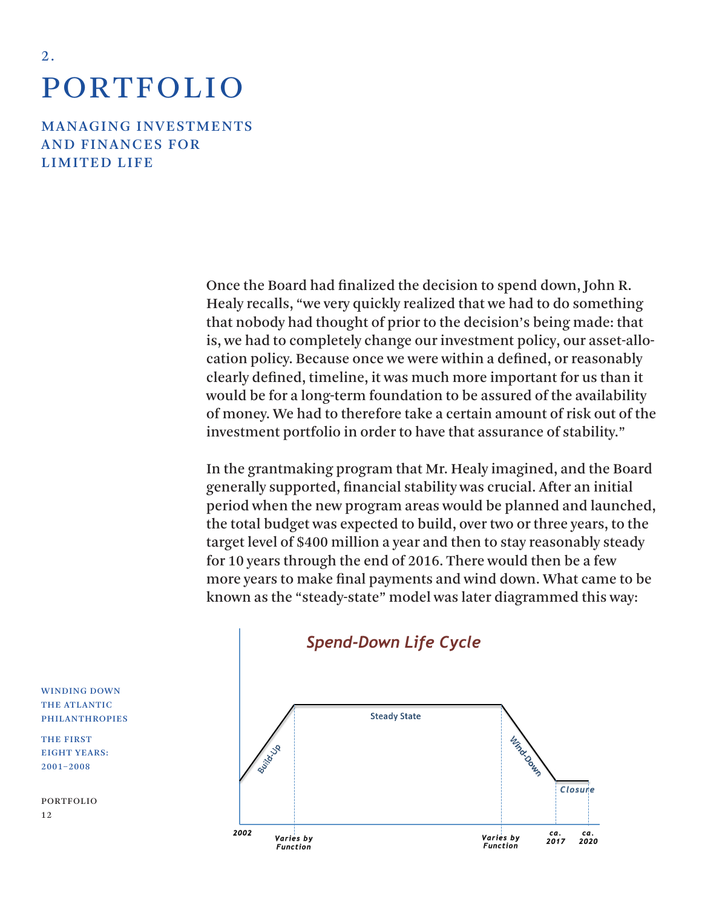# 2. PORTFOLIO

## MANAGING INVESTMENTS AND FINANCES FOR LIMITED LIFE

Once the Board had finalized the decision to spend down, John R. Healy recalls, "we very quickly realized that we had to do something that nobody had thought of prior to the decision's being made: that is, we had to completely change our investment policy, our asset-allocation policy. Because once we were within a defined, or reasonably clearly defined, timeline, it was much more important for us than it would be for a long-term foundation to be assured of the availability of money. We had to therefore take a certain amount of risk out of the investment portfolio in order to have that assurance of stability."

In the grantmaking program that Mr. Healy imagined, and the Board generally supported, financial stability was crucial. After an initial period when the new program areas would be planned and launched, the total budget was expected to build, over two or three years, to the target level of $400 million a year and then to stay reasonably steady for 10 years through the end of 2016. There would then be a few more years to make final payments and wind down. What came to be known as the "steady-state" model was later diagrammed this way:

*Spend-Down Life Cycle*

Build-Up | Steady State | Wind-Down | *Closure*

2002 | *Varies by Function* | *Varies by Function* | *ca. 2017* | *ca. 2020*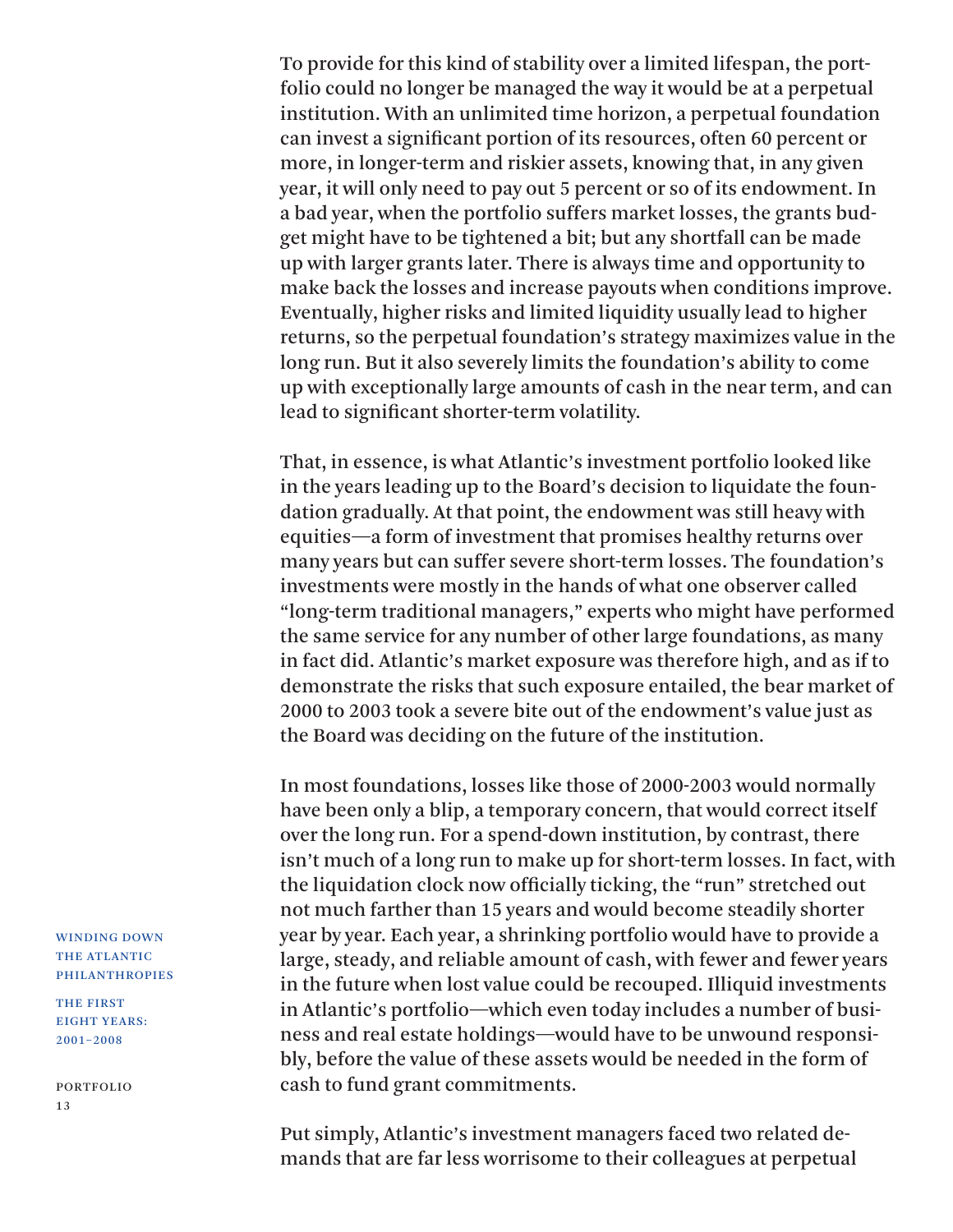To provide for this kind of stability over a limited lifespan, the portfolio could no longer be managed the way it would be at a perpetual institution. With an unlimited time horizon, a perpetual foundation can invest a significant portion of its resources, often 60 percent or more, in longer-term and riskier assets, knowing that, in any given year, it will only need to pay out 5 percent or so of its endowment. In a bad year, when the portfolio suffers market losses, the grants budget might have to be tightened a bit; but any shortfall can be made up with larger grants later. There is always time and opportunity to make back the losses and increase payouts when conditions improve. Eventually, higher risks and limited liquidity usually lead to higher returns, so the perpetual foundation's strategy maximizes value in the long run. But it also severely limits the foundation's ability to come up with exceptionally large amounts of cash in the near term, and can lead to significant shorter-term volatility.

That, in essence, is what Atlantic's investment portfolio looked like in the years leading up to the Board's decision to liquidate the foundation gradually. At that point, the endowment was still heavy with equities—a form of investment that promises healthy returns over many years but can suffer severe short-term losses. The foundation's investments were mostly in the hands of what one observer called "long-term traditional managers," experts who might have performed the same service for any number of other large foundations, as many in fact did. Atlantic's market exposure was therefore high, and as if to demonstrate the risks that such exposure entailed, the bear market of 2000 to 2003 took a severe bite out of the endowment's value just as the Board was deciding on the future of the institution.

In most foundations, losses like those of 2000-2003 would normally have been only a blip, a temporary concern, that would correct itself over the long run. For a spend-down institution, by contrast, there isn't much of a long run to make up for short-term losses. In fact, with the liquidation clock now officially ticking, the "run" stretched out not much farther than 15 years and would become steadily shorter year by year. Each year, a shrinking portfolio would have to provide a large, steady, and reliable amount of cash, with fewer and fewer years in the future when lost value could be recouped. Illiquid investments in Atlantic's portfolio—which even today includes a number of business and real estate holdings—would have to be unwound responsibly, before the value of these assets would be needed in the form of cash to fund grant commitments.

Put simply, Atlantic's investment managers faced two related demands that are far less worrisome to their colleagues at perpetual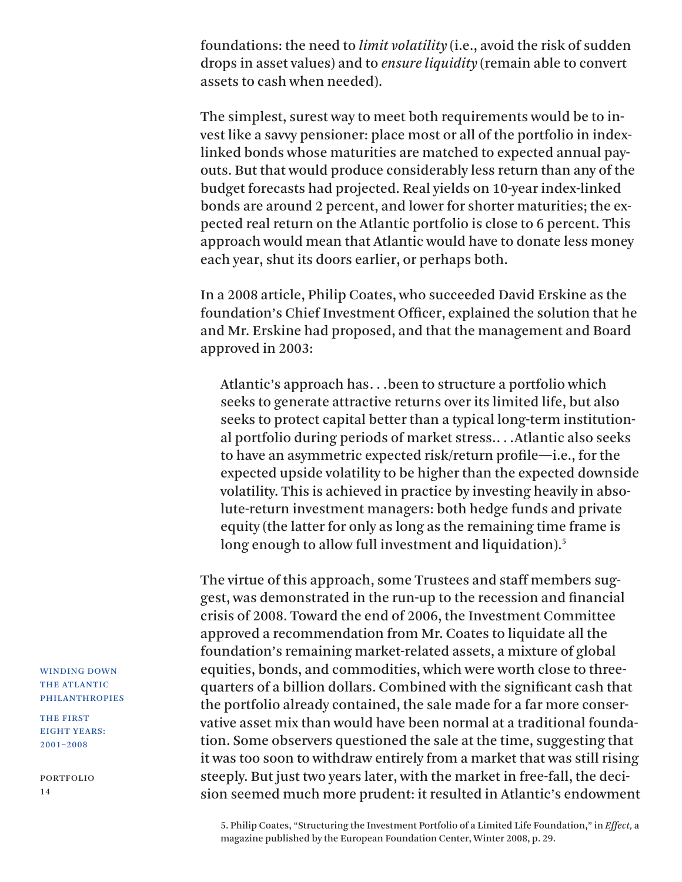foundations: the need to *limit volatility* (i.e., avoid the risk of sudden drops in asset values) and to *ensure liquidity* (remain able to convert assets to cash when needed).

The simplest, surest way to meet both requirements would be to invest like a savvy pensioner: place most or all of the portfolio in index-linked bonds whose maturities are matched to expected annual payouts. But that would produce considerably less return than any of the budget forecasts had projected. Real yields on 10-year index-linked bonds are around 2 percent, and lower for shorter maturities; the expected real return on the Atlantic portfolio is close to 6 percent. This approach would mean that Atlantic would have to donate less money each year, shut its doors earlier, or perhaps both.

In a 2008 article, Philip Coates, who succeeded David Erskine as the foundation's Chief Investment Officer, explained the solution that he and Mr. Erskine had proposed, and that the management and Board approved in 2003:

> Atlantic's approach has. . .been to structure a portfolio which seeks to generate attractive returns over its limited life, but also seeks to protect capital better than a typical long-term institutional portfolio during periods of market stress.. . .Atlantic also seeks to have an asymmetric expected risk/return profile—i.e., for the expected upside volatility to be higher than the expected downside volatility. This is achieved in practice by investing heavily in absolute-return investment managers: both hedge funds and private equity (the latter for only as long as the remaining time frame is long enough to allow full investment and liquidation).[5]

The virtue of this approach, some Trustees and staff members suggest, was demonstrated in the run-up to the recession and financial crisis of 2008. Toward the end of 2006, the Investment Committee approved a recommendation from Mr. Coates to liquidate all the foundation's remaining market-related assets, a mixture of global equities, bonds, and commodities, which were worth close to three-quarters of a billion dollars. Combined with the significant cash that the portfolio already contained, the sale made for a far more conservative asset mix than would have been normal at a traditional foundation. Some observers questioned the sale at the time, suggesting that it was too soon to withdraw entirely from a market that was still rising steeply. But just two years later, with the market in free-fall, the decision seemed much more prudent: it resulted in Atlantic's endowment

5. Philip Coates, "Structuring the Investment Portfolio of a Limited Life Foundation," in *Effect,* a magazine published by the European Foundation Center, Winter 2008, p. 29.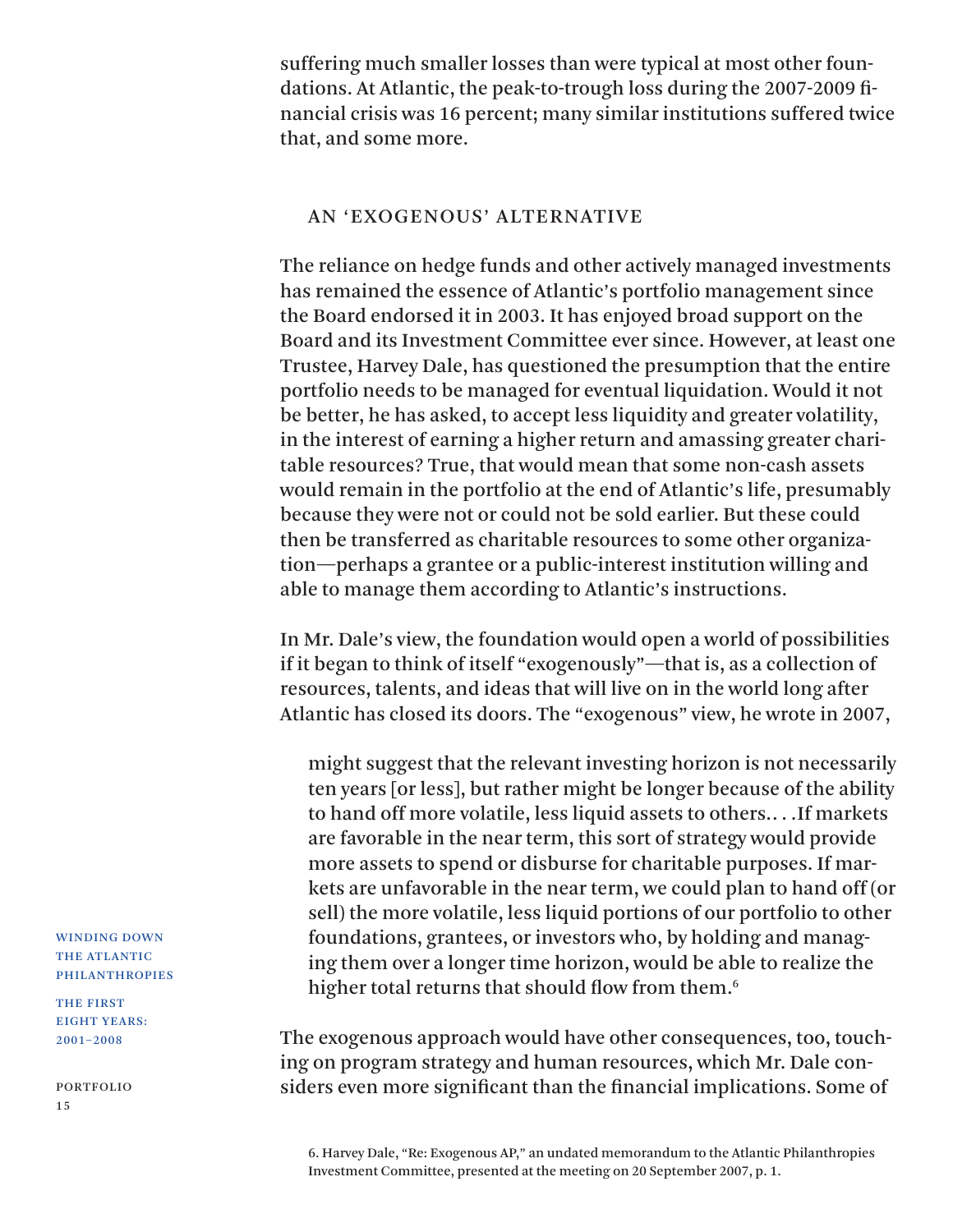suffering much smaller losses than were typical at most other foundations. At Atlantic, the peak-to-trough loss during the 2007-2009 financial crisis was 16 percent; many similar institutions suffered twice that, and some more.

## AN 'EXOGENOUS' ALTERNATIVE

The reliance on hedge funds and other actively managed investments has remained the essence of Atlantic's portfolio management since the Board endorsed it in 2003. It has enjoyed broad support on the Board and its Investment Committee ever since. However, at least one Trustee, Harvey Dale, has questioned the presumption that the entire portfolio needs to be managed for eventual liquidation. Would it not be better, he has asked, to accept less liquidity and greater volatility, in the interest of earning a higher return and amassing greater charitable resources? True, that would mean that some non-cash assets would remain in the portfolio at the end of Atlantic's life, presumably because they were not or could not be sold earlier. But these could then be transferred as charitable resources to some other organization—perhaps a grantee or a public-interest institution willing and able to manage them according to Atlantic's instructions.

In Mr. Dale's view, the foundation would open a world of possibilities if it began to think of itself "exogenously"—that is, as a collection of resources, talents, and ideas that will live on in the world long after Atlantic has closed its doors. The "exogenous" view, he wrote in 2007,

> might suggest that the relevant investing horizon is not necessarily ten years [or less], but rather might be longer because of the ability to hand off more volatile, less liquid assets to others. . . .If markets are favorable in the near term, this sort of strategy would provide more assets to spend or disburse for charitable purposes. If markets are unfavorable in the near term, we could plan to hand off (or sell) the more volatile, less liquid portions of our portfolio to other foundations, grantees, or investors who, by holding and managing them over a longer time horizon, would be able to realize the higher total returns that should flow from them.[6]

The exogenous approach would have other consequences, too, touching on program strategy and human resources, which Mr. Dale considers even more significant than the financial implications. Some of

6. Harvey Dale, "Re: Exogenous AP," an undated memorandum to the Atlantic Philanthropies Investment Committee, presented at the meeting on 20 September 2007, p. 1.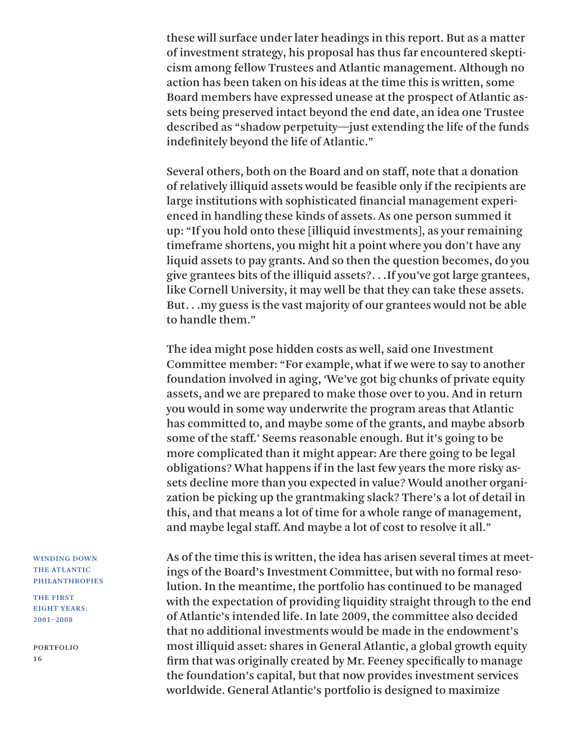these will surface under later headings in this report. But as a matter of investment strategy, his proposal has thus far encountered skepticism among fellow Trustees and Atlantic management. Although no action has been taken on his ideas at the time this is written, some Board members have expressed unease at the prospect of Atlantic assets being preserved intact beyond the end date, an idea one Trustee described as "shadow perpetuity—just extending the life of the funds indefinitely beyond the life of Atlantic."

Several others, both on the Board and on staff, note that a donation of relatively illiquid assets would be feasible only if the recipients are large institutions with sophisticated financial management experienced in handling these kinds of assets. As one person summed it up: "If you hold onto these [illiquid investments], as your remaining timeframe shortens, you might hit a point where you don't have any liquid assets to pay grants. And so then the question becomes, do you give grantees bits of the illiquid assets?. . .If you've got large grantees, like Cornell University, it may well be that they can take these assets. But. . .my guess is the vast majority of our grantees would not be able to handle them."

The idea might pose hidden costs as well, said one Investment Committee member: "For example, what if we were to say to another foundation involved in aging, 'We've got big chunks of private equity assets, and we are prepared to make those over to you. And in return you would in some way underwrite the program areas that Atlantic has committed to, and maybe some of the grants, and maybe absorb some of the staff.' Seems reasonable enough. But it's going to be more complicated than it might appear: Are there going to be legal obligations? What happens if in the last few years the more risky assets decline more than you expected in value? Would another organization be picking up the grantmaking slack? There's a lot of detail in this, and that means a lot of time for a whole range of management, and maybe legal staff. And maybe a lot of cost to resolve it all."

As of the time this is written, the idea has arisen several times at meetings of the Board's Investment Committee, but with no formal resolution. In the meantime, the portfolio has continued to be managed with the expectation of providing liquidity straight through to the end of Atlantic's intended life. In late 2009, the committee also decided that no additional investments would be made in the endowment's most illiquid asset: shares in General Atlantic, a global growth equity firm that was originally created by Mr. Feeney specifically to manage the foundation's capital, but that now provides investment services worldwide. General Atlantic's portfolio is designed to maximize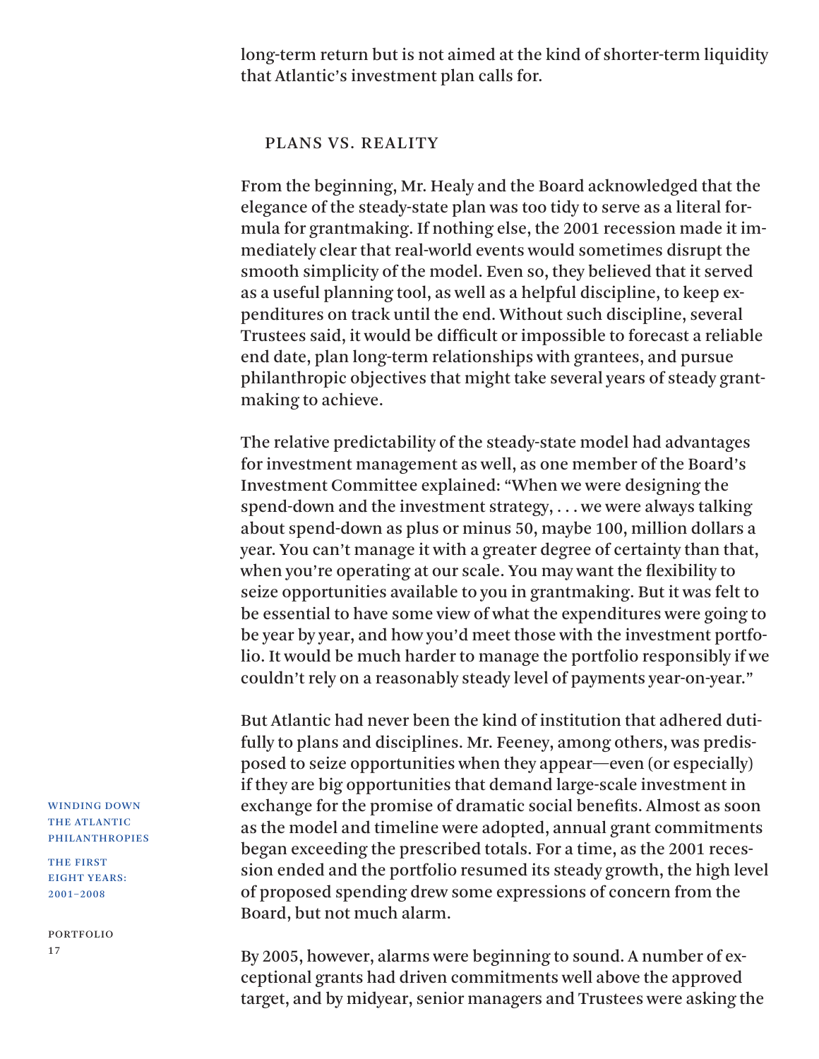long-term return but is not aimed at the kind of shorter-term liquidity that Atlantic's investment plan calls for.

## PLANS VS. REALITY

From the beginning, Mr. Healy and the Board acknowledged that the elegance of the steady-state plan was too tidy to serve as a literal formula for grantmaking. If nothing else, the 2001 recession made it immediately clear that real-world events would sometimes disrupt the smooth simplicity of the model. Even so, they believed that it served as a useful planning tool, as well as a helpful discipline, to keep expenditures on track until the end. Without such discipline, several Trustees said, it would be difficult or impossible to forecast a reliable end date, plan long-term relationships with grantees, and pursue philanthropic objectives that might take several years of steady grantmaking to achieve.

The relative predictability of the steady-state model had advantages for investment management as well, as one member of the Board's Investment Committee explained: "When we were designing the spend-down and the investment strategy, . . . we were always talking about spend-down as plus or minus 50, maybe 100, million dollars a year. You can't manage it with a greater degree of certainty than that, when you're operating at our scale. You may want the flexibility to seize opportunities available to you in grantmaking. But it was felt to be essential to have some view of what the expenditures were going to be year by year, and how you'd meet those with the investment portfolio. It would be much harder to manage the portfolio responsibly if we couldn't rely on a reasonably steady level of payments year-on-year."

But Atlantic had never been the kind of institution that adhered dutifully to plans and disciplines. Mr. Feeney, among others, was predisposed to seize opportunities when they appear—even (or especially) if they are big opportunities that demand large-scale investment in exchange for the promise of dramatic social benefits. Almost as soon as the model and timeline were adopted, annual grant commitments began exceeding the prescribed totals. For a time, as the 2001 recession ended and the portfolio resumed its steady growth, the high level of proposed spending drew some expressions of concern from the Board, but not much alarm.

By 2005, however, alarms were beginning to sound. A number of exceptional grants had driven commitments well above the approved target, and by midyear, senior managers and Trustees were asking the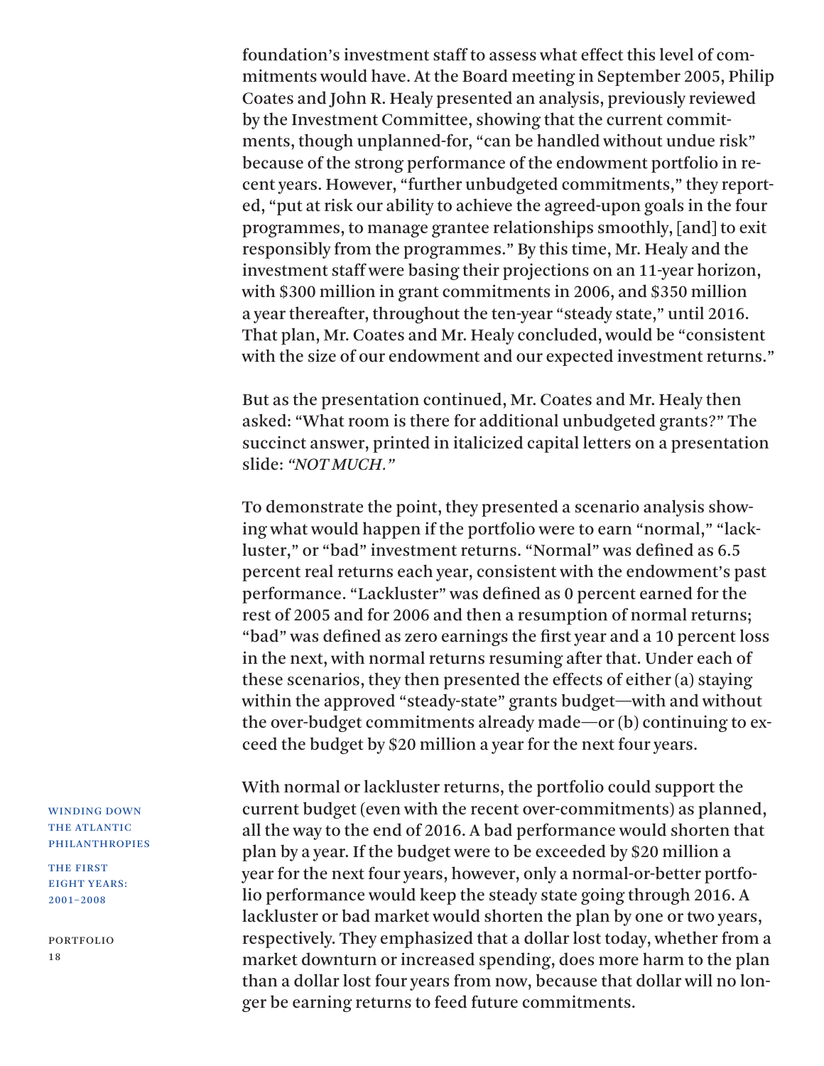foundation's investment staff to assess what effect this level of commitments would have. At the Board meeting in September 2005, Philip Coates and John R. Healy presented an analysis, previously reviewed by the Investment Committee, showing that the current commitments, though unplanned-for, "can be handled without undue risk" because of the strong performance of the endowment portfolio in recent years. However, "further unbudgeted commitments," they reported, "put at risk our ability to achieve the agreed-upon goals in the four programmes, to manage grantee relationships smoothly, [and] to exit responsibly from the programmes." By this time, Mr. Healy and the investment staff were basing their projections on an 11-year horizon, with $300 million in grant commitments in 2006, and $350 million a year thereafter, throughout the ten-year "steady state," until 2016. That plan, Mr. Coates and Mr. Healy concluded, would be "consistent with the size of our endowment and our expected investment returns."

But as the presentation continued, Mr. Coates and Mr. Healy then asked: "What room is there for additional unbudgeted grants?" The succinct answer, printed in italicized capital letters on a presentation slide: *"NOT MUCH."*

To demonstrate the point, they presented a scenario analysis showing what would happen if the portfolio were to earn "normal," "lackluster," or "bad" investment returns. "Normal" was defined as 6.5 percent real returns each year, consistent with the endowment's past performance. "Lackluster" was defined as 0 percent earned for the rest of 2005 and for 2006 and then a resumption of normal returns; "bad" was defined as zero earnings the first year and a 10 percent loss in the next, with normal returns resuming after that. Under each of these scenarios, they then presented the effects of either (a) staying within the approved "steady-state" grants budget—with and without the over-budget commitments already made—or (b) continuing to exceed the budget by $20 million a year for the next four years.

With normal or lackluster returns, the portfolio could support the current budget (even with the recent over-commitments) as planned, all the way to the end of 2016. A bad performance would shorten that plan by a year. If the budget were to be exceeded by $20 million a year for the next four years, however, only a normal-or-better portfolio performance would keep the steady state going through 2016. A lackluster or bad market would shorten the plan by one or two years, respectively. They emphasized that a dollar lost today, whether from a market downturn or increased spending, does more harm to the plan than a dollar lost four years from now, because that dollar will no longer be earning returns to feed future commitments.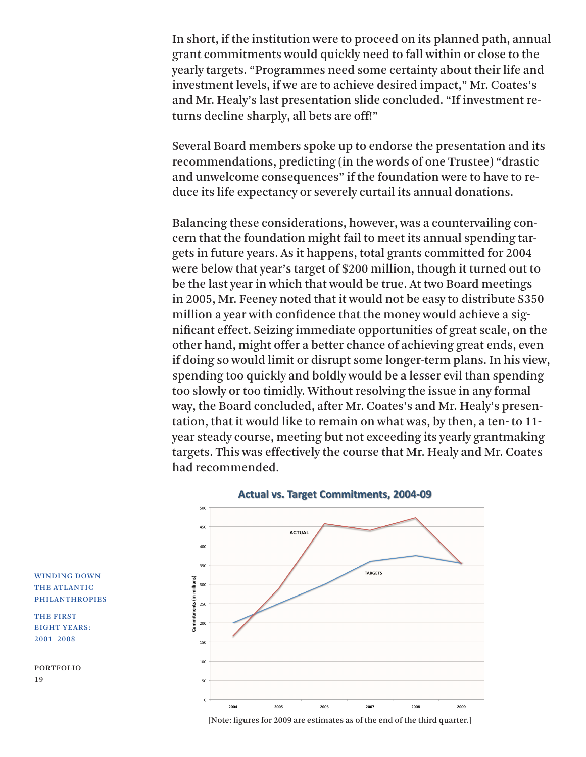In short, if the institution were to proceed on its planned path, annual grant commitments would quickly need to fall within or close to the yearly targets. "Programmes need some certainty about their life and investment levels, if we are to achieve desired impact," Mr. Coates's and Mr. Healy's last presentation slide concluded. "If investment returns decline sharply, all bets are off!"

Several Board members spoke up to endorse the presentation and its recommendations, predicting (in the words of one Trustee) "drastic and unwelcome consequences" if the foundation were to have to reduce its life expectancy or severely curtail its annual donations.

Balancing these considerations, however, was a countervailing concern that the foundation might fail to meet its annual spending targets in future years. As it happens, total grants committed for 2004 were below that year's target of $200 million, though it turned out to be the last year in which that would be true. At two Board meetings in 2005, Mr. Feeney noted that it would not be easy to distribute $350 million a year with confidence that the money would achieve a significant effect. Seizing immediate opportunities of great scale, on the other hand, might offer a better chance of achieving great ends, even if doing so would limit or disrupt some longer-term plans. In his view, spending too quickly and boldly would be a lesser evil than spending too slowly or too timidly. Without resolving the issue in any formal way, the Board concluded, after Mr. Coates's and Mr. Healy's presentation, that it would like to remain on what was, by then, a ten- to 11-year steady course, meeting but not exceeding its yearly grantmaking targets. This was effectively the course that Mr. Healy and Mr. Coates had recommended.

**Actual vs. Target Commitments, 2004-09**

[Note: figures for 2009 are estimates as of the end of the third quarter.]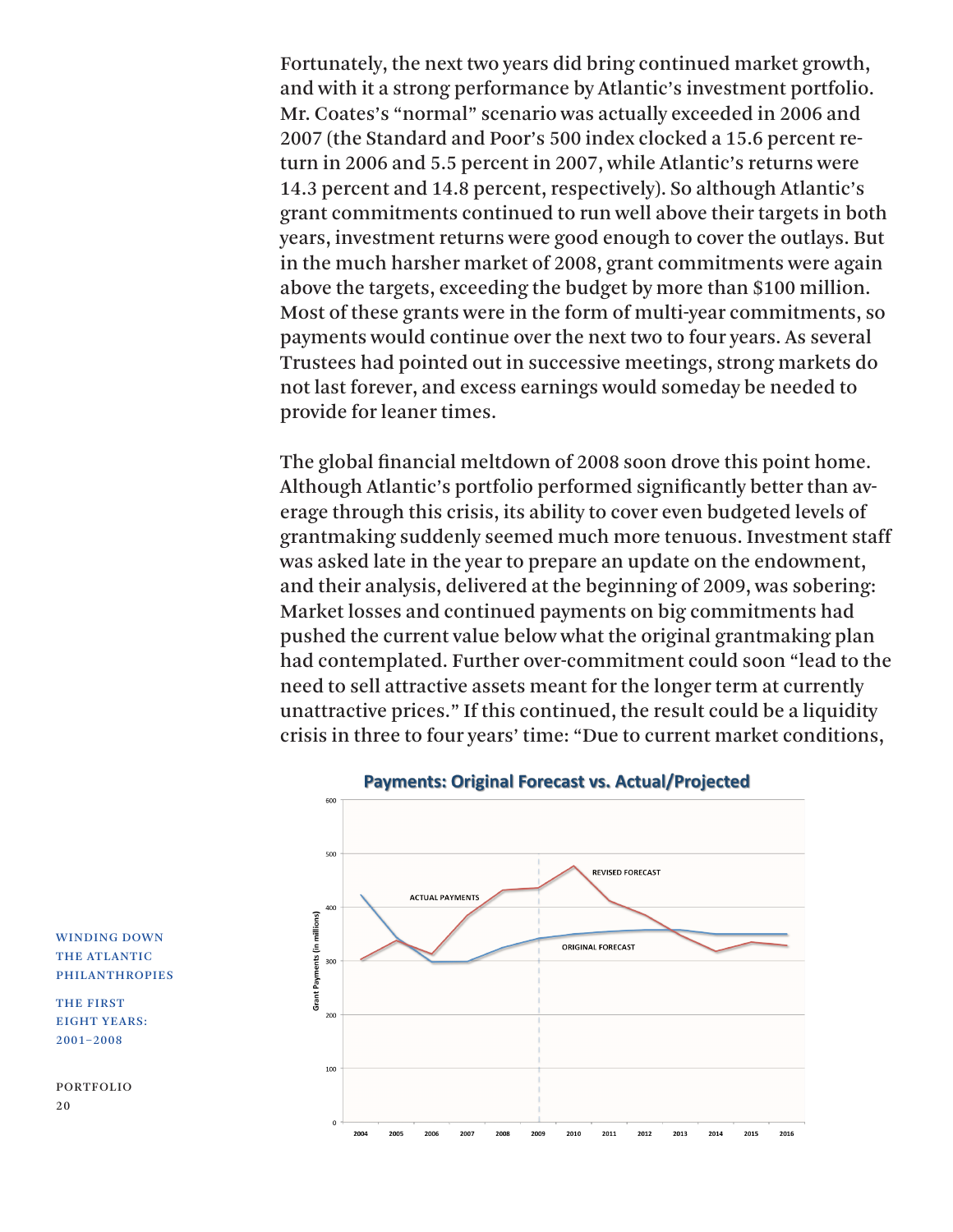Fortunately, the next two years did bring continued market growth, and with it a strong performance by Atlantic's investment portfolio. Mr. Coates's "normal" scenario was actually exceeded in 2006 and 2007 (the Standard and Poor's 500 index clocked a 15.6 percent return in 2006 and 5.5 percent in 2007, while Atlantic's returns were 14.3 percent and 14.8 percent, respectively). So although Atlantic's grant commitments continued to run well above their targets in both years, investment returns were good enough to cover the outlays. But in the much harsher market of 2008, grant commitments were again above the targets, exceeding the budget by more than $100 million. Most of these grants were in the form of multi-year commitments, so payments would continue over the next two to four years. As several Trustees had pointed out in successive meetings, strong markets do not last forever, and excess earnings would someday be needed to provide for leaner times.

The global financial meltdown of 2008 soon drove this point home. Although Atlantic's portfolio performed significantly better than average through this crisis, its ability to cover even budgeted levels of grantmaking suddenly seemed much more tenuous. Investment staff was asked late in the year to prepare an update on the endowment, and their analysis, delivered at the beginning of 2009, was sobering: Market losses and continued payments on big commitments had pushed the current value below what the original grantmaking plan had contemplated. Further over-commitment could soon "lead to the need to sell attractive assets meant for the longer term at currently unattractive prices." If this continued, the result could be a liquidity crisis in three to four years' time: "Due to current market conditions,

**Payments: Original Forecast vs. Actual/Projected**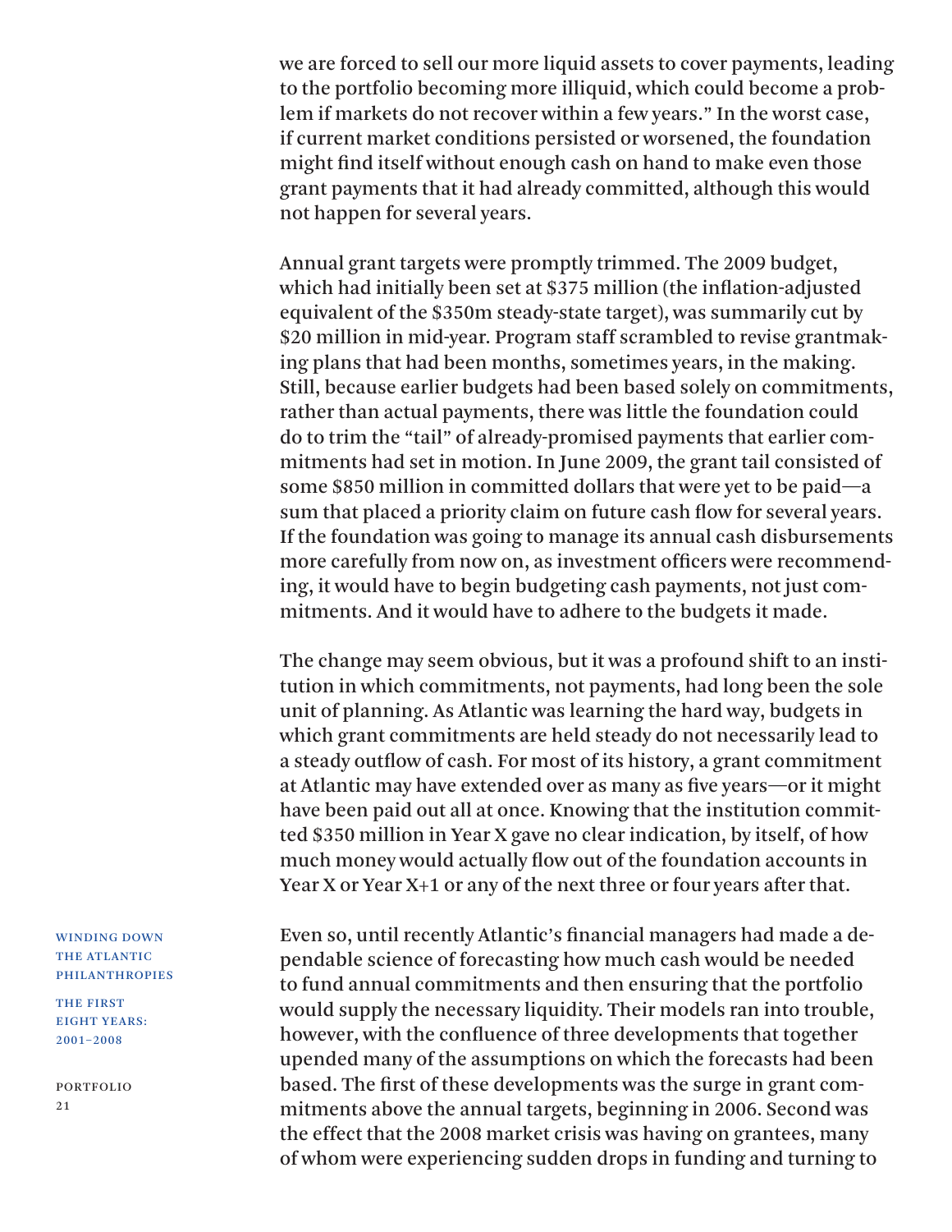we are forced to sell our more liquid assets to cover payments, leading to the portfolio becoming more illiquid, which could become a problem if markets do not recover within a few years." In the worst case, if current market conditions persisted or worsened, the foundation might find itself without enough cash on hand to make even those grant payments that it had already committed, although this would not happen for several years.

Annual grant targets were promptly trimmed. The 2009 budget, which had initially been set at $375 million (the inflation-adjusted equivalent of the $350m steady-state target), was summarily cut by $20 million in mid-year. Program staff scrambled to revise grantmaking plans that had been months, sometimes years, in the making. Still, because earlier budgets had been based solely on commitments, rather than actual payments, there was little the foundation could do to trim the "tail" of already-promised payments that earlier commitments had set in motion. In June 2009, the grant tail consisted of some $850 million in committed dollars that were yet to be paid—a sum that placed a priority claim on future cash flow for several years. If the foundation was going to manage its annual cash disbursements more carefully from now on, as investment officers were recommending, it would have to begin budgeting cash payments, not just commitments. And it would have to adhere to the budgets it made.

The change may seem obvious, but it was a profound shift to an institution in which commitments, not payments, had long been the sole unit of planning. As Atlantic was learning the hard way, budgets in which grant commitments are held steady do not necessarily lead to a steady outflow of cash. For most of its history, a grant commitment at Atlantic may have extended over as many as five years—or it might have been paid out all at once. Knowing that the institution committed $350 million in Year X gave no clear indication, by itself, of how much money would actually flow out of the foundation accounts in Year X or Year X+1 or any of the next three or four years after that.

Even so, until recently Atlantic's financial managers had made a dependable science of forecasting how much cash would be needed to fund annual commitments and then ensuring that the portfolio would supply the necessary liquidity. Their models ran into trouble, however, with the confluence of three developments that together upended many of the assumptions on which the forecasts had been based. The first of these developments was the surge in grant commitments above the annual targets, beginning in 2006. Second was the effect that the 2008 market crisis was having on grantees, many of whom were experiencing sudden drops in funding and turning to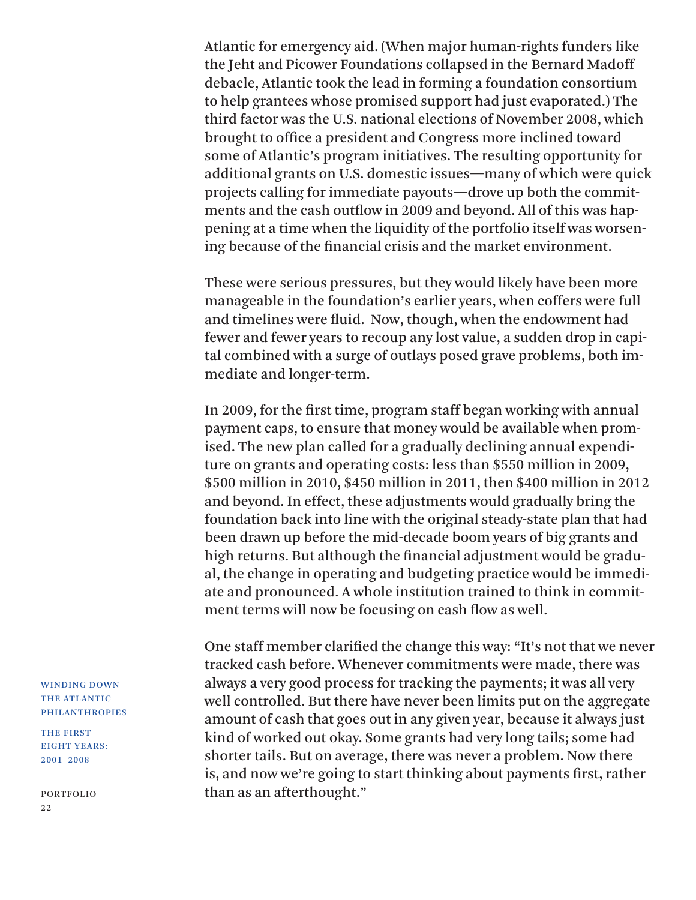Atlantic for emergency aid. (When major human-rights funders like the Jeht and Picower Foundations collapsed in the Bernard Madoff debacle, Atlantic took the lead in forming a foundation consortium to help grantees whose promised support had just evaporated.) The third factor was the U.S. national elections of November 2008, which brought to office a president and Congress more inclined toward some of Atlantic's program initiatives. The resulting opportunity for additional grants on U.S. domestic issues—many of which were quick projects calling for immediate payouts—drove up both the commitments and the cash outflow in 2009 and beyond. All of this was happening at a time when the liquidity of the portfolio itself was worsening because of the financial crisis and the market environment.

These were serious pressures, but they would likely have been more manageable in the foundation's earlier years, when coffers were full and timelines were fluid. Now, though, when the endowment had fewer and fewer years to recoup any lost value, a sudden drop in capital combined with a surge of outlays posed grave problems, both immediate and longer-term.

In 2009, for the first time, program staff began working with annual payment caps, to ensure that money would be available when promised. The new plan called for a gradually declining annual expenditure on grants and operating costs: less than \$550 million in 2009, \$500 million in 2010, \$450 million in 2011, then \$400 million in 2012 and beyond. In effect, these adjustments would gradually bring the foundation back into line with the original steady-state plan that had been drawn up before the mid-decade boom years of big grants and high returns. But although the financial adjustment would be gradual, the change in operating and budgeting practice would be immediate and pronounced. A whole institution trained to think in commitment terms will now be focusing on cash flow as well.

One staff member clarified the change this way: "It's not that we never tracked cash before. Whenever commitments were made, there was always a very good process for tracking the payments; it was all very well controlled. But there have never been limits put on the aggregate amount of cash that goes out in any given year, because it always just kind of worked out okay. Some grants had very long tails; some had shorter tails. But on average, there was never a problem. Now there is, and now we're going to start thinking about payments first, rather than as an afterthought."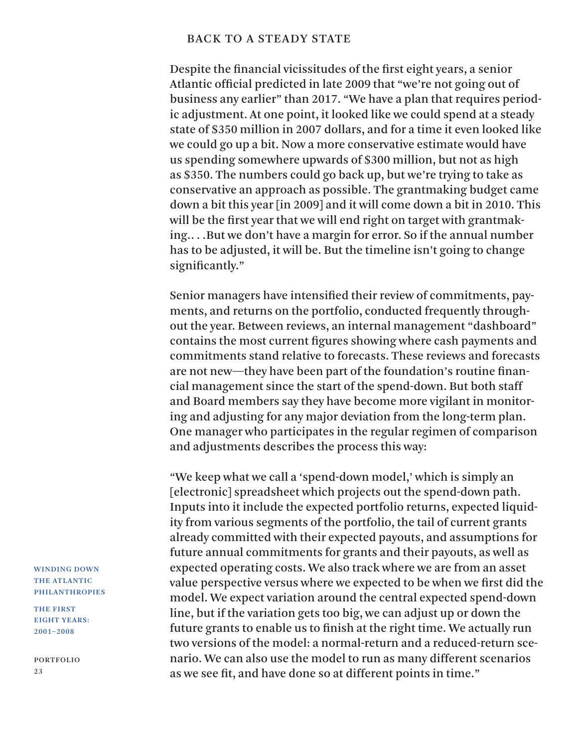## BACK TO A STEADY STATE

Despite the financial vicissitudes of the first eight years, a senior Atlantic official predicted in late 2009 that "we're not going out of business any earlier" than 2017. "We have a plan that requires periodic adjustment. At one point, it looked like we could spend at a steady state of $350 million in 2007 dollars, and for a time it even looked like we could go up a bit. Now a more conservative estimate would have us spending somewhere upwards of $300 million, but not as high as $350. The numbers could go back up, but we're trying to take as conservative an approach as possible. The grantmaking budget came down a bit this year [in 2009] and it will come down a bit in 2010. This will be the first year that we will end right on target with grantmaking.. . .But we don't have a margin for error. So if the annual number has to be adjusted, it will be. But the timeline isn't going to change significantly."

Senior managers have intensified their review of commitments, payments, and returns on the portfolio, conducted frequently throughout the year. Between reviews, an internal management "dashboard" contains the most current figures showing where cash payments and commitments stand relative to forecasts. These reviews and forecasts are not new—they have been part of the foundation's routine financial management since the start of the spend-down. But both staff and Board members say they have become more vigilant in monitoring and adjusting for any major deviation from the long-term plan. One manager who participates in the regular regimen of comparison and adjustments describes the process this way:

"We keep what we call a 'spend-down model,' which is simply an [electronic] spreadsheet which projects out the spend-down path. Inputs into it include the expected portfolio returns, expected liquidity from various segments of the portfolio, the tail of current grants already committed with their expected payouts, and assumptions for future annual commitments for grants and their payouts, as well as expected operating costs. We also track where we are from an asset value perspective versus where we expected to be when we first did the model. We expect variation around the central expected spend-down line, but if the variation gets too big, we can adjust up or down the future grants to enable us to finish at the right time. We actually run two versions of the model: a normal-return and a reduced-return scenario. We can also use the model to run as many different scenarios as we see fit, and have done so at different points in time."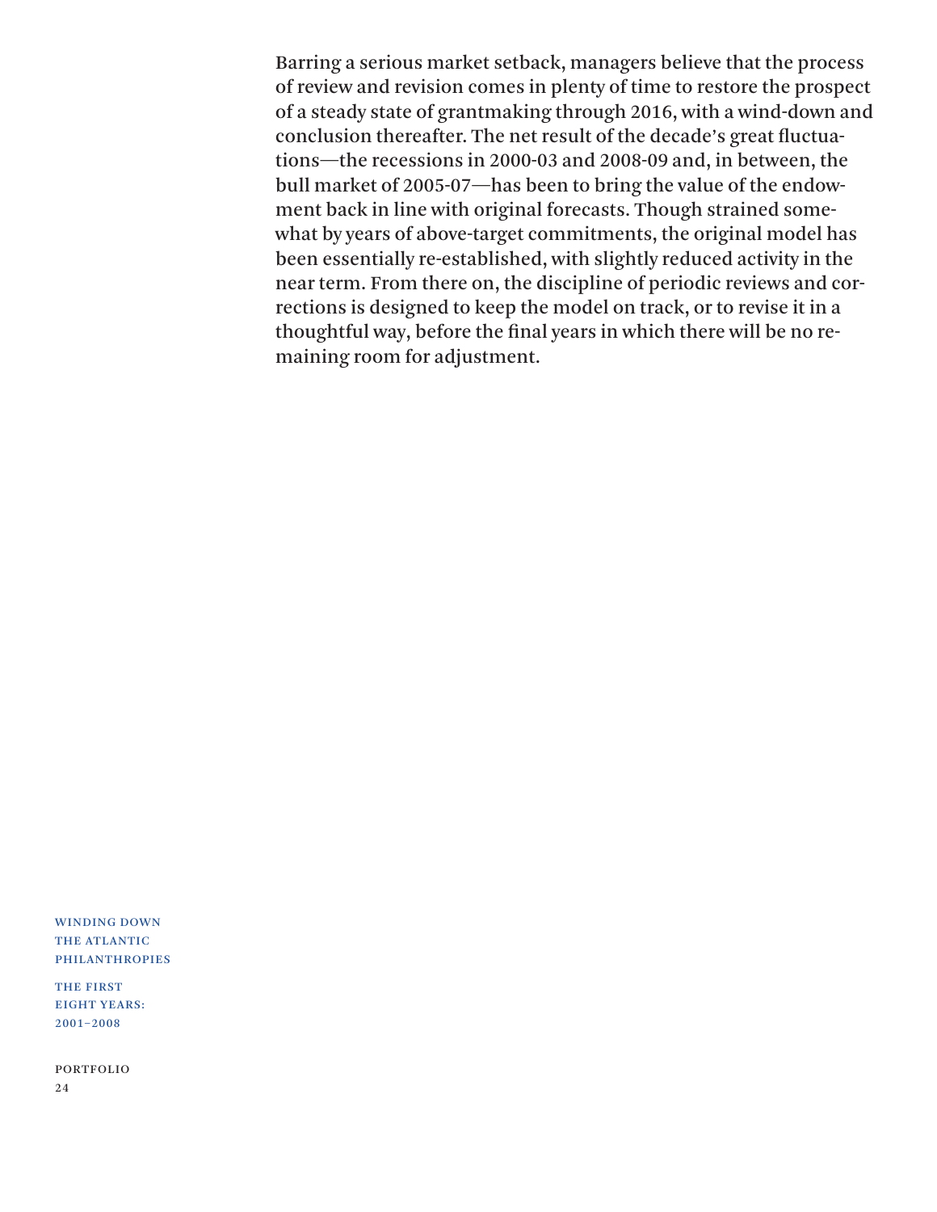Barring a serious market setback, managers believe that the process of review and revision comes in plenty of time to restore the prospect of a steady state of grantmaking through 2016, with a wind-down and conclusion thereafter. The net result of the decade's great fluctuations—the recessions in 2000-03 and 2008-09 and, in between, the bull market of 2005-07—has been to bring the value of the endowment back in line with original forecasts. Though strained somewhat by years of above-target commitments, the original model has been essentially re-established, with slightly reduced activity in the near term. From there on, the discipline of periodic reviews and corrections is designed to keep the model on track, or to revise it in a thoughtful way, before the final years in which there will be no remaining room for adjustment.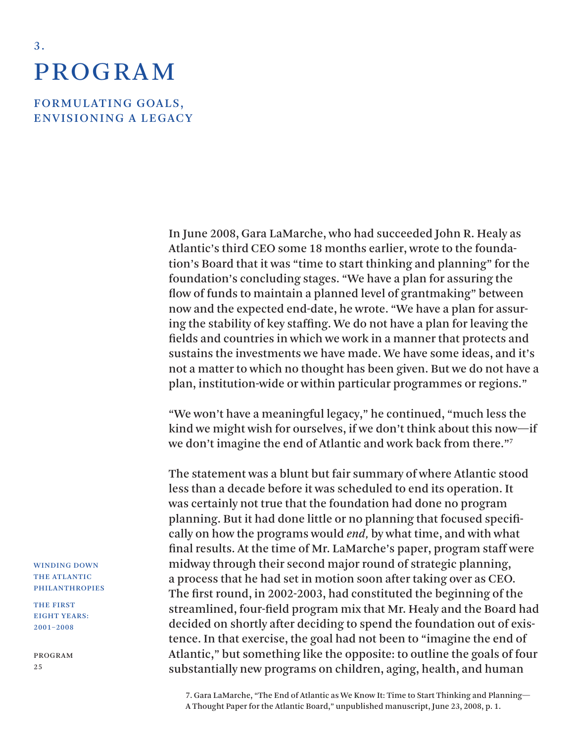3.

# PROGRAM

## FORMULATING GOALS, ENVISIONING A LEGACY

In June 2008, Gara LaMarche, who had succeeded John R. Healy as Atlantic's third CEO some 18 months earlier, wrote to the foundation's Board that it was "time to start thinking and planning" for the foundation's concluding stages. "We have a plan for assuring the flow of funds to maintain a planned level of grantmaking" between now and the expected end-date, he wrote. "We have a plan for assuring the stability of key staffing. We do not have a plan for leaving the fields and countries in which we work in a manner that protects and sustains the investments we have made. We have some ideas, and it's not a matter to which no thought has been given. But we do not have a plan, institution-wide or within particular programmes or regions."

"We won't have a meaningful legacy," he continued, "much less the kind we might wish for ourselves, if we don't think about this now—if we don't imagine the end of Atlantic and work back from there."[7]

The statement was a blunt but fair summary of where Atlantic stood less than a decade before it was scheduled to end its operation. It was certainly not true that the foundation had done no program planning. But it had done little or no planning that focused specifically on how the programs would *end,* by what time, and with what final results. At the time of Mr. LaMarche's paper, program staff were midway through their second major round of strategic planning, a process that he had set in motion soon after taking over as CEO. The first round, in 2002-2003, had constituted the beginning of the streamlined, four-field program mix that Mr. Healy and the Board had decided on shortly after deciding to spend the foundation out of existence. In that exercise, the goal had not been to "imagine the end of Atlantic," but something like the opposite: to outline the goals of four substantially new programs on children, aging, health, and human

7. Gara LaMarche, "The End of Atlantic as We Know It: Time to Start Thinking and Planning—A Thought Paper for the Atlantic Board," unpublished manuscript, June 23, 2008, p. 1.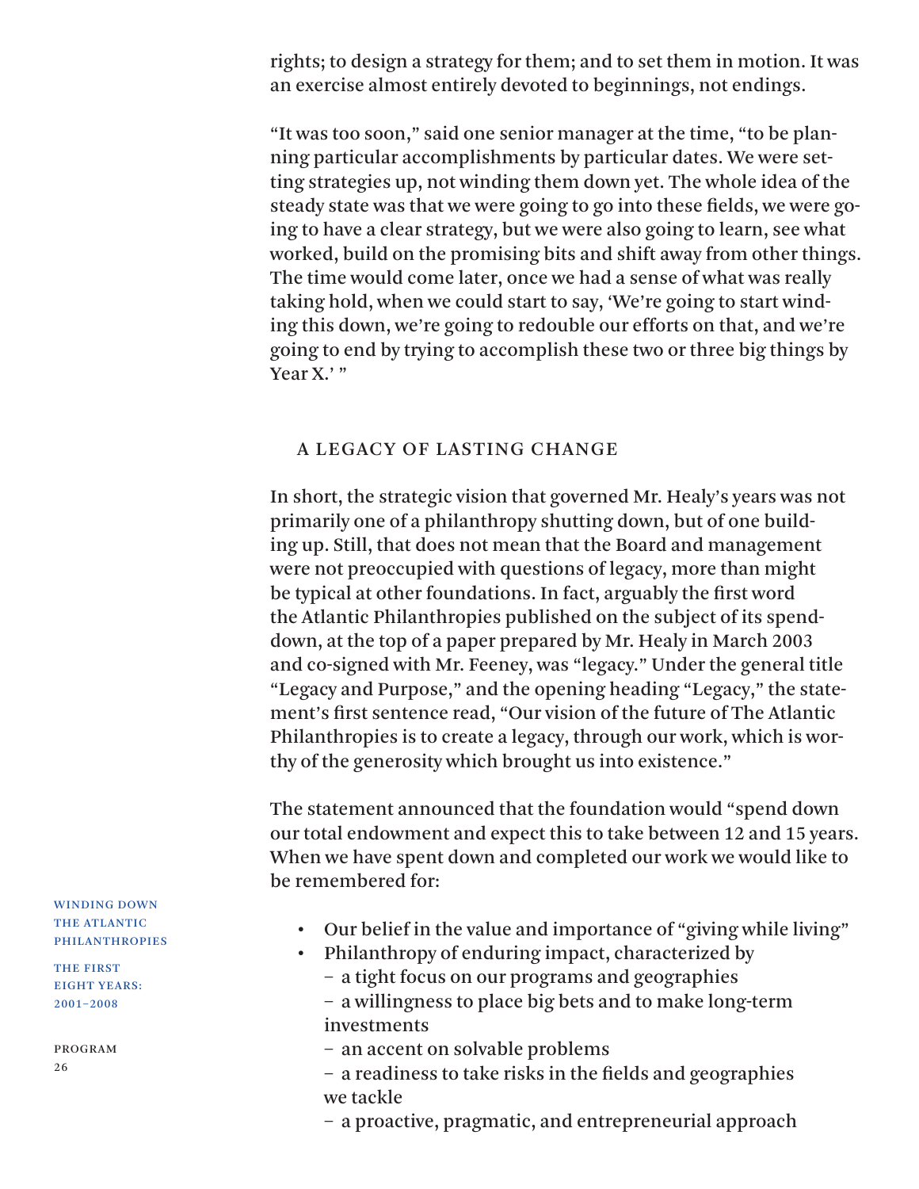rights; to design a strategy for them; and to set them in motion. It was an exercise almost entirely devoted to beginnings, not endings.

"It was too soon," said one senior manager at the time, "to be planning particular accomplishments by particular dates. We were setting strategies up, not winding them down yet. The whole idea of the steady state was that we were going to go into these fields, we were going to have a clear strategy, but we were also going to learn, see what worked, build on the promising bits and shift away from other things. The time would come later, once we had a sense of what was really taking hold, when we could start to say, 'We're going to start winding this down, we're going to redouble our efforts on that, and we're going to end by trying to accomplish these two or three big things by Year X.' "

## A LEGACY OF LASTING CHANGE

In short, the strategic vision that governed Mr. Healy's years was not primarily one of a philanthropy shutting down, but of one building up. Still, that does not mean that the Board and management were not preoccupied with questions of legacy, more than might be typical at other foundations. In fact, arguably the first word the Atlantic Philanthropies published on the subject of its spend-down, at the top of a paper prepared by Mr. Healy in March 2003 and co-signed with Mr. Feeney, was "legacy." Under the general title "Legacy and Purpose," and the opening heading "Legacy," the statement's first sentence read, "Our vision of the future of The Atlantic Philanthropies is to create a legacy, through our work, which is worthy of the generosity which brought us into existence."

The statement announced that the foundation would "spend down our total endowment and expect this to take between 12 and 15 years. When we have spent down and completed our work we would like to be remembered for:

- Our belief in the value and importance of "giving while living"
- Philanthropy of enduring impact, characterized by
  - a tight focus on our programs and geographies
  - a willingness to place big bets and to make long-term investments
  - an accent on solvable problems
  - a readiness to take risks in the fields and geographies we tackle
  - a proactive, pragmatic, and entrepreneurial approach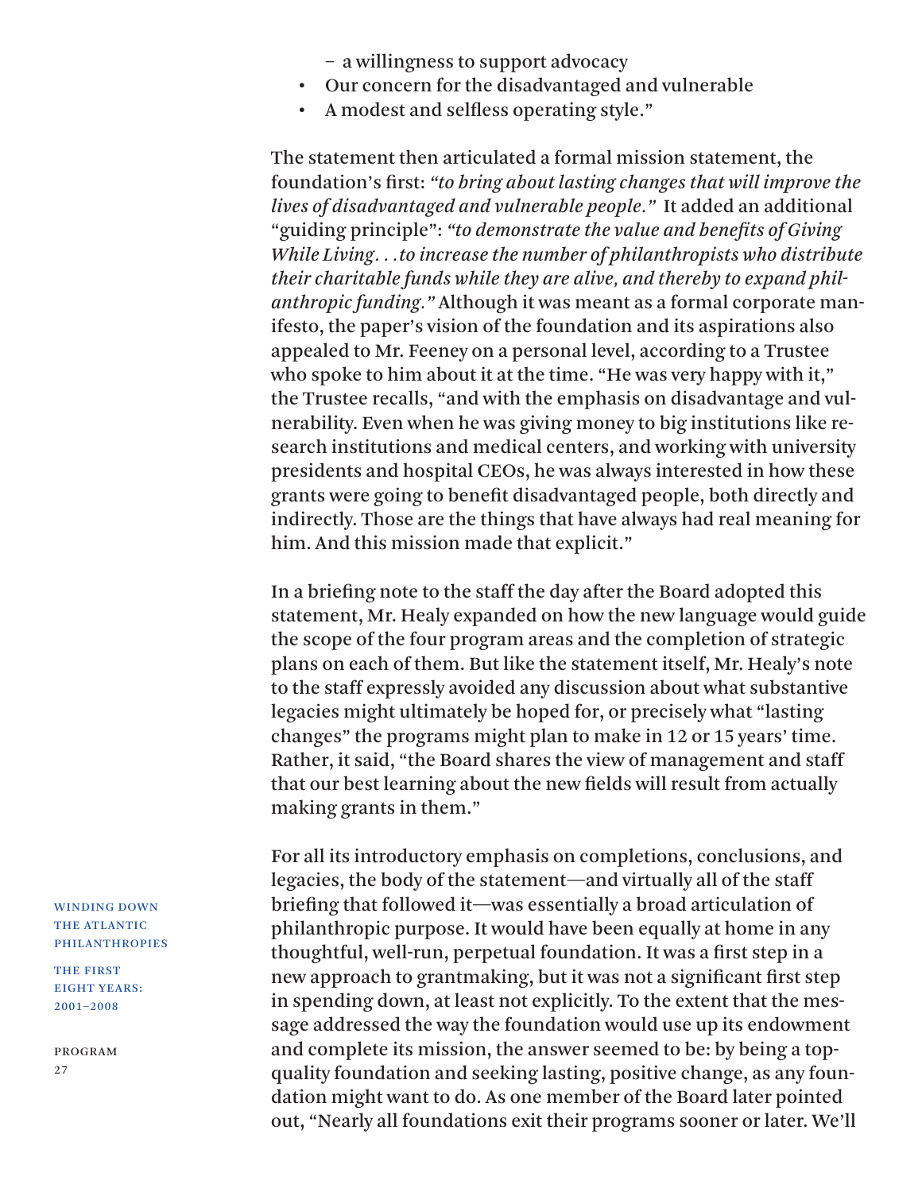– a willingness to support advocacy
- Our concern for the disadvantaged and vulnerable
- A modest and selfless operating style."

The statement then articulated a formal mission statement, the foundation's first: *"to bring about lasting changes that will improve the lives of disadvantaged and vulnerable people."* It added an additional "guiding principle": *"to demonstrate the value and benefits of Giving While Living. . .to increase the number of philanthropists who distribute their charitable funds while they are alive, and thereby to expand philanthropic funding."* Although it was meant as a formal corporate manifesto, the paper's vision of the foundation and its aspirations also appealed to Mr. Feeney on a personal level, according to a Trustee who spoke to him about it at the time. "He was very happy with it," the Trustee recalls, "and with the emphasis on disadvantage and vulnerability. Even when he was giving money to big institutions like research institutions and medical centers, and working with university presidents and hospital CEOs, he was always interested in how these grants were going to benefit disadvantaged people, both directly and indirectly. Those are the things that have always had real meaning for him. And this mission made that explicit."

In a briefing note to the staff the day after the Board adopted this statement, Mr. Healy expanded on how the new language would guide the scope of the four program areas and the completion of strategic plans on each of them. But like the statement itself, Mr. Healy's note to the staff expressly avoided any discussion about what substantive legacies might ultimately be hoped for, or precisely what "lasting changes" the programs might plan to make in 12 or 15 years' time. Rather, it said, "the Board shares the view of management and staff that our best learning about the new fields will result from actually making grants in them."

For all its introductory emphasis on completions, conclusions, and legacies, the body of the statement—and virtually all of the staff briefing that followed it—was essentially a broad articulation of philanthropic purpose. It would have been equally at home in any thoughtful, well-run, perpetual foundation. It was a first step in a new approach to grantmaking, but it was not a significant first step in spending down, at least not explicitly. To the extent that the message addressed the way the foundation would use up its endowment and complete its mission, the answer seemed to be: by being a top-quality foundation and seeking lasting, positive change, as any foundation might want to do. As one member of the Board later pointed out, "Nearly all foundations exit their programs sooner or later. We'll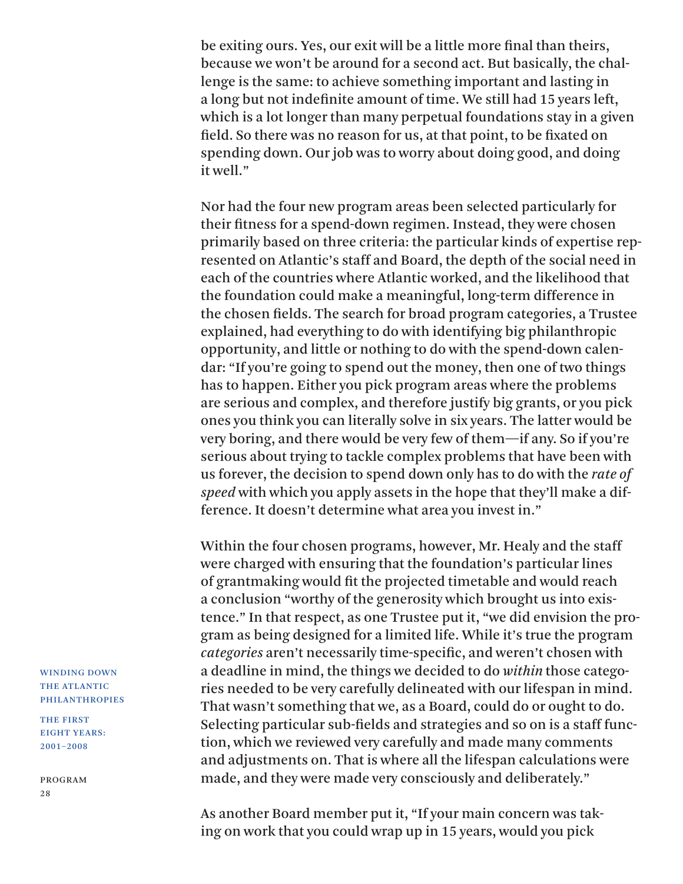be exiting ours. Yes, our exit will be a little more final than theirs, because we won't be around for a second act. But basically, the challenge is the same: to achieve something important and lasting in a long but not indefinite amount of time. We still had 15 years left, which is a lot longer than many perpetual foundations stay in a given field. So there was no reason for us, at that point, to be fixated on spending down. Our job was to worry about doing good, and doing it well."

Nor had the four new program areas been selected particularly for their fitness for a spend-down regimen. Instead, they were chosen primarily based on three criteria: the particular kinds of expertise represented on Atlantic's staff and Board, the depth of the social need in each of the countries where Atlantic worked, and the likelihood that the foundation could make a meaningful, long-term difference in the chosen fields. The search for broad program categories, a Trustee explained, had everything to do with identifying big philanthropic opportunity, and little or nothing to do with the spend-down calendar: "If you're going to spend out the money, then one of two things has to happen. Either you pick program areas where the problems are serious and complex, and therefore justify big grants, or you pick ones you think you can literally solve in six years. The latter would be very boring, and there would be very few of them—if any. So if you're serious about trying to tackle complex problems that have been with us forever, the decision to spend down only has to do with the *rate of speed* with which you apply assets in the hope that they'll make a difference. It doesn't determine what area you invest in."

Within the four chosen programs, however, Mr. Healy and the staff were charged with ensuring that the foundation's particular lines of grantmaking would fit the projected timetable and would reach a conclusion "worthy of the generosity which brought us into existence." In that respect, as one Trustee put it, "we did envision the program as being designed for a limited life. While it's true the program *categories* aren't necessarily time-specific, and weren't chosen with a deadline in mind, the things we decided to do *within* those categories needed to be very carefully delineated with our lifespan in mind. That wasn't something that we, as a Board, could do or ought to do. Selecting particular sub-fields and strategies and so on is a staff function, which we reviewed very carefully and made many comments and adjustments on. That is where all the lifespan calculations were made, and they were made very consciously and deliberately."

As another Board member put it, "If your main concern was taking on work that you could wrap up in 15 years, would you pick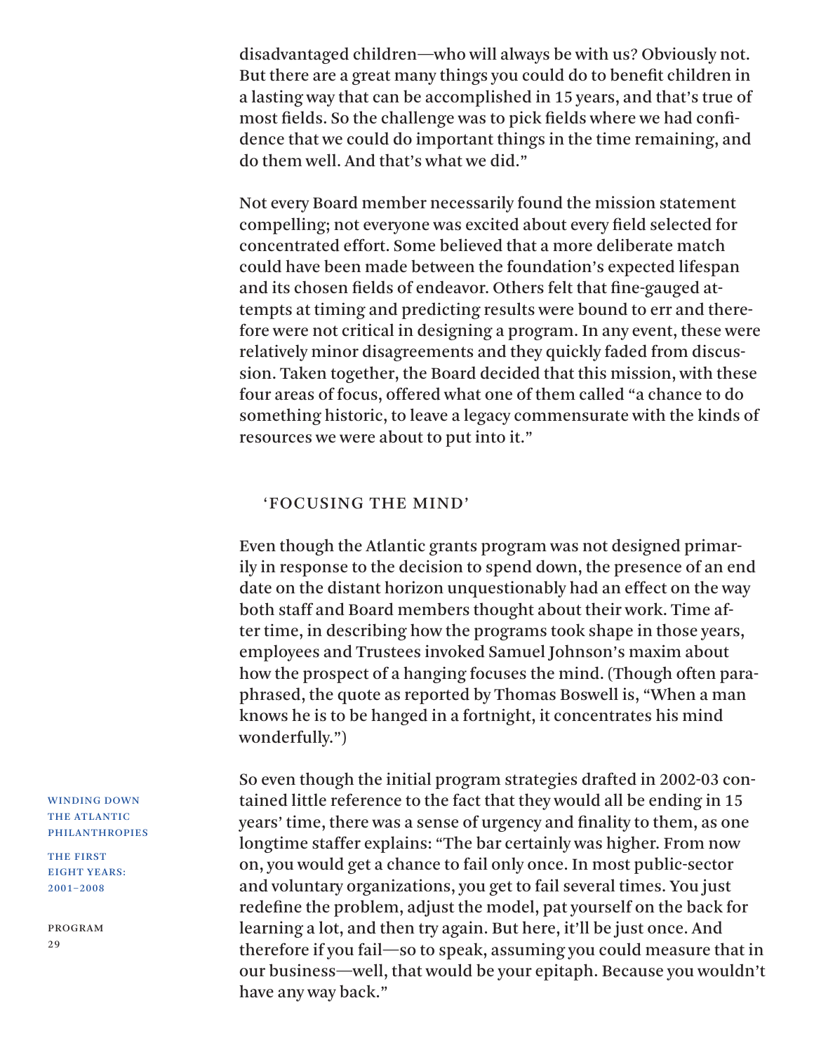disadvantaged children—who will always be with us? Obviously not. But there are a great many things you could do to benefit children in a lasting way that can be accomplished in 15 years, and that's true of most fields. So the challenge was to pick fields where we had confidence that we could do important things in the time remaining, and do them well. And that's what we did."

Not every Board member necessarily found the mission statement compelling; not everyone was excited about every field selected for concentrated effort. Some believed that a more deliberate match could have been made between the foundation's expected lifespan and its chosen fields of endeavor. Others felt that fine-gauged attempts at timing and predicting results were bound to err and therefore were not critical in designing a program. In any event, these were relatively minor disagreements and they quickly faded from discussion. Taken together, the Board decided that this mission, with these four areas of focus, offered what one of them called "a chance to do something historic, to leave a legacy commensurate with the kinds of resources we were about to put into it."

## 'FOCUSING THE MIND'

Even though the Atlantic grants program was not designed primarily in response to the decision to spend down, the presence of an end date on the distant horizon unquestionably had an effect on the way both staff and Board members thought about their work. Time after time, in describing how the programs took shape in those years, employees and Trustees invoked Samuel Johnson's maxim about how the prospect of a hanging focuses the mind. (Though often paraphrased, the quote as reported by Thomas Boswell is, "When a man knows he is to be hanged in a fortnight, it concentrates his mind wonderfully.")

So even though the initial program strategies drafted in 2002-03 contained little reference to the fact that they would all be ending in 15 years' time, there was a sense of urgency and finality to them, as one longtime staffer explains: "The bar certainly was higher. From now on, you would get a chance to fail only once. In most public-sector and voluntary organizations, you get to fail several times. You just redefine the problem, adjust the model, pat yourself on the back for learning a lot, and then try again. But here, it'll be just once. And therefore if you fail—so to speak, assuming you could measure that in our business—well, that would be your epitaph. Because you wouldn't have any way back."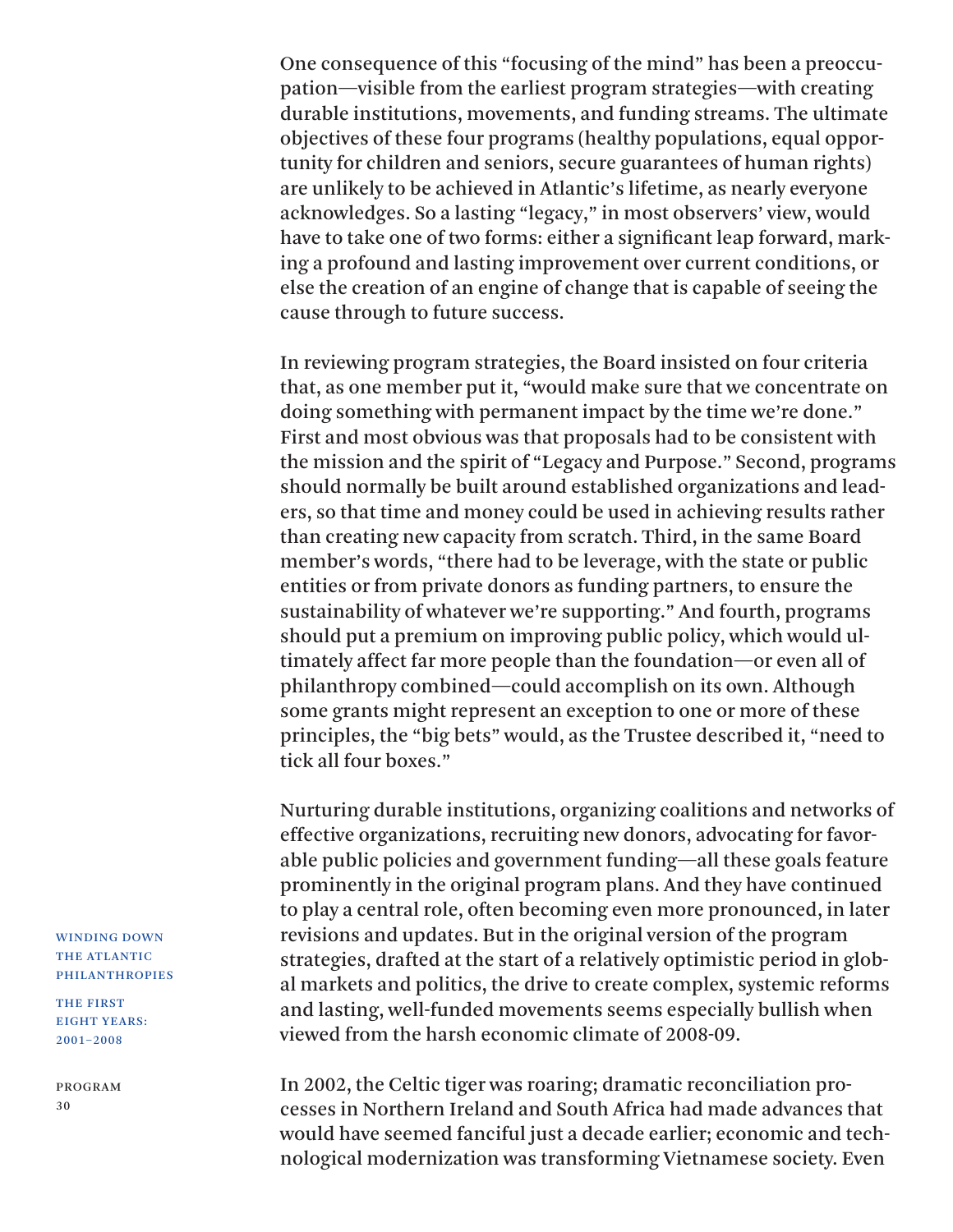One consequence of this "focusing of the mind" has been a preoccupation—visible from the earliest program strategies—with creating durable institutions, movements, and funding streams. The ultimate objectives of these four programs (healthy populations, equal opportunity for children and seniors, secure guarantees of human rights) are unlikely to be achieved in Atlantic's lifetime, as nearly everyone acknowledges. So a lasting "legacy," in most observers' view, would have to take one of two forms: either a significant leap forward, marking a profound and lasting improvement over current conditions, or else the creation of an engine of change that is capable of seeing the cause through to future success.

In reviewing program strategies, the Board insisted on four criteria that, as one member put it, "would make sure that we concentrate on doing something with permanent impact by the time we're done." First and most obvious was that proposals had to be consistent with the mission and the spirit of "Legacy and Purpose." Second, programs should normally be built around established organizations and leaders, so that time and money could be used in achieving results rather than creating new capacity from scratch. Third, in the same Board member's words, "there had to be leverage, with the state or public entities or from private donors as funding partners, to ensure the sustainability of whatever we're supporting." And fourth, programs should put a premium on improving public policy, which would ultimately affect far more people than the foundation—or even all of philanthropy combined—could accomplish on its own. Although some grants might represent an exception to one or more of these principles, the "big bets" would, as the Trustee described it, "need to tick all four boxes."

Nurturing durable institutions, organizing coalitions and networks of effective organizations, recruiting new donors, advocating for favorable public policies and government funding—all these goals feature prominently in the original program plans. And they have continued to play a central role, often becoming even more pronounced, in later revisions and updates. But in the original version of the program strategies, drafted at the start of a relatively optimistic period in global markets and politics, the drive to create complex, systemic reforms and lasting, well-funded movements seems especially bullish when viewed from the harsh economic climate of 2008-09.

In 2002, the Celtic tiger was roaring; dramatic reconciliation processes in Northern Ireland and South Africa had made advances that would have seemed fanciful just a decade earlier; economic and technological modernization was transforming Vietnamese society. Even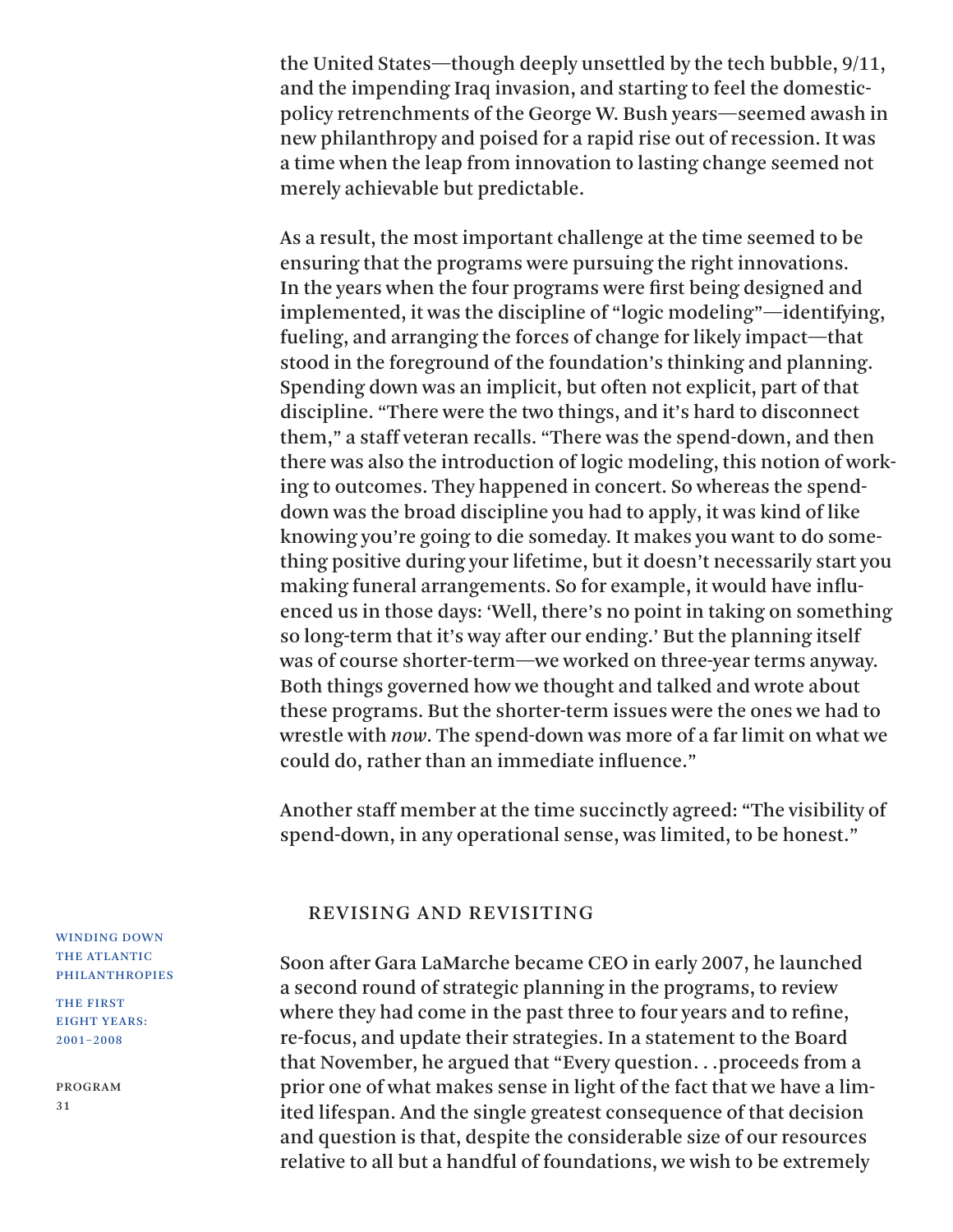the United States—though deeply unsettled by the tech bubble, 9/11, and the impending Iraq invasion, and starting to feel the domestic-policy retrenchments of the George W. Bush years—seemed awash in new philanthropy and poised for a rapid rise out of recession. It was a time when the leap from innovation to lasting change seemed not merely achievable but predictable.

As a result, the most important challenge at the time seemed to be ensuring that the programs were pursuing the right innovations. In the years when the four programs were first being designed and implemented, it was the discipline of "logic modeling"—identifying, fueling, and arranging the forces of change for likely impact—that stood in the foreground of the foundation's thinking and planning. Spending down was an implicit, but often not explicit, part of that discipline. "There were the two things, and it's hard to disconnect them," a staff veteran recalls. "There was the spend-down, and then there was also the introduction of logic modeling, this notion of working to outcomes. They happened in concert. So whereas the spend-down was the broad discipline you had to apply, it was kind of like knowing you're going to die someday. It makes you want to do something positive during your lifetime, but it doesn't necessarily start you making funeral arrangements. So for example, it would have influenced us in those days: 'Well, there's no point in taking on something so long-term that it's way after our ending.' But the planning itself was of course shorter-term—we worked on three-year terms anyway. Both things governed how we thought and talked and wrote about these programs. But the shorter-term issues were the ones we had to wrestle with *now*. The spend-down was more of a far limit on what we could do, rather than an immediate influence."

Another staff member at the time succinctly agreed: "The visibility of spend-down, in any operational sense, was limited, to be honest."

## REVISING AND REVISITING

Soon after Gara LaMarche became CEO in early 2007, he launched a second round of strategic planning in the programs, to review where they had come in the past three to four years and to refine, re-focus, and update their strategies. In a statement to the Board that November, he argued that "Every question. . .proceeds from a prior one of what makes sense in light of the fact that we have a limited lifespan. And the single greatest consequence of that decision and question is that, despite the considerable size of our resources relative to all but a handful of foundations, we wish to be extremely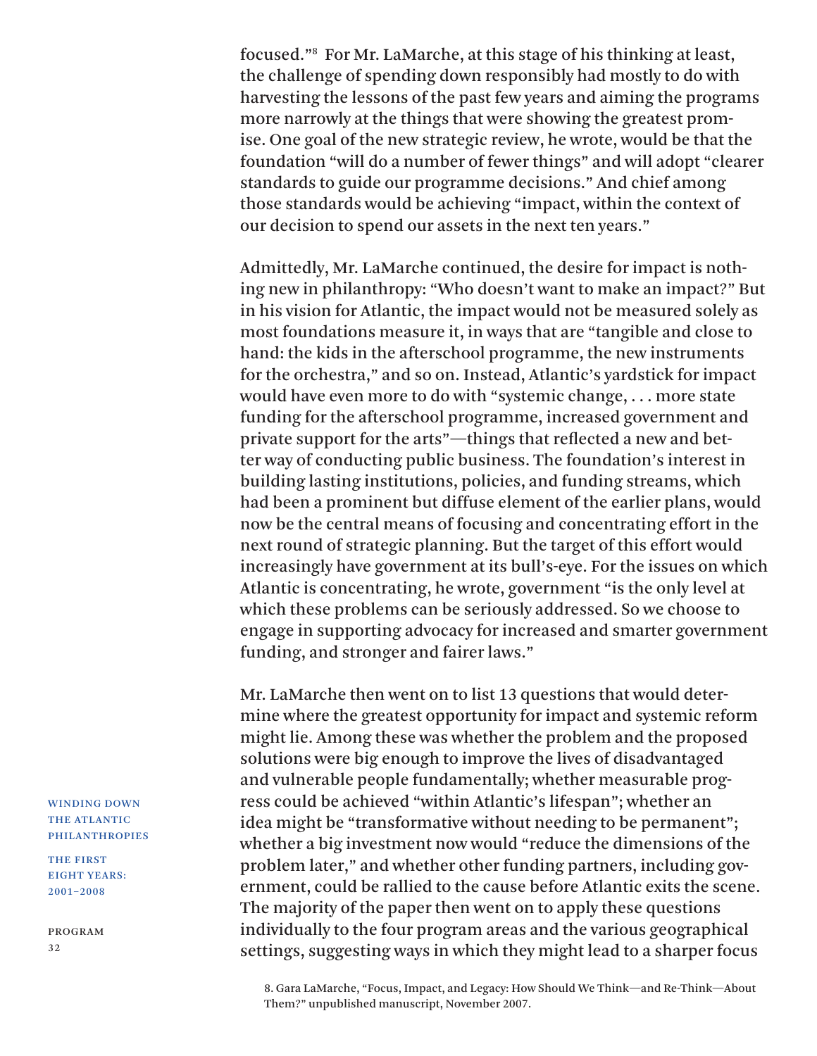focused."[8] For Mr. LaMarche, at this stage of his thinking at least, the challenge of spending down responsibly had mostly to do with harvesting the lessons of the past few years and aiming the programs more narrowly at the things that were showing the greatest promise. One goal of the new strategic review, he wrote, would be that the foundation "will do a number of fewer things" and will adopt "clearer standards to guide our programme decisions." And chief among those standards would be achieving "impact, within the context of our decision to spend our assets in the next ten years."

Admittedly, Mr. LaMarche continued, the desire for impact is nothing new in philanthropy: "Who doesn't want to make an impact?" But in his vision for Atlantic, the impact would not be measured solely as most foundations measure it, in ways that are "tangible and close to hand: the kids in the afterschool programme, the new instruments for the orchestra," and so on. Instead, Atlantic's yardstick for impact would have even more to do with "systemic change, . . . more state funding for the afterschool programme, increased government and private support for the arts"—things that reflected a new and better way of conducting public business. The foundation's interest in building lasting institutions, policies, and funding streams, which had been a prominent but diffuse element of the earlier plans, would now be the central means of focusing and concentrating effort in the next round of strategic planning. But the target of this effort would increasingly have government at its bull's-eye. For the issues on which Atlantic is concentrating, he wrote, government "is the only level at which these problems can be seriously addressed. So we choose to engage in supporting advocacy for increased and smarter government funding, and stronger and fairer laws."

Mr. LaMarche then went on to list 13 questions that would determine where the greatest opportunity for impact and systemic reform might lie. Among these was whether the problem and the proposed solutions were big enough to improve the lives of disadvantaged and vulnerable people fundamentally; whether measurable progress could be achieved "within Atlantic's lifespan"; whether an idea might be "transformative without needing to be permanent"; whether a big investment now would "reduce the dimensions of the problem later," and whether other funding partners, including government, could be rallied to the cause before Atlantic exits the scene. The majority of the paper then went on to apply these questions individually to the four program areas and the various geographical settings, suggesting ways in which they might lead to a sharper focus

8. Gara LaMarche, "Focus, Impact, and Legacy: How Should We Think—and Re-Think—About Them?" unpublished manuscript, November 2007.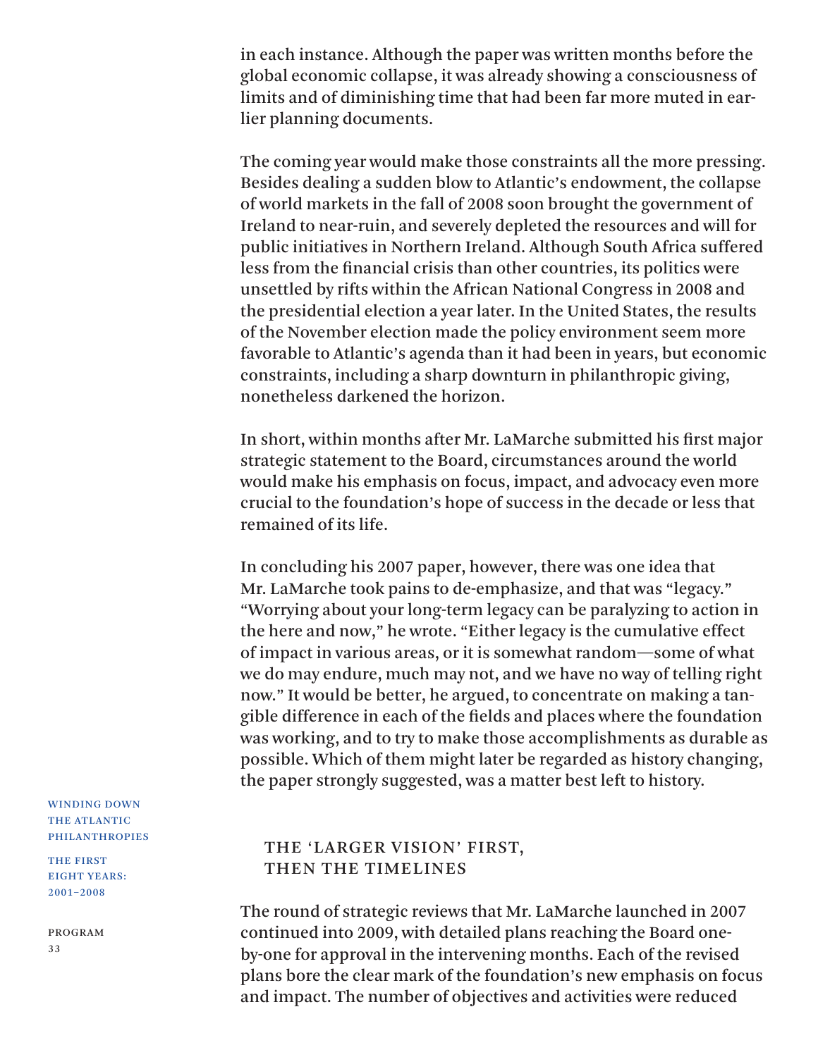in each instance. Although the paper was written months before the global economic collapse, it was already showing a consciousness of limits and of diminishing time that had been far more muted in earlier planning documents.

The coming year would make those constraints all the more pressing. Besides dealing a sudden blow to Atlantic's endowment, the collapse of world markets in the fall of 2008 soon brought the government of Ireland to near-ruin, and severely depleted the resources and will for public initiatives in Northern Ireland. Although South Africa suffered less from the financial crisis than other countries, its politics were unsettled by rifts within the African National Congress in 2008 and the presidential election a year later. In the United States, the results of the November election made the policy environment seem more favorable to Atlantic's agenda than it had been in years, but economic constraints, including a sharp downturn in philanthropic giving, nonetheless darkened the horizon.

In short, within months after Mr. LaMarche submitted his first major strategic statement to the Board, circumstances around the world would make his emphasis on focus, impact, and advocacy even more crucial to the foundation's hope of success in the decade or less that remained of its life.

In concluding his 2007 paper, however, there was one idea that Mr. LaMarche took pains to de-emphasize, and that was "legacy." "Worrying about your long-term legacy can be paralyzing to action in the here and now," he wrote. "Either legacy is the cumulative effect of impact in various areas, or it is somewhat random—some of what we do may endure, much may not, and we have no way of telling right now." It would be better, he argued, to concentrate on making a tangible difference in each of the fields and places where the foundation was working, and to try to make those accomplishments as durable as possible. Which of them might later be regarded as history changing, the paper strongly suggested, was a matter best left to history.

## THE 'LARGER VISION' FIRST, THEN THE TIMELINES

The round of strategic reviews that Mr. LaMarche launched in 2007 continued into 2009, with detailed plans reaching the Board one-by-one for approval in the intervening months. Each of the revised plans bore the clear mark of the foundation's new emphasis on focus and impact. The number of objectives and activities were reduced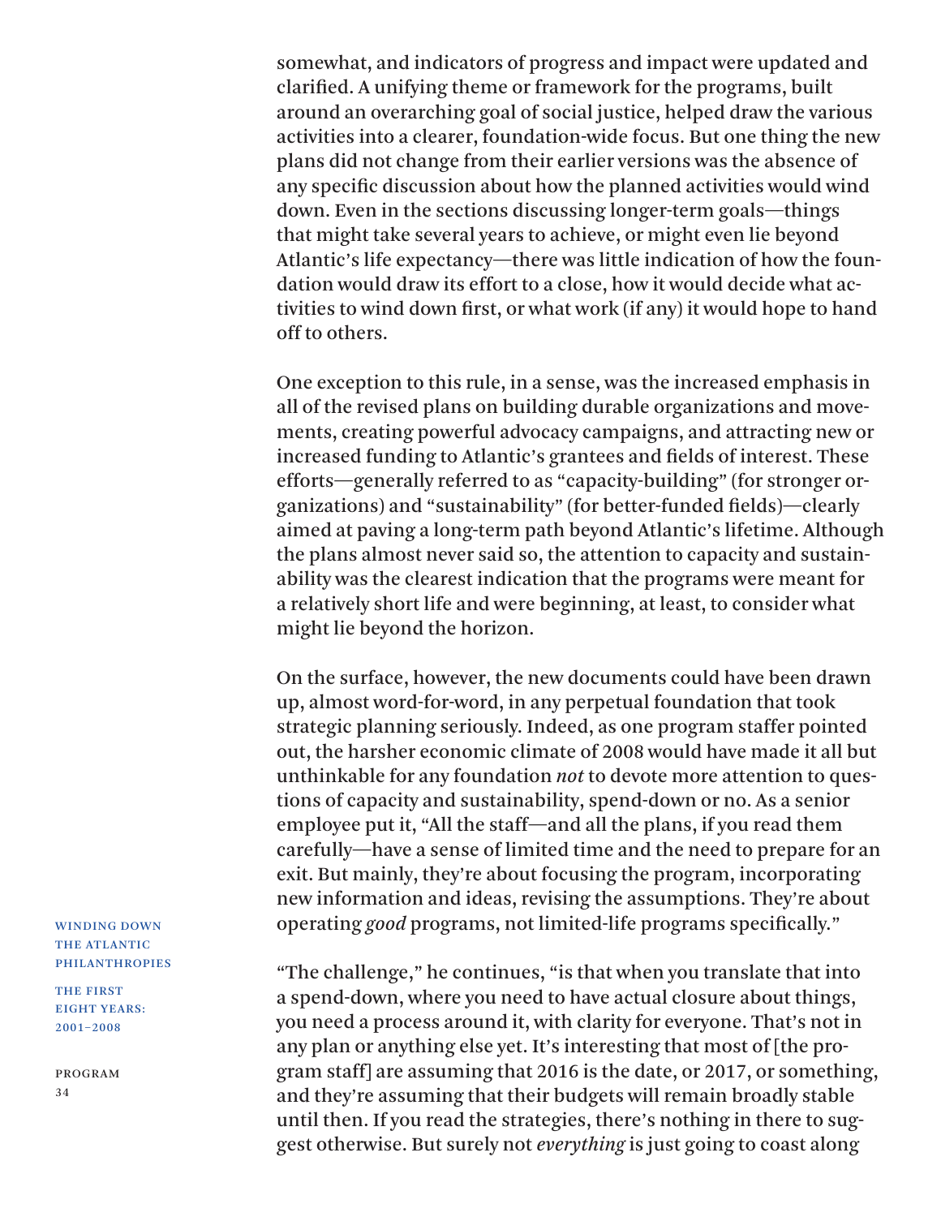somewhat, and indicators of progress and impact were updated and clarified. A unifying theme or framework for the programs, built around an overarching goal of social justice, helped draw the various activities into a clearer, foundation-wide focus. But one thing the new plans did not change from their earlier versions was the absence of any specific discussion about how the planned activities would wind down. Even in the sections discussing longer-term goals—things that might take several years to achieve, or might even lie beyond Atlantic's life expectancy—there was little indication of how the foundation would draw its effort to a close, how it would decide what activities to wind down first, or what work (if any) it would hope to hand off to others.

One exception to this rule, in a sense, was the increased emphasis in all of the revised plans on building durable organizations and movements, creating powerful advocacy campaigns, and attracting new or increased funding to Atlantic's grantees and fields of interest. These efforts—generally referred to as "capacity-building" (for stronger organizations) and "sustainability" (for better-funded fields)—clearly aimed at paving a long-term path beyond Atlantic's lifetime. Although the plans almost never said so, the attention to capacity and sustainability was the clearest indication that the programs were meant for a relatively short life and were beginning, at least, to consider what might lie beyond the horizon.

On the surface, however, the new documents could have been drawn up, almost word-for-word, in any perpetual foundation that took strategic planning seriously. Indeed, as one program staffer pointed out, the harsher economic climate of 2008 would have made it all but unthinkable for any foundation *not* to devote more attention to questions of capacity and sustainability, spend-down or no. As a senior employee put it, "All the staff—and all the plans, if you read them carefully—have a sense of limited time and the need to prepare for an exit. But mainly, they're about focusing the program, incorporating new information and ideas, revising the assumptions. They're about operating *good* programs, not limited-life programs specifically."

"The challenge," he continues, "is that when you translate that into a spend-down, where you need to have actual closure about things, you need a process around it, with clarity for everyone. That's not in any plan or anything else yet. It's interesting that most of [the program staff] are assuming that 2016 is the date, or 2017, or something, and they're assuming that their budgets will remain broadly stable until then. If you read the strategies, there's nothing in there to suggest otherwise. But surely not *everything* is just going to coast along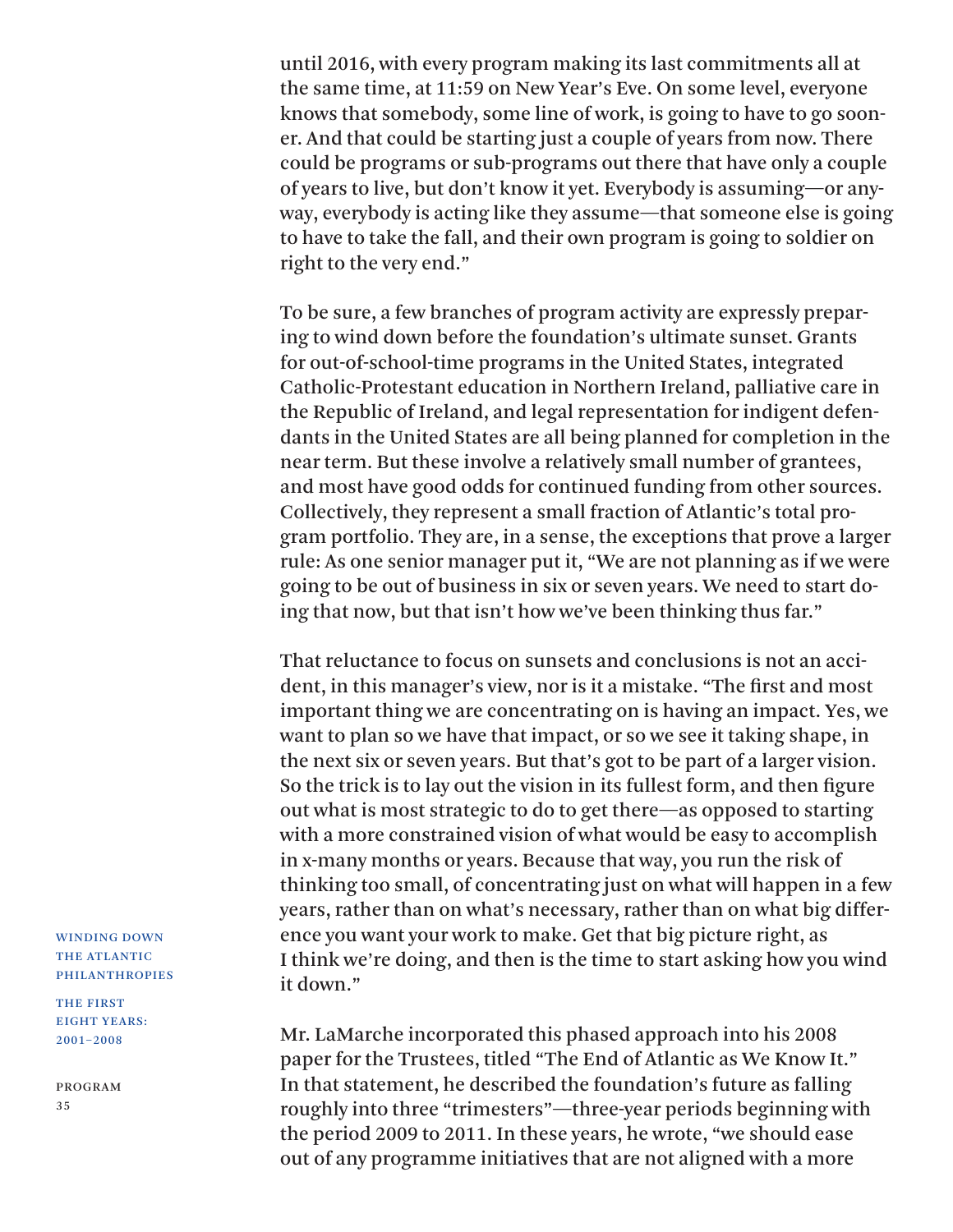until 2016, with every program making its last commitments all at the same time, at 11:59 on New Year's Eve. On some level, everyone knows that somebody, some line of work, is going to have to go sooner. And that could be starting just a couple of years from now. There could be programs or sub-programs out there that have only a couple of years to live, but don't know it yet. Everybody is assuming—or anyway, everybody is acting like they assume—that someone else is going to have to take the fall, and their own program is going to soldier on right to the very end."

To be sure, a few branches of program activity are expressly preparing to wind down before the foundation's ultimate sunset. Grants for out-of-school-time programs in the United States, integrated Catholic-Protestant education in Northern Ireland, palliative care in the Republic of Ireland, and legal representation for indigent defendants in the United States are all being planned for completion in the near term. But these involve a relatively small number of grantees, and most have good odds for continued funding from other sources. Collectively, they represent a small fraction of Atlantic's total program portfolio. They are, in a sense, the exceptions that prove a larger rule: As one senior manager put it, "We are not planning as if we were going to be out of business in six or seven years. We need to start doing that now, but that isn't how we've been thinking thus far."

That reluctance to focus on sunsets and conclusions is not an accident, in this manager's view, nor is it a mistake. "The first and most important thing we are concentrating on is having an impact. Yes, we want to plan so we have that impact, or so we see it taking shape, in the next six or seven years. But that's got to be part of a larger vision. So the trick is to lay out the vision in its fullest form, and then figure out what is most strategic to do to get there—as opposed to starting with a more constrained vision of what would be easy to accomplish in x-many months or years. Because that way, you run the risk of thinking too small, of concentrating just on what will happen in a few years, rather than on what's necessary, rather than on what big difference you want your work to make. Get that big picture right, as I think we're doing, and then is the time to start asking how you wind it down."

Mr. LaMarche incorporated this phased approach into his 2008 paper for the Trustees, titled "The End of Atlantic as We Know It." In that statement, he described the foundation's future as falling roughly into three "trimesters"—three-year periods beginning with the period 2009 to 2011. In these years, he wrote, "we should ease out of any programme initiatives that are not aligned with a more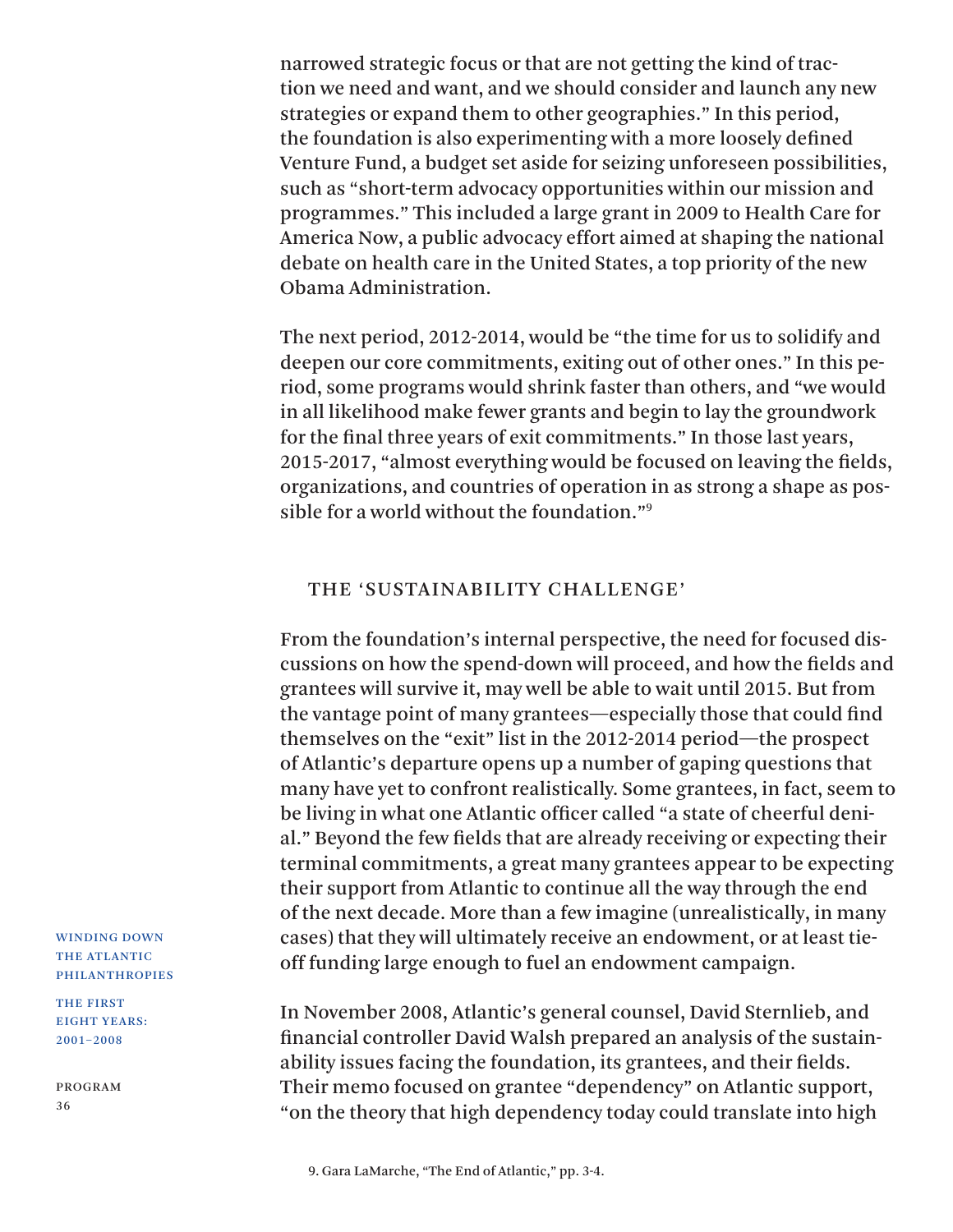narrowed strategic focus or that are not getting the kind of traction we need and want, and we should consider and launch any new strategies or expand them to other geographies." In this period, the foundation is also experimenting with a more loosely defined Venture Fund, a budget set aside for seizing unforeseen possibilities, such as "short-term advocacy opportunities within our mission and programmes." This included a large grant in 2009 to Health Care for America Now, a public advocacy effort aimed at shaping the national debate on health care in the United States, a top priority of the new Obama Administration.

The next period, 2012-2014, would be "the time for us to solidify and deepen our core commitments, exiting out of other ones." In this period, some programs would shrink faster than others, and "we would in all likelihood make fewer grants and begin to lay the groundwork for the final three years of exit commitments." In those last years, 2015-2017, "almost everything would be focused on leaving the fields, organizations, and countries of operation in as strong a shape as possible for a world without the foundation."[9]

## THE 'SUSTAINABILITY CHALLENGE'

From the foundation's internal perspective, the need for focused discussions on how the spend-down will proceed, and how the fields and grantees will survive it, may well be able to wait until 2015. But from the vantage point of many grantees—especially those that could find themselves on the "exit" list in the 2012-2014 period—the prospect of Atlantic's departure opens up a number of gaping questions that many have yet to confront realistically. Some grantees, in fact, seem to be living in what one Atlantic officer called "a state of cheerful denial." Beyond the few fields that are already receiving or expecting their terminal commitments, a great many grantees appear to be expecting their support from Atlantic to continue all the way through the end of the next decade. More than a few imagine (unrealistically, in many cases) that they will ultimately receive an endowment, or at least tie-off funding large enough to fuel an endowment campaign.

In November 2008, Atlantic's general counsel, David Sternlieb, and financial controller David Walsh prepared an analysis of the sustainability issues facing the foundation, its grantees, and their fields. Their memo focused on grantee "dependency" on Atlantic support, "on the theory that high dependency today could translate into high

9. Gara LaMarche, "The End of Atlantic," pp. 3-4.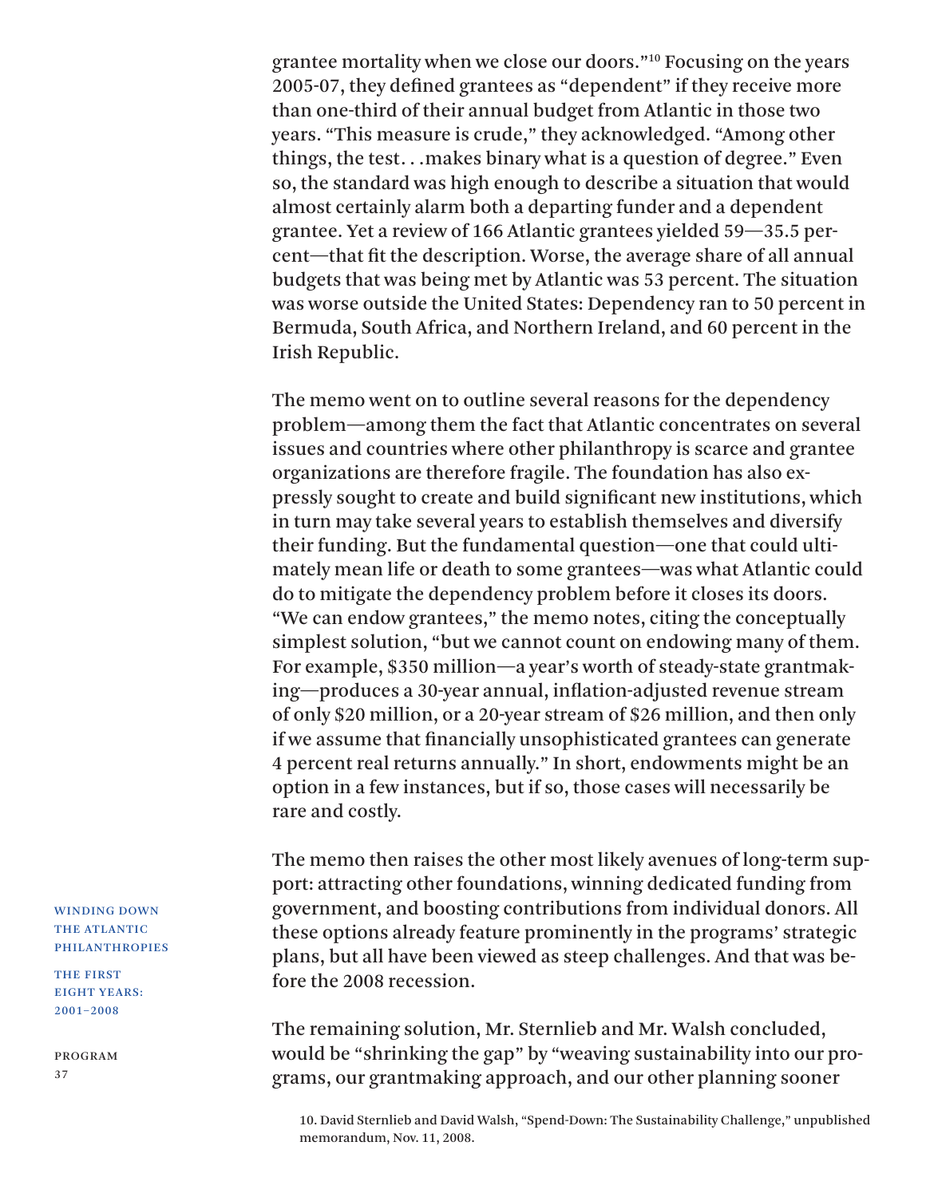grantee mortality when we close our doors."[10] Focusing on the years 2005-07, they defined grantees as "dependent" if they receive more than one-third of their annual budget from Atlantic in those two years. "This measure is crude," they acknowledged. "Among other things, the test. . .makes binary what is a question of degree." Even so, the standard was high enough to describe a situation that would almost certainly alarm both a departing funder and a dependent grantee. Yet a review of 166 Atlantic grantees yielded 59—35.5 percent—that fit the description. Worse, the average share of all annual budgets that was being met by Atlantic was 53 percent. The situation was worse outside the United States: Dependency ran to 50 percent in Bermuda, South Africa, and Northern Ireland, and 60 percent in the Irish Republic.

The memo went on to outline several reasons for the dependency problem—among them the fact that Atlantic concentrates on several issues and countries where other philanthropy is scarce and grantee organizations are therefore fragile. The foundation has also expressly sought to create and build significant new institutions, which in turn may take several years to establish themselves and diversify their funding. But the fundamental question—one that could ultimately mean life or death to some grantees—was what Atlantic could do to mitigate the dependency problem before it closes its doors. "We can endow grantees," the memo notes, citing the conceptually simplest solution, "but we cannot count on endowing many of them. For example, $350 million—a year's worth of steady-state grantmaking—produces a 30-year annual, inflation-adjusted revenue stream of only $20 million, or a 20-year stream of $26 million, and then only if we assume that financially unsophisticated grantees can generate 4 percent real returns annually." In short, endowments might be an option in a few instances, but if so, those cases will necessarily be rare and costly.

The memo then raises the other most likely avenues of long-term support: attracting other foundations, winning dedicated funding from government, and boosting contributions from individual donors. All these options already feature prominently in the programs' strategic plans, but all have been viewed as steep challenges. And that was before the 2008 recession.

The remaining solution, Mr. Sternlieb and Mr. Walsh concluded, would be "shrinking the gap" by "weaving sustainability into our programs, our grantmaking approach, and our other planning sooner

10. David Sternlieb and David Walsh, "Spend-Down: The Sustainability Challenge," unpublished memorandum, Nov. 11, 2008.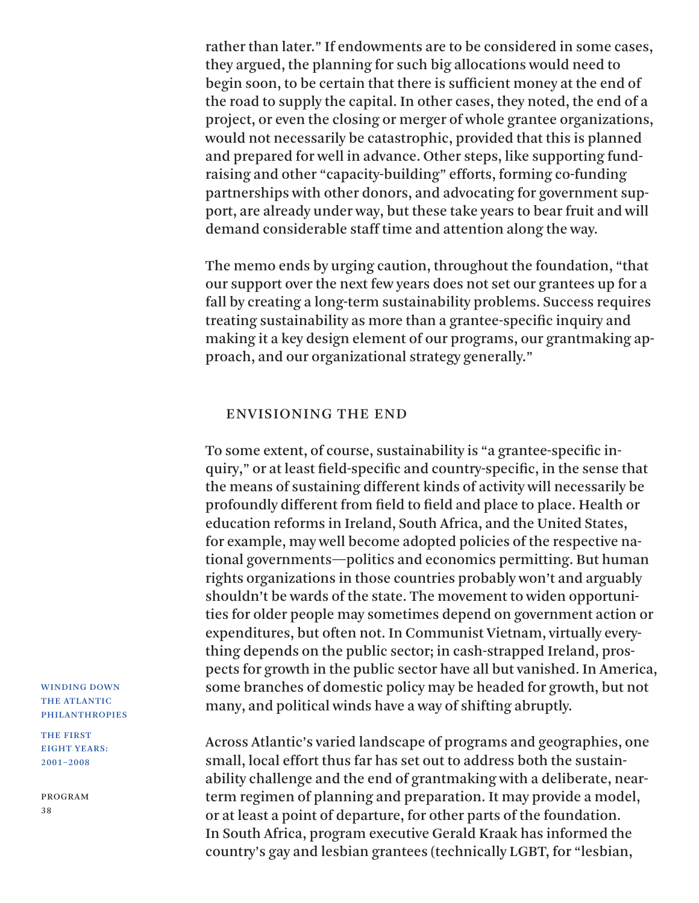rather than later." If endowments are to be considered in some cases, they argued, the planning for such big allocations would need to begin soon, to be certain that there is sufficient money at the end of the road to supply the capital. In other cases, they noted, the end of a project, or even the closing or merger of whole grantee organizations, would not necessarily be catastrophic, provided that this is planned and prepared for well in advance. Other steps, like supporting fund-raising and other "capacity-building" efforts, forming co-funding partnerships with other donors, and advocating for government support, are already under way, but these take years to bear fruit and will demand considerable staff time and attention along the way.

The memo ends by urging caution, throughout the foundation, "that our support over the next few years does not set our grantees up for a fall by creating a long-term sustainability problems. Success requires treating sustainability as more than a grantee-specific inquiry and making it a key design element of our programs, our grantmaking approach, and our organizational strategy generally."

## ENVISIONING THE END

To some extent, of course, sustainability is "a grantee-specific inquiry," or at least field-specific and country-specific, in the sense that the means of sustaining different kinds of activity will necessarily be profoundly different from field to field and place to place. Health or education reforms in Ireland, South Africa, and the United States, for example, may well become adopted policies of the respective national governments—politics and economics permitting. But human rights organizations in those countries probably won't and arguably shouldn't be wards of the state. The movement to widen opportunities for older people may sometimes depend on government action or expenditures, but often not. In Communist Vietnam, virtually everything depends on the public sector; in cash-strapped Ireland, prospects for growth in the public sector have all but vanished. In America, some branches of domestic policy may be headed for growth, but not many, and political winds have a way of shifting abruptly.

Across Atlantic's varied landscape of programs and geographies, one small, local effort thus far has set out to address both the sustainability challenge and the end of grantmaking with a deliberate, near-term regimen of planning and preparation. It may provide a model, or at least a point of departure, for other parts of the foundation. In South Africa, program executive Gerald Kraak has informed the country's gay and lesbian grantees (technically LGBT, for "lesbian,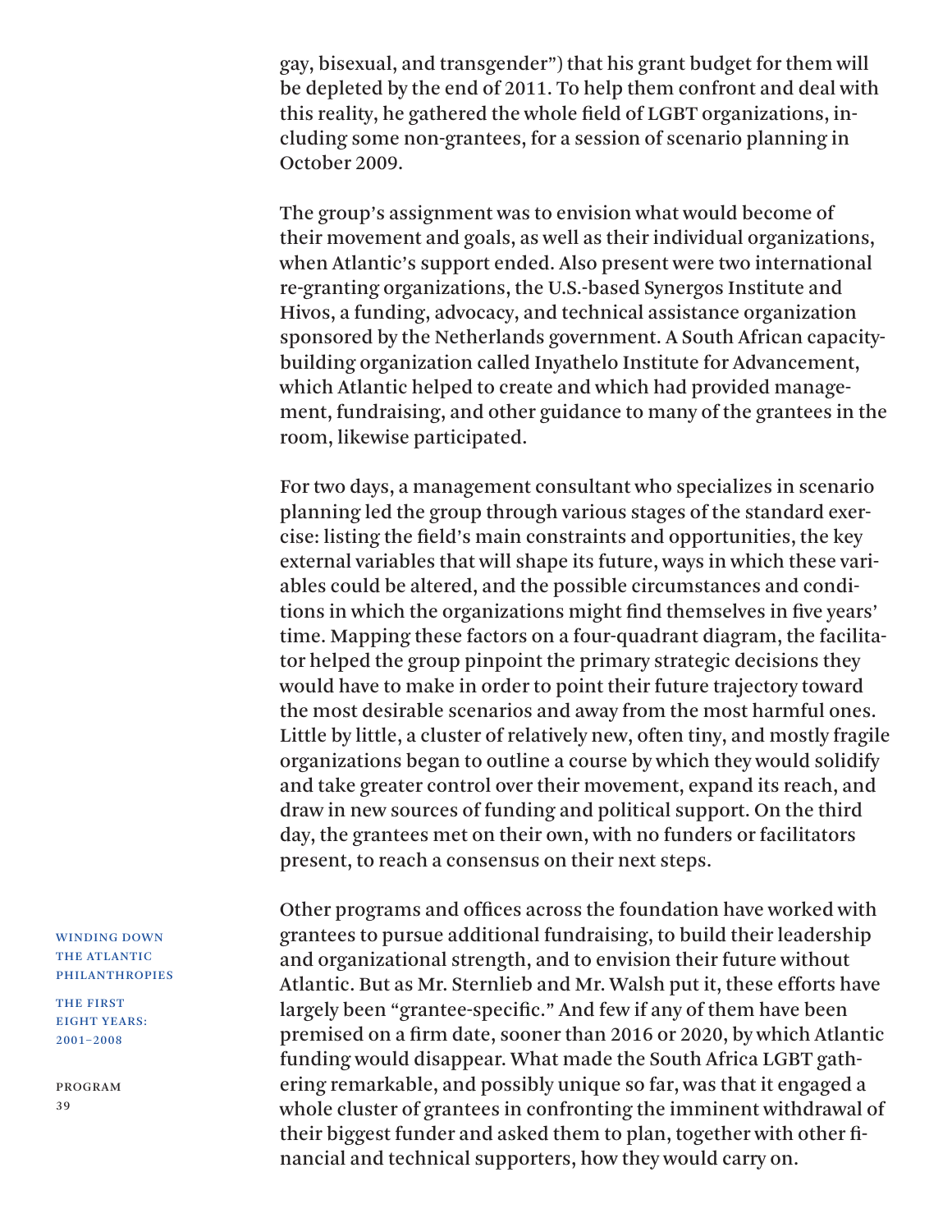gay, bisexual, and transgender") that his grant budget for them will be depleted by the end of 2011. To help them confront and deal with this reality, he gathered the whole field of LGBT organizations, including some non-grantees, for a session of scenario planning in October 2009.

The group's assignment was to envision what would become of their movement and goals, as well as their individual organizations, when Atlantic's support ended. Also present were two international re-granting organizations, the U.S.-based Synergos Institute and Hivos, a funding, advocacy, and technical assistance organization sponsored by the Netherlands government. A South African capacity-building organization called Inyathelo Institute for Advancement, which Atlantic helped to create and which had provided management, fundraising, and other guidance to many of the grantees in the room, likewise participated.

For two days, a management consultant who specializes in scenario planning led the group through various stages of the standard exercise: listing the field's main constraints and opportunities, the key external variables that will shape its future, ways in which these variables could be altered, and the possible circumstances and conditions in which the organizations might find themselves in five years' time. Mapping these factors on a four-quadrant diagram, the facilitator helped the group pinpoint the primary strategic decisions they would have to make in order to point their future trajectory toward the most desirable scenarios and away from the most harmful ones. Little by little, a cluster of relatively new, often tiny, and mostly fragile organizations began to outline a course by which they would solidify and take greater control over their movement, expand its reach, and draw in new sources of funding and political support. On the third day, the grantees met on their own, with no funders or facilitators present, to reach a consensus on their next steps.

Other programs and offices across the foundation have worked with grantees to pursue additional fundraising, to build their leadership and organizational strength, and to envision their future without Atlantic. But as Mr. Sternlieb and Mr. Walsh put it, these efforts have largely been "grantee-specific." And few if any of them have been premised on a firm date, sooner than 2016 or 2020, by which Atlantic funding would disappear. What made the South Africa LGBT gathering remarkable, and possibly unique so far, was that it engaged a whole cluster of grantees in confronting the imminent withdrawal of their biggest funder and asked them to plan, together with other financial and technical supporters, how they would carry on.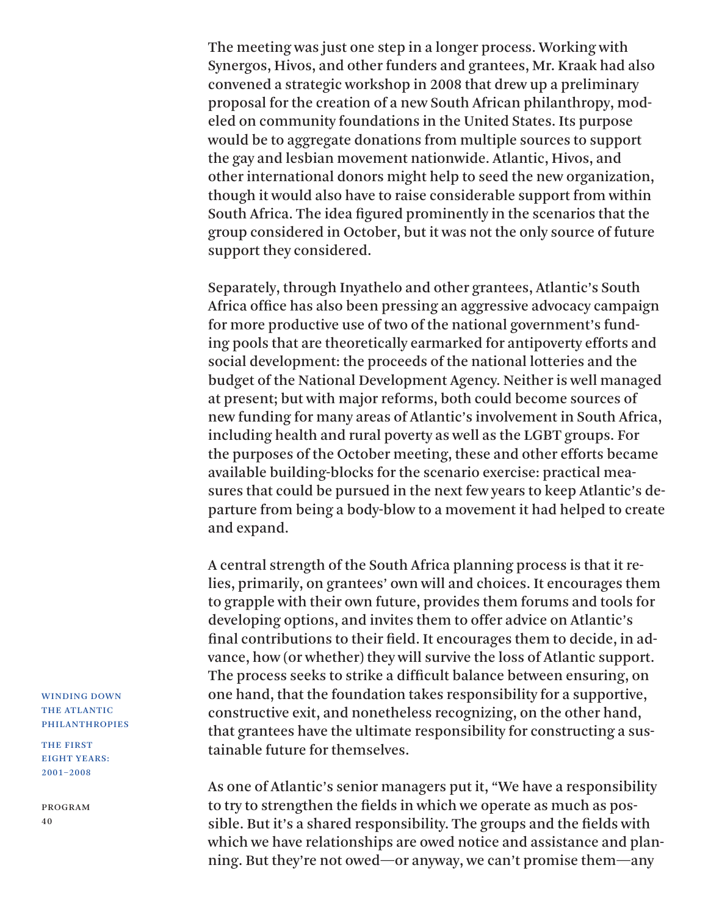The meeting was just one step in a longer process. Working with Synergos, Hivos, and other funders and grantees, Mr. Kraak had also convened a strategic workshop in 2008 that drew up a preliminary proposal for the creation of a new South African philanthropy, modeled on community foundations in the United States. Its purpose would be to aggregate donations from multiple sources to support the gay and lesbian movement nationwide. Atlantic, Hivos, and other international donors might help to seed the new organization, though it would also have to raise considerable support from within South Africa. The idea figured prominently in the scenarios that the group considered in October, but it was not the only source of future support they considered.

Separately, through Inyathelo and other grantees, Atlantic's South Africa office has also been pressing an aggressive advocacy campaign for more productive use of two of the national government's funding pools that are theoretically earmarked for antipoverty efforts and social development: the proceeds of the national lotteries and the budget of the National Development Agency. Neither is well managed at present; but with major reforms, both could become sources of new funding for many areas of Atlantic's involvement in South Africa, including health and rural poverty as well as the LGBT groups. For the purposes of the October meeting, these and other efforts became available building-blocks for the scenario exercise: practical measures that could be pursued in the next few years to keep Atlantic's departure from being a body-blow to a movement it had helped to create and expand.

A central strength of the South Africa planning process is that it relies, primarily, on grantees' own will and choices. It encourages them to grapple with their own future, provides them forums and tools for developing options, and invites them to offer advice on Atlantic's final contributions to their field. It encourages them to decide, in advance, how (or whether) they will survive the loss of Atlantic support. The process seeks to strike a difficult balance between ensuring, on one hand, that the foundation takes responsibility for a supportive, constructive exit, and nonetheless recognizing, on the other hand, that grantees have the ultimate responsibility for constructing a sustainable future for themselves.

As one of Atlantic's senior managers put it, "We have a responsibility to try to strengthen the fields in which we operate as much as possible. But it's a shared responsibility. The groups and the fields with which we have relationships are owed notice and assistance and planning. But they're not owed—or anyway, we can't promise them—any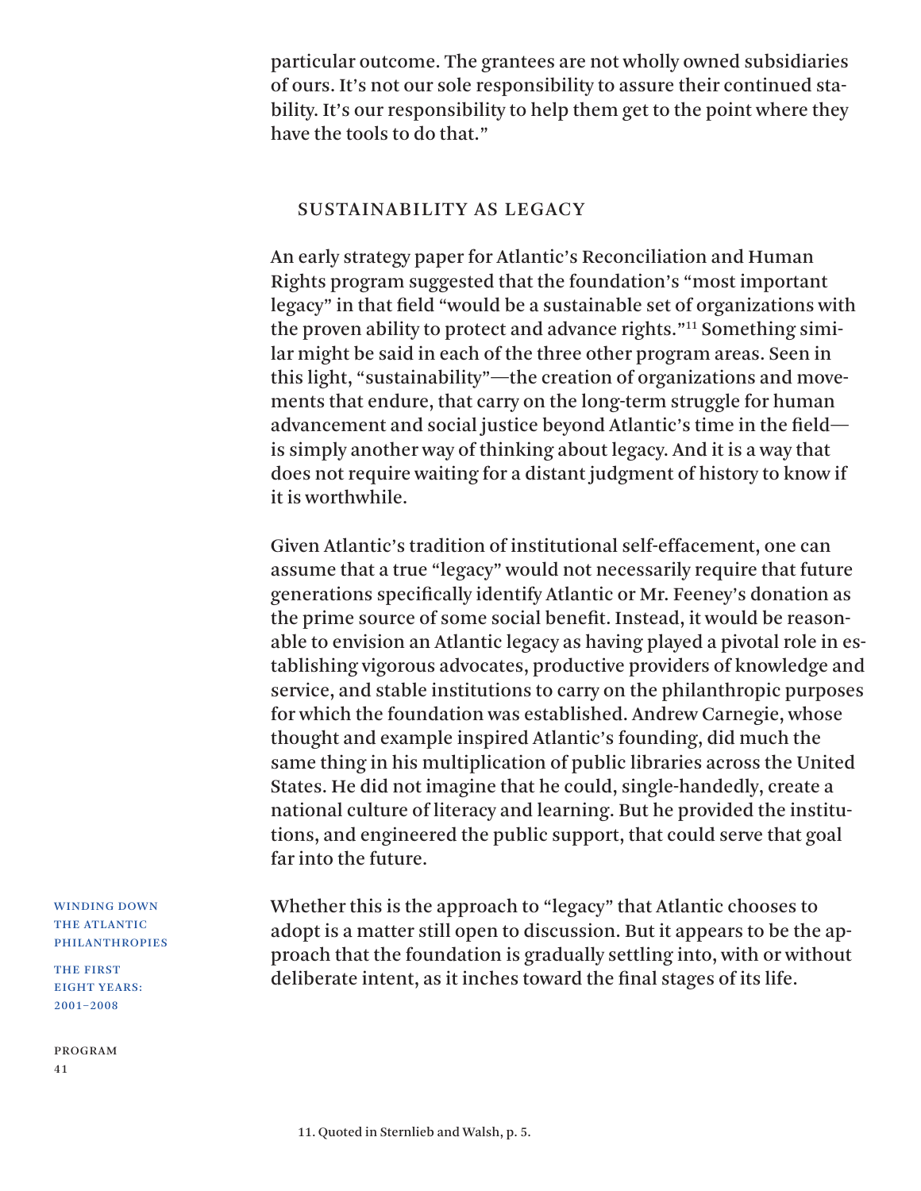particular outcome. The grantees are not wholly owned subsidiaries of ours. It's not our sole responsibility to assure their continued stability. It's our responsibility to help them get to the point where they have the tools to do that."

## SUSTAINABILITY AS LEGACY

An early strategy paper for Atlantic's Reconciliation and Human Rights program suggested that the foundation's "most important legacy" in that field "would be a sustainable set of organizations with the proven ability to protect and advance rights."[11] Something similar might be said in each of the three other program areas. Seen in this light, "sustainability"—the creation of organizations and movements that endure, that carry on the long-term struggle for human advancement and social justice beyond Atlantic's time in the field—is simply another way of thinking about legacy. And it is a way that does not require waiting for a distant judgment of history to know if it is worthwhile.

Given Atlantic's tradition of institutional self-effacement, one can assume that a true "legacy" would not necessarily require that future generations specifically identify Atlantic or Mr. Feeney's donation as the prime source of some social benefit. Instead, it would be reasonable to envision an Atlantic legacy as having played a pivotal role in establishing vigorous advocates, productive providers of knowledge and service, and stable institutions to carry on the philanthropic purposes for which the foundation was established. Andrew Carnegie, whose thought and example inspired Atlantic's founding, did much the same thing in his multiplication of public libraries across the United States. He did not imagine that he could, single-handedly, create a national culture of literacy and learning. But he provided the institutions, and engineered the public support, that could serve that goal far into the future.

Whether this is the approach to "legacy" that Atlantic chooses to adopt is a matter still open to discussion. But it appears to be the approach that the foundation is gradually settling into, with or without deliberate intent, as it inches toward the final stages of its life.

11. Quoted in Sternlieb and Walsh, p. 5.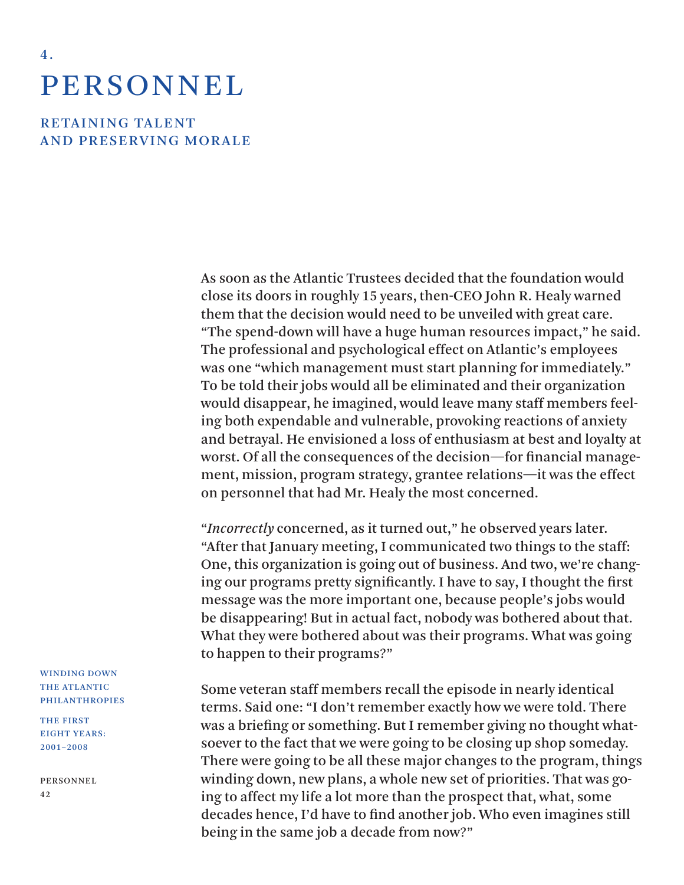4.

# PERSONNEL

## RETAINING TALENT AND PRESERVING MORALE

As soon as the Atlantic Trustees decided that the foundation would close its doors in roughly 15 years, then-CEO John R. Healy warned them that the decision would need to be unveiled with great care. "The spend-down will have a huge human resources impact," he said. The professional and psychological effect on Atlantic's employees was one "which management must start planning for immediately." To be told their jobs would all be eliminated and their organization would disappear, he imagined, would leave many staff members feeling both expendable and vulnerable, provoking reactions of anxiety and betrayal. He envisioned a loss of enthusiasm at best and loyalty at worst. Of all the consequences of the decision—for financial management, mission, program strategy, grantee relations—it was the effect on personnel that had Mr. Healy the most concerned.

"*Incorrectly* concerned, as it turned out," he observed years later. "After that January meeting, I communicated two things to the staff: One, this organization is going out of business. And two, we're changing our programs pretty significantly. I have to say, I thought the first message was the more important one, because people's jobs would be disappearing! But in actual fact, nobody was bothered about that. What they were bothered about was their programs. What was going to happen to their programs?"

Some veteran staff members recall the episode in nearly identical terms. Said one: "I don't remember exactly how we were told. There was a briefing or something. But I remember giving no thought whatsoever to the fact that we were going to be closing up shop someday. There were going to be all these major changes to the program, things winding down, new plans, a whole new set of priorities. That was going to affect my life a lot more than the prospect that, what, some decades hence, I'd have to find another job. Who even imagines still being in the same job a decade from now?"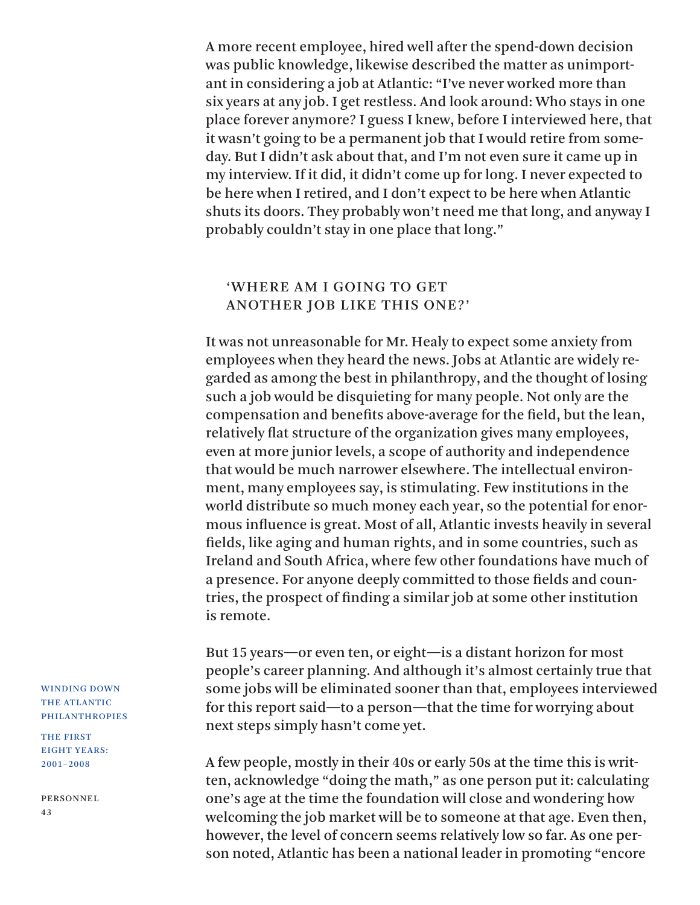A more recent employee, hired well after the spend-down decision was public knowledge, likewise described the matter as unimportant in considering a job at Atlantic: "I've never worked more than six years at any job. I get restless. And look around: Who stays in one place forever anymore? I guess I knew, before I interviewed here, that it wasn't going to be a permanent job that I would retire from someday. But I didn't ask about that, and I'm not even sure it came up in my interview. If it did, it didn't come up for long. I never expected to be here when I retired, and I don't expect to be here when Atlantic shuts its doors. They probably won't need me that long, and anyway I probably couldn't stay in one place that long."

## 'WHERE AM I GOING TO GET ANOTHER JOB LIKE THIS ONE?'

It was not unreasonable for Mr. Healy to expect some anxiety from employees when they heard the news. Jobs at Atlantic are widely regarded as among the best in philanthropy, and the thought of losing such a job would be disquieting for many people. Not only are the compensation and benefits above-average for the field, but the lean, relatively flat structure of the organization gives many employees, even at more junior levels, a scope of authority and independence that would be much narrower elsewhere. The intellectual environment, many employees say, is stimulating. Few institutions in the world distribute so much money each year, so the potential for enormous influence is great. Most of all, Atlantic invests heavily in several fields, like aging and human rights, and in some countries, such as Ireland and South Africa, where few other foundations have much of a presence. For anyone deeply committed to those fields and countries, the prospect of finding a similar job at some other institution is remote.

But 15 years—or even ten, or eight—is a distant horizon for most people's career planning. And although it's almost certainly true that some jobs will be eliminated sooner than that, employees interviewed for this report said—to a person—that the time for worrying about next steps simply hasn't come yet.

A few people, mostly in their 40s or early 50s at the time this is written, acknowledge "doing the math," as one person put it: calculating one's age at the time the foundation will close and wondering how welcoming the job market will be to someone at that age. Even then, however, the level of concern seems relatively low so far. As one person noted, Atlantic has been a national leader in promoting "encore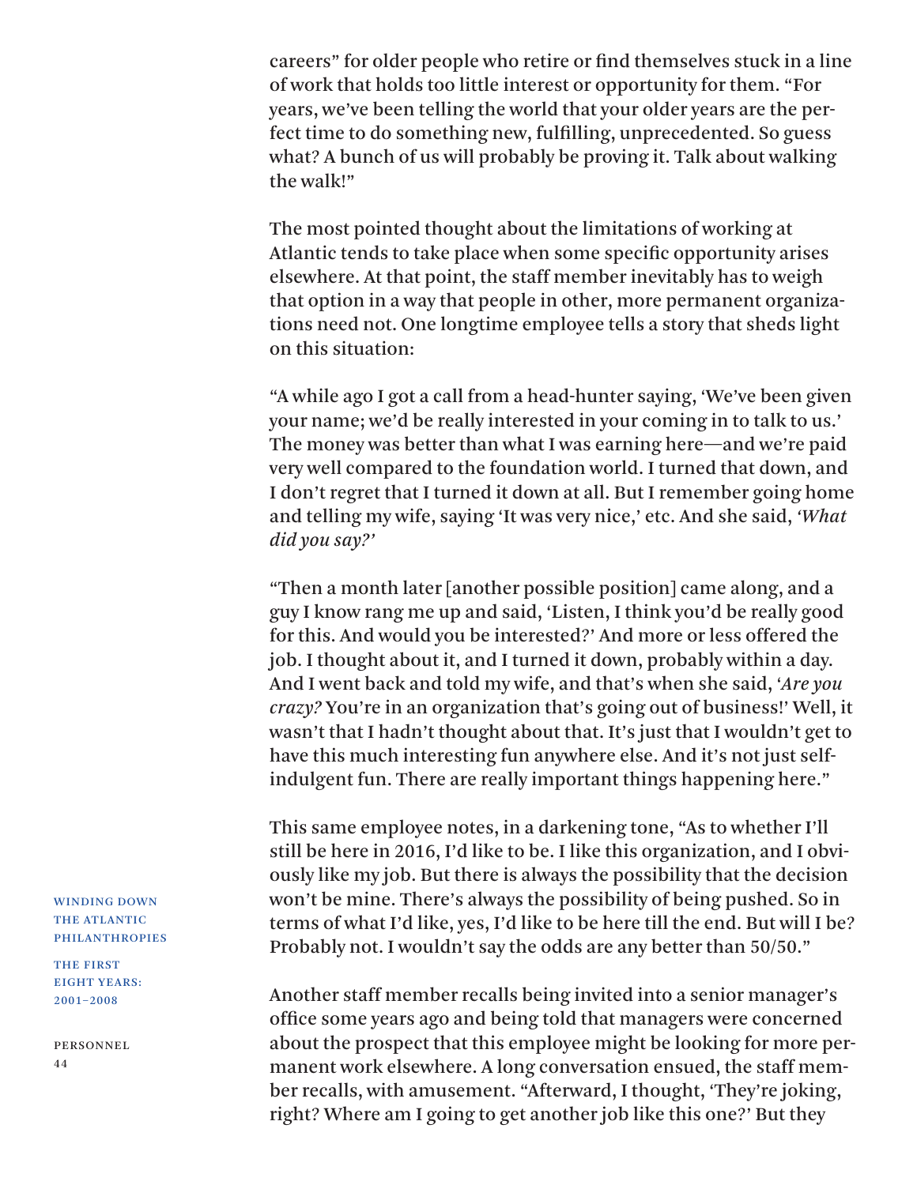careers" for older people who retire or find themselves stuck in a line of work that holds too little interest or opportunity for them. "For years, we've been telling the world that your older years are the perfect time to do something new, fulfilling, unprecedented. So guess what? A bunch of us will probably be proving it. Talk about walking the walk!"

The most pointed thought about the limitations of working at Atlantic tends to take place when some specific opportunity arises elsewhere. At that point, the staff member inevitably has to weigh that option in a way that people in other, more permanent organizations need not. One longtime employee tells a story that sheds light on this situation:

"A while ago I got a call from a head-hunter saying, 'We've been given your name; we'd be really interested in your coming in to talk to us.' The money was better than what I was earning here—and we're paid very well compared to the foundation world. I turned that down, and I don't regret that I turned it down at all. But I remember going home and telling my wife, saying 'It was very nice,' etc. And she said, *'What did you say?'*

"Then a month later [another possible position] came along, and a guy I know rang me up and said, 'Listen, I think you'd be really good for this. And would you be interested?' And more or less offered the job. I thought about it, and I turned it down, probably within a day. And I went back and told my wife, and that's when she said, '*Are you crazy?* You're in an organization that's going out of business!' Well, it wasn't that I hadn't thought about that. It's just that I wouldn't get to have this much interesting fun anywhere else. And it's not just self-indulgent fun. There are really important things happening here."

This same employee notes, in a darkening tone, "As to whether I'll still be here in 2016, I'd like to be. I like this organization, and I obviously like my job. But there is always the possibility that the decision won't be mine. There's always the possibility of being pushed. So in terms of what I'd like, yes, I'd like to be here till the end. But will I be? Probably not. I wouldn't say the odds are any better than 50/50."

Another staff member recalls being invited into a senior manager's office some years ago and being told that managers were concerned about the prospect that this employee might be looking for more permanent work elsewhere. A long conversation ensued, the staff member recalls, with amusement. "Afterward, I thought, 'They're joking, right? Where am I going to get another job like this one?' But they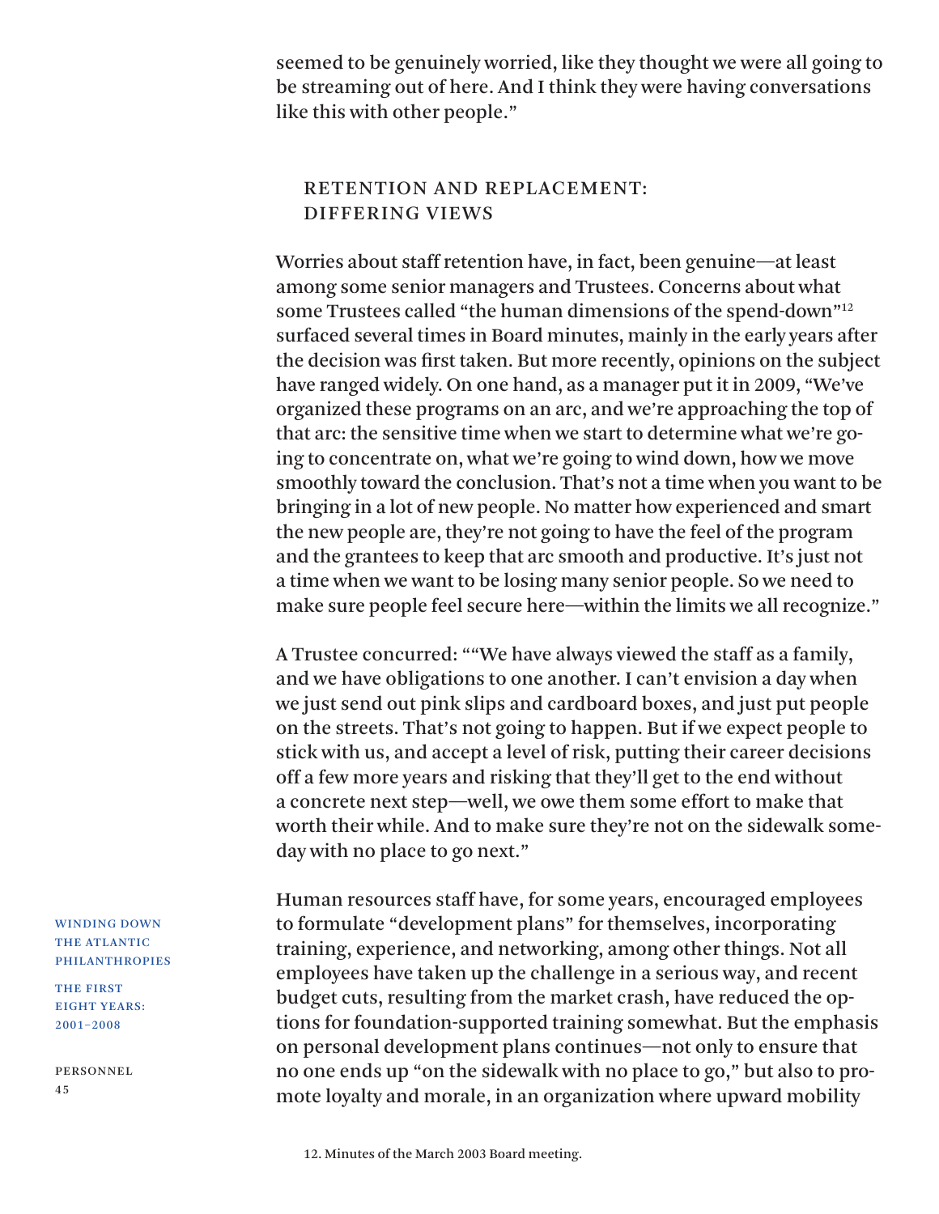seemed to be genuinely worried, like they thought we were all going to be streaming out of here. And I think they were having conversations like this with other people."

## RETENTION AND REPLACEMENT: DIFFERING VIEWS

Worries about staff retention have, in fact, been genuine—at least among some senior managers and Trustees. Concerns about what some Trustees called "the human dimensions of the spend-down"[12] surfaced several times in Board minutes, mainly in the early years after the decision was first taken. But more recently, opinions on the subject have ranged widely. On one hand, as a manager put it in 2009, "We've organized these programs on an arc, and we're approaching the top of that arc: the sensitive time when we start to determine what we're going to concentrate on, what we're going to wind down, how we move smoothly toward the conclusion. That's not a time when you want to be bringing in a lot of new people. No matter how experienced and smart the new people are, they're not going to have the feel of the program and the grantees to keep that arc smooth and productive. It's just not a time when we want to be losing many senior people. So we need to make sure people feel secure here—within the limits we all recognize."

A Trustee concurred: ""We have always viewed the staff as a family, and we have obligations to one another. I can't envision a day when we just send out pink slips and cardboard boxes, and just put people on the streets. That's not going to happen. But if we expect people to stick with us, and accept a level of risk, putting their career decisions off a few more years and risking that they'll get to the end without a concrete next step—well, we owe them some effort to make that worth their while. And to make sure they're not on the sidewalk someday with no place to go next."

Human resources staff have, for some years, encouraged employees to formulate "development plans" for themselves, incorporating training, experience, and networking, among other things. Not all employees have taken up the challenge in a serious way, and recent budget cuts, resulting from the market crash, have reduced the options for foundation-supported training somewhat. But the emphasis on personal development plans continues—not only to ensure that no one ends up "on the sidewalk with no place to go," but also to promote loyalty and morale, in an organization where upward mobility

12. Minutes of the March 2003 Board meeting.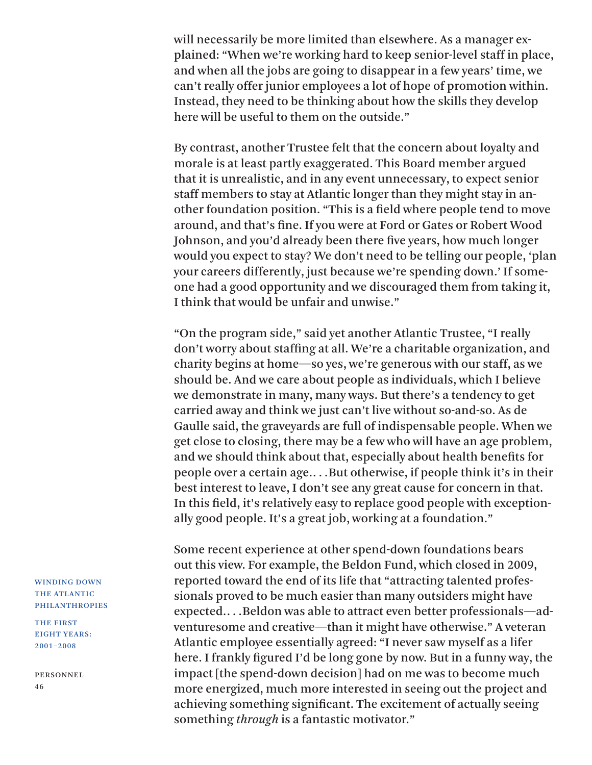will necessarily be more limited than elsewhere. As a manager explained: "When we're working hard to keep senior-level staff in place, and when all the jobs are going to disappear in a few years' time, we can't really offer junior employees a lot of hope of promotion within. Instead, they need to be thinking about how the skills they develop here will be useful to them on the outside."

By contrast, another Trustee felt that the concern about loyalty and morale is at least partly exaggerated. This Board member argued that it is unrealistic, and in any event unnecessary, to expect senior staff members to stay at Atlantic longer than they might stay in another foundation position. "This is a field where people tend to move around, and that's fine. If you were at Ford or Gates or Robert Wood Johnson, and you'd already been there five years, how much longer would you expect to stay? We don't need to be telling our people, 'plan your careers differently, just because we're spending down.' If someone had a good opportunity and we discouraged them from taking it, I think that would be unfair and unwise."

"On the program side," said yet another Atlantic Trustee, "I really don't worry about staffing at all. We're a charitable organization, and charity begins at home—so yes, we're generous with our staff, as we should be. And we care about people as individuals, which I believe we demonstrate in many, many ways. But there's a tendency to get carried away and think we just can't live without so-and-so. As de Gaulle said, the graveyards are full of indispensable people. When we get close to closing, there may be a few who will have an age problem, and we should think about that, especially about health benefits for people over a certain age.. . .But otherwise, if people think it's in their best interest to leave, I don't see any great cause for concern in that. In this field, it's relatively easy to replace good people with exceptionally good people. It's a great job, working at a foundation."

Some recent experience at other spend-down foundations bears out this view. For example, the Beldon Fund, which closed in 2009, reported toward the end of its life that "attracting talented professionals proved to be much easier than many outsiders might have expected.. . .Beldon was able to attract even better professionals—adventuresome and creative—than it might have otherwise." A veteran Atlantic employee essentially agreed: "I never saw myself as a lifer here. I frankly figured I'd be long gone by now. But in a funny way, the impact [the spend-down decision] had on me was to become much more energized, much more interested in seeing out the project and achieving something significant. The excitement of actually seeing something *through* is a fantastic motivator."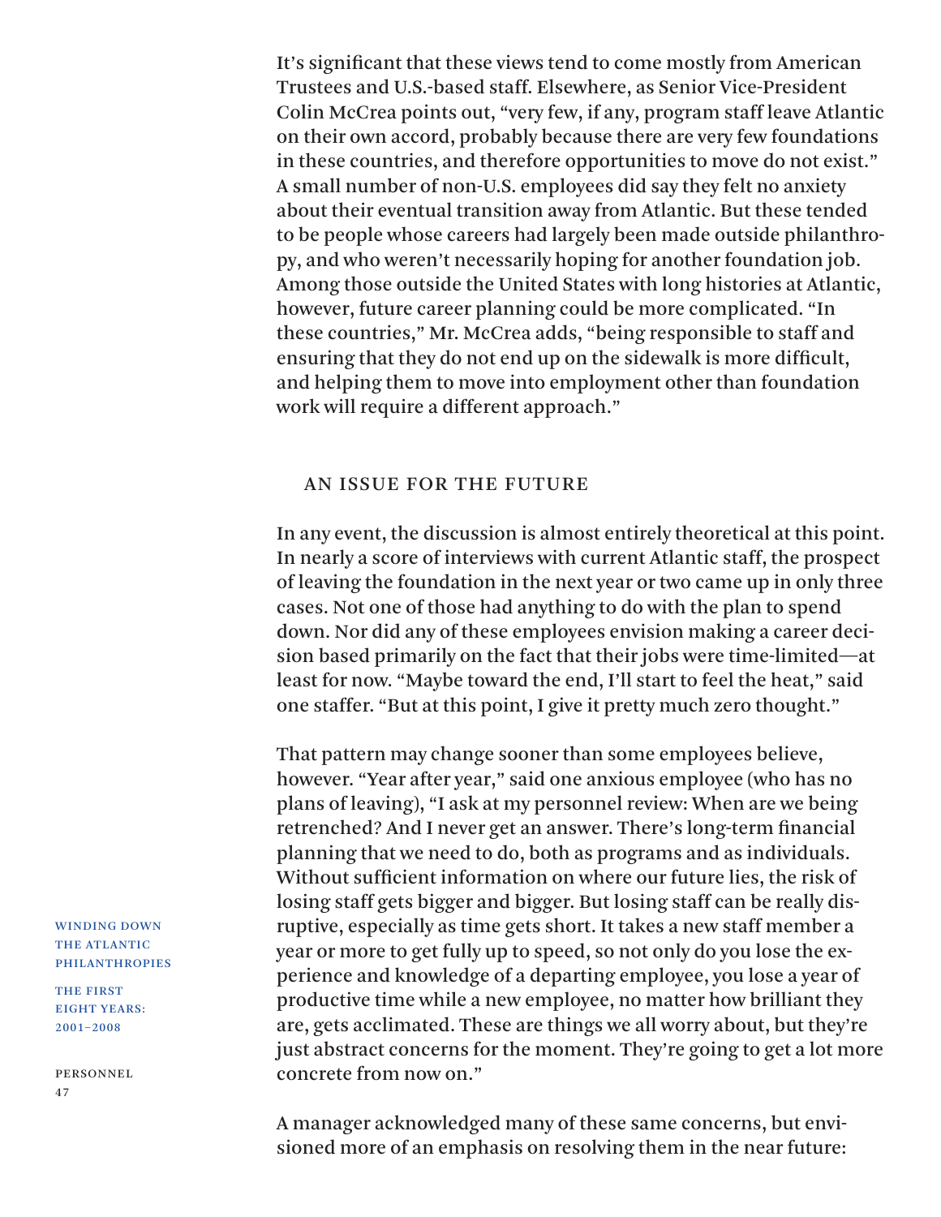It's significant that these views tend to come mostly from American Trustees and U.S.-based staff. Elsewhere, as Senior Vice-President Colin McCrea points out, "very few, if any, program staff leave Atlantic on their own accord, probably because there are very few foundations in these countries, and therefore opportunities to move do not exist." A small number of non-U.S. employees did say they felt no anxiety about their eventual transition away from Atlantic. But these tended to be people whose careers had largely been made outside philanthropy, and who weren't necessarily hoping for another foundation job. Among those outside the United States with long histories at Atlantic, however, future career planning could be more complicated. "In these countries," Mr. McCrea adds, "being responsible to staff and ensuring that they do not end up on the sidewalk is more difficult, and helping them to move into employment other than foundation work will require a different approach."

## AN ISSUE FOR THE FUTURE

In any event, the discussion is almost entirely theoretical at this point. In nearly a score of interviews with current Atlantic staff, the prospect of leaving the foundation in the next year or two came up in only three cases. Not one of those had anything to do with the plan to spend down. Nor did any of these employees envision making a career decision based primarily on the fact that their jobs were time-limited—at least for now. "Maybe toward the end, I'll start to feel the heat," said one staffer. "But at this point, I give it pretty much zero thought."

That pattern may change sooner than some employees believe, however. "Year after year," said one anxious employee (who has no plans of leaving), "I ask at my personnel review: When are we being retrenched? And I never get an answer. There's long-term financial planning that we need to do, both as programs and as individuals. Without sufficient information on where our future lies, the risk of losing staff gets bigger and bigger. But losing staff can be really disruptive, especially as time gets short. It takes a new staff member a year or more to get fully up to speed, so not only do you lose the experience and knowledge of a departing employee, you lose a year of productive time while a new employee, no matter how brilliant they are, gets acclimated. These are things we all worry about, but they're just abstract concerns for the moment. They're going to get a lot more concrete from now on."

A manager acknowledged many of these same concerns, but envisioned more of an emphasis on resolving them in the near future: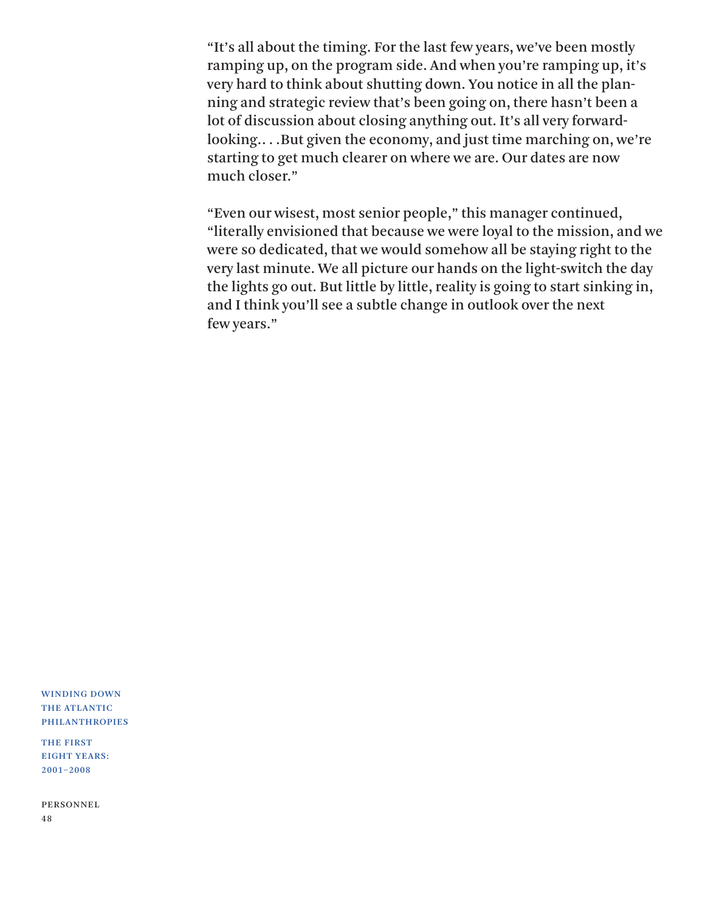"It's all about the timing. For the last few years, we've been mostly ramping up, on the program side. And when you're ramping up, it's very hard to think about shutting down. You notice in all the planning and strategic review that's been going on, there hasn't been a lot of discussion about closing anything out. It's all very forward-looking.. . .But given the economy, and just time marching on, we're starting to get much clearer on where we are. Our dates are now much closer."

"Even our wisest, most senior people," this manager continued, "literally envisioned that because we were loyal to the mission, and we were so dedicated, that we would somehow all be staying right to the very last minute. We all picture our hands on the light-switch the day the lights go out. But little by little, reality is going to start sinking in, and I think you'll see a subtle change in outlook over the next few years."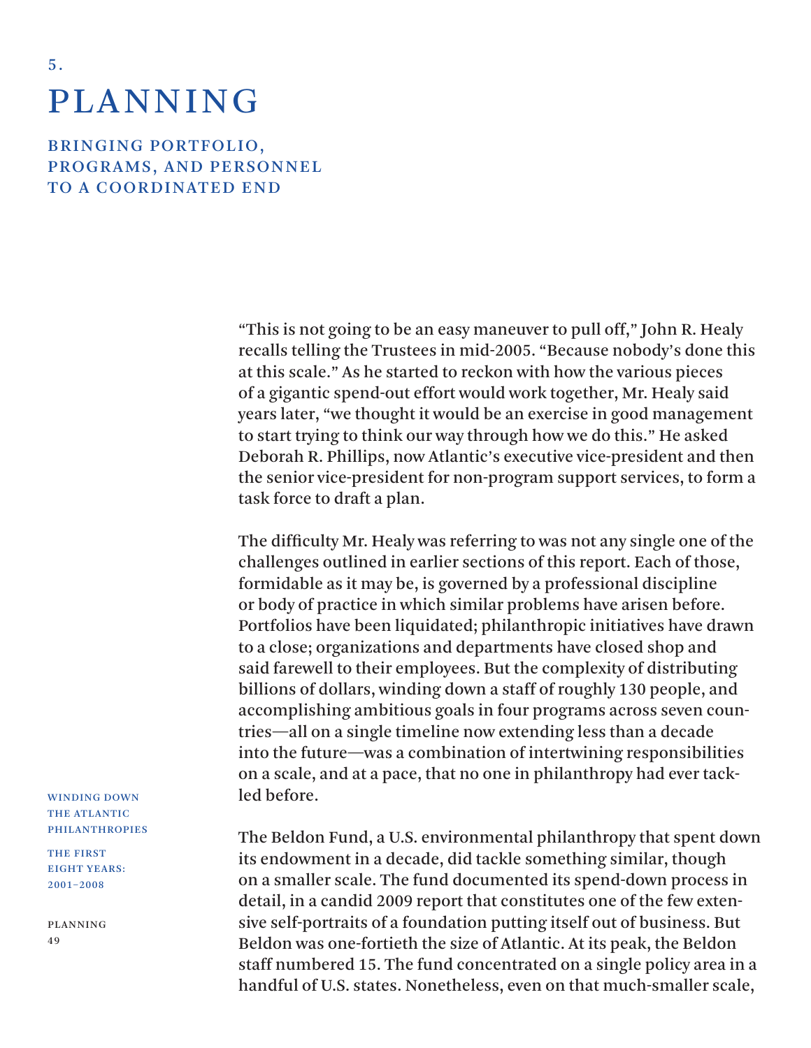5.

# PLANNING

## BRINGING PORTFOLIO, PROGRAMS, AND PERSONNEL TO A COORDINATED END

"This is not going to be an easy maneuver to pull off," John R. Healy recalls telling the Trustees in mid-2005. "Because nobody's done this at this scale." As he started to reckon with how the various pieces of a gigantic spend-out effort would work together, Mr. Healy said years later, "we thought it would be an exercise in good management to start trying to think our way through how we do this." He asked Deborah R. Phillips, now Atlantic's executive vice-president and then the senior vice-president for non-program support services, to form a task force to draft a plan.

The difficulty Mr. Healy was referring to was not any single one of the challenges outlined in earlier sections of this report. Each of those, formidable as it may be, is governed by a professional discipline or body of practice in which similar problems have arisen before. Portfolios have been liquidated; philanthropic initiatives have drawn to a close; organizations and departments have closed shop and said farewell to their employees. But the complexity of distributing billions of dollars, winding down a staff of roughly 130 people, and accomplishing ambitious goals in four programs across seven countries—all on a single timeline now extending less than a decade into the future—was a combination of intertwining responsibilities on a scale, and at a pace, that no one in philanthropy had ever tackled before.

The Beldon Fund, a U.S. environmental philanthropy that spent down its endowment in a decade, did tackle something similar, though on a smaller scale. The fund documented its spend-down process in detail, in a candid 2009 report that constitutes one of the few extensive self-portraits of a foundation putting itself out of business. But Beldon was one-fortieth the size of Atlantic. At its peak, the Beldon staff numbered 15. The fund concentrated on a single policy area in a handful of U.S. states. Nonetheless, even on that much-smaller scale,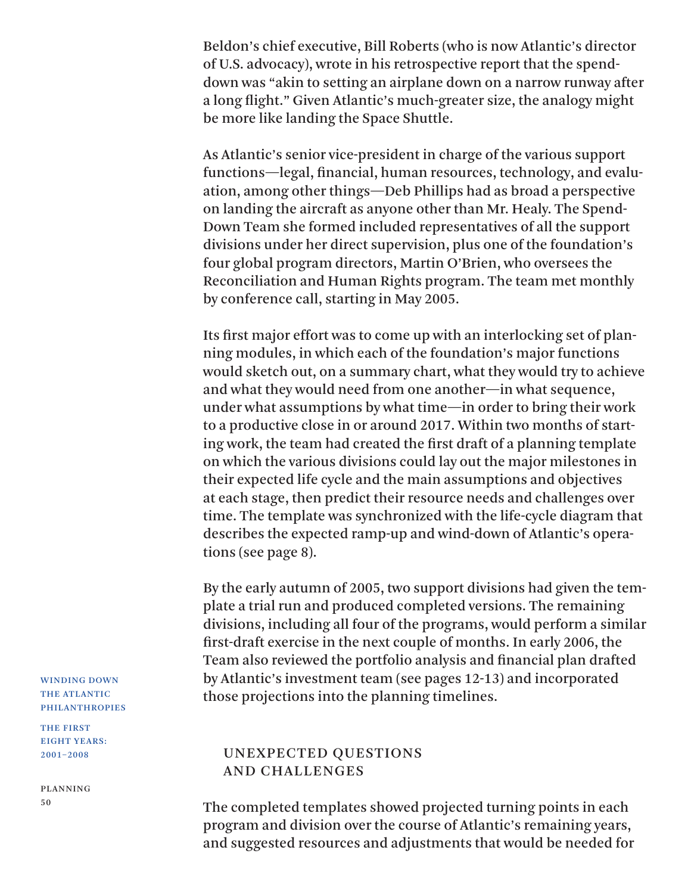Beldon's chief executive, Bill Roberts (who is now Atlantic's director of U.S. advocacy), wrote in his retrospective report that the spend-down was "akin to setting an airplane down on a narrow runway after a long flight." Given Atlantic's much-greater size, the analogy might be more like landing the Space Shuttle.

As Atlantic's senior vice-president in charge of the various support functions—legal, financial, human resources, technology, and evaluation, among other things—Deb Phillips had as broad a perspective on landing the aircraft as anyone other than Mr. Healy. The Spend-Down Team she formed included representatives of all the support divisions under her direct supervision, plus one of the foundation's four global program directors, Martin O'Brien, who oversees the Reconciliation and Human Rights program. The team met monthly by conference call, starting in May 2005.

Its first major effort was to come up with an interlocking set of planning modules, in which each of the foundation's major functions would sketch out, on a summary chart, what they would try to achieve and what they would need from one another—in what sequence, under what assumptions by what time—in order to bring their work to a productive close in or around 2017. Within two months of starting work, the team had created the first draft of a planning template on which the various divisions could lay out the major milestones in their expected life cycle and the main assumptions and objectives at each stage, then predict their resource needs and challenges over time. The template was synchronized with the life-cycle diagram that describes the expected ramp-up and wind-down of Atlantic's operations (see page 8).

By the early autumn of 2005, two support divisions had given the template a trial run and produced completed versions. The remaining divisions, including all four of the programs, would perform a similar first-draft exercise in the next couple of months. In early 2006, the Team also reviewed the portfolio analysis and financial plan drafted by Atlantic's investment team (see pages 12-13) and incorporated those projections into the planning timelines.

## UNEXPECTED QUESTIONS AND CHALLENGES

The completed templates showed projected turning points in each program and division over the course of Atlantic's remaining years, and suggested resources and adjustments that would be needed for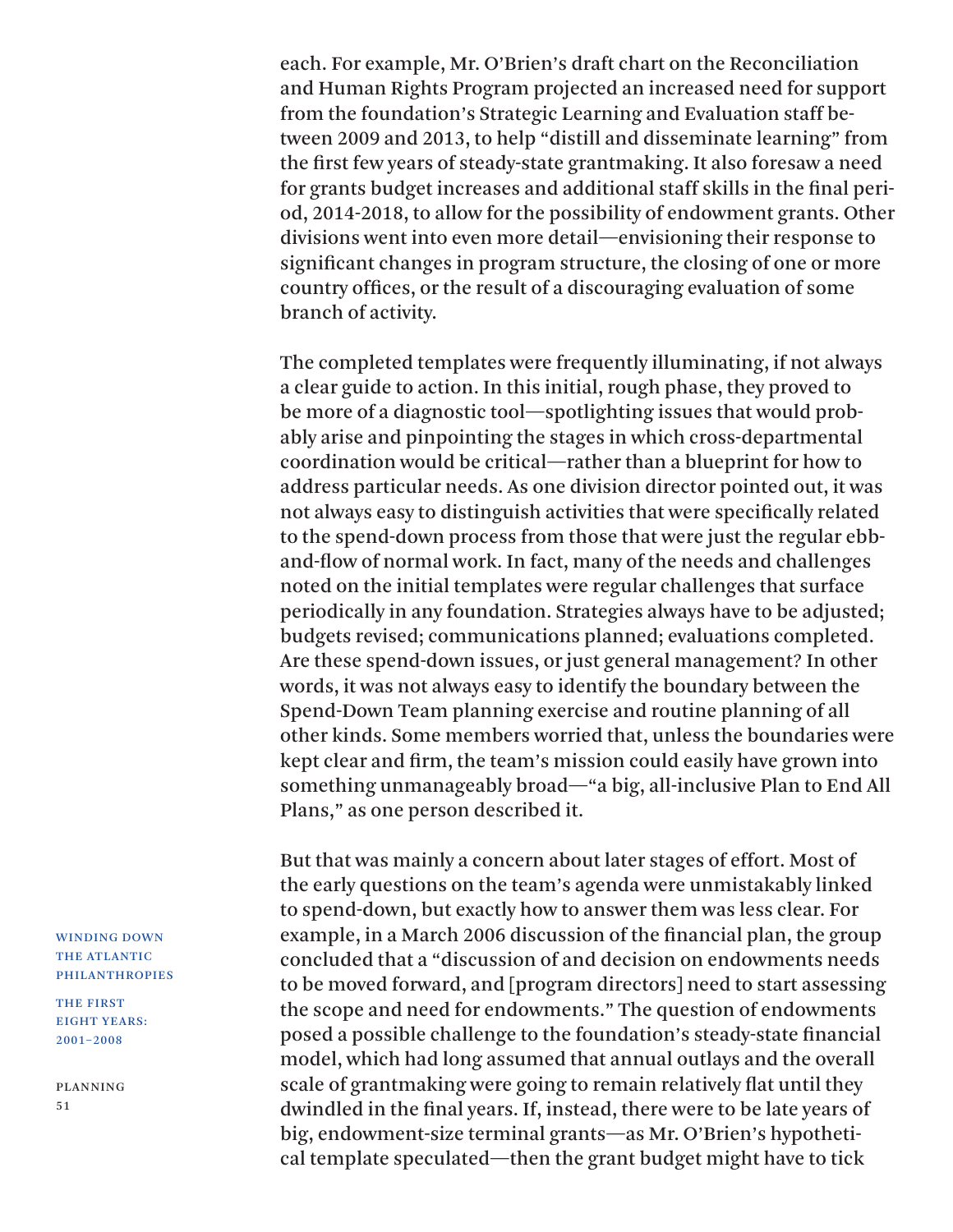each. For example, Mr. O'Brien's draft chart on the Reconciliation and Human Rights Program projected an increased need for support from the foundation's Strategic Learning and Evaluation staff between 2009 and 2013, to help "distill and disseminate learning" from the first few years of steady-state grantmaking. It also foresaw a need for grants budget increases and additional staff skills in the final period, 2014-2018, to allow for the possibility of endowment grants. Other divisions went into even more detail—envisioning their response to significant changes in program structure, the closing of one or more country offices, or the result of a discouraging evaluation of some branch of activity.

The completed templates were frequently illuminating, if not always a clear guide to action. In this initial, rough phase, they proved to be more of a diagnostic tool—spotlighting issues that would probably arise and pinpointing the stages in which cross-departmental coordination would be critical—rather than a blueprint for how to address particular needs. As one division director pointed out, it was not always easy to distinguish activities that were specifically related to the spend-down process from those that were just the regular ebb-and-flow of normal work. In fact, many of the needs and challenges noted on the initial templates were regular challenges that surface periodically in any foundation. Strategies always have to be adjusted; budgets revised; communications planned; evaluations completed. Are these spend-down issues, or just general management? In other words, it was not always easy to identify the boundary between the Spend-Down Team planning exercise and routine planning of all other kinds. Some members worried that, unless the boundaries were kept clear and firm, the team's mission could easily have grown into something unmanageably broad—"a big, all-inclusive Plan to End All Plans," as one person described it.

But that was mainly a concern about later stages of effort. Most of the early questions on the team's agenda were unmistakably linked to spend-down, but exactly how to answer them was less clear. For example, in a March 2006 discussion of the financial plan, the group concluded that a "discussion of and decision on endowments needs to be moved forward, and [program directors] need to start assessing the scope and need for endowments." The question of endowments posed a possible challenge to the foundation's steady-state financial model, which had long assumed that annual outlays and the overall scale of grantmaking were going to remain relatively flat until they dwindled in the final years. If, instead, there were to be late years of big, endowment-size terminal grants—as Mr. O'Brien's hypothetical template speculated—then the grant budget might have to tick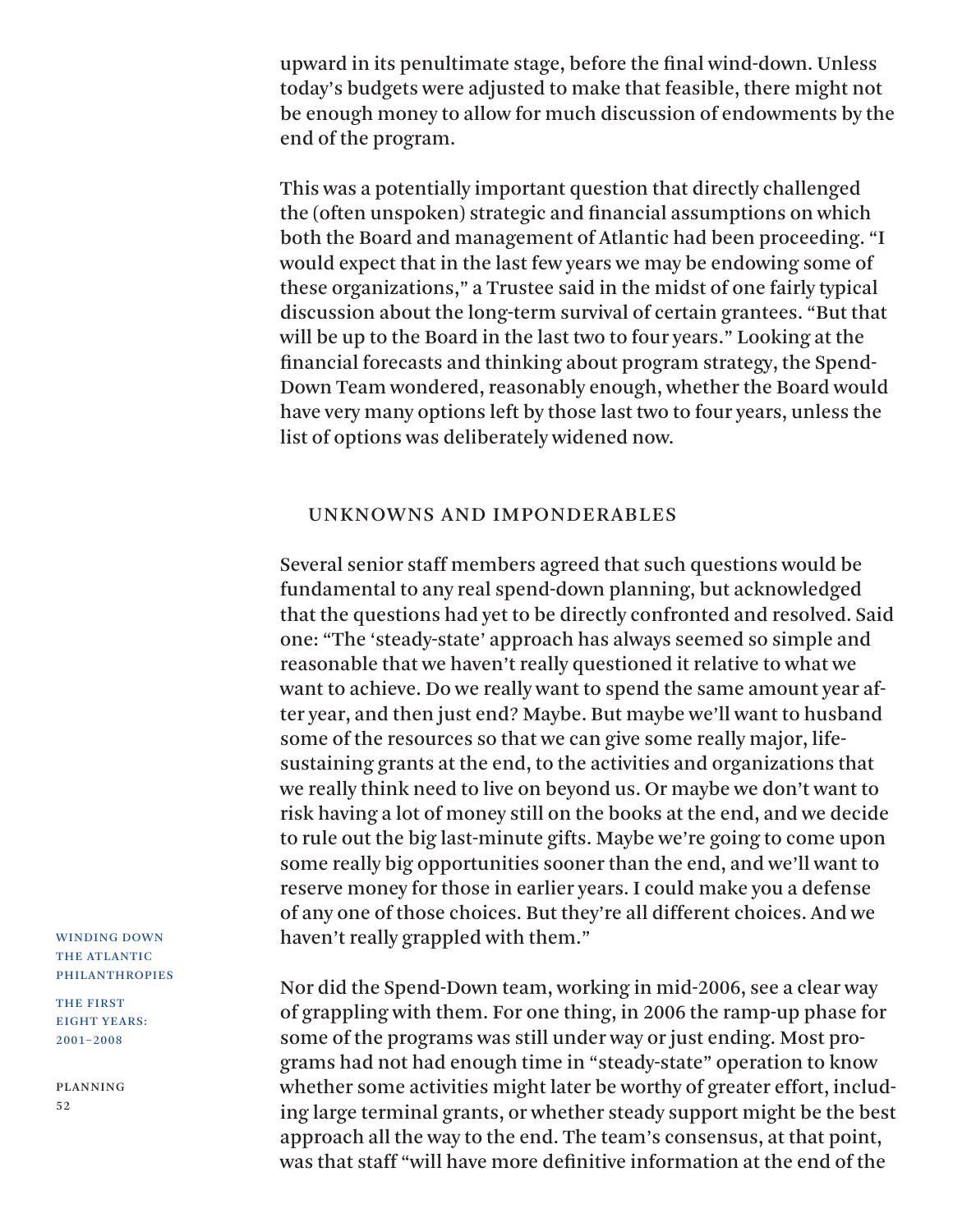upward in its penultimate stage, before the final wind-down. Unless today's budgets were adjusted to make that feasible, there might not be enough money to allow for much discussion of endowments by the end of the program.

This was a potentially important question that directly challenged the (often unspoken) strategic and financial assumptions on which both the Board and management of Atlantic had been proceeding. "I would expect that in the last few years we may be endowing some of these organizations," a Trustee said in the midst of one fairly typical discussion about the long-term survival of certain grantees. "But that will be up to the Board in the last two to four years." Looking at the financial forecasts and thinking about program strategy, the Spend-Down Team wondered, reasonably enough, whether the Board would have very many options left by those last two to four years, unless the list of options was deliberately widened now.

## UNKNOWNS AND IMPONDERABLES

Several senior staff members agreed that such questions would be fundamental to any real spend-down planning, but acknowledged that the questions had yet to be directly confronted and resolved. Said one: "The 'steady-state' approach has always seemed so simple and reasonable that we haven't really questioned it relative to what we want to achieve. Do we really want to spend the same amount year after year, and then just end? Maybe. But maybe we'll want to husband some of the resources so that we can give some really major, life-sustaining grants at the end, to the activities and organizations that we really think need to live on beyond us. Or maybe we don't want to risk having a lot of money still on the books at the end, and we decide to rule out the big last-minute gifts. Maybe we're going to come upon some really big opportunities sooner than the end, and we'll want to reserve money for those in earlier years. I could make you a defense of any one of those choices. But they're all different choices. And we haven't really grappled with them."

Nor did the Spend-Down team, working in mid-2006, see a clear way of grappling with them. For one thing, in 2006 the ramp-up phase for some of the programs was still under way or just ending. Most programs had not had enough time in "steady-state" operation to know whether some activities might later be worthy of greater effort, including large terminal grants, or whether steady support might be the best approach all the way to the end. The team's consensus, at that point, was that staff "will have more definitive information at the end of the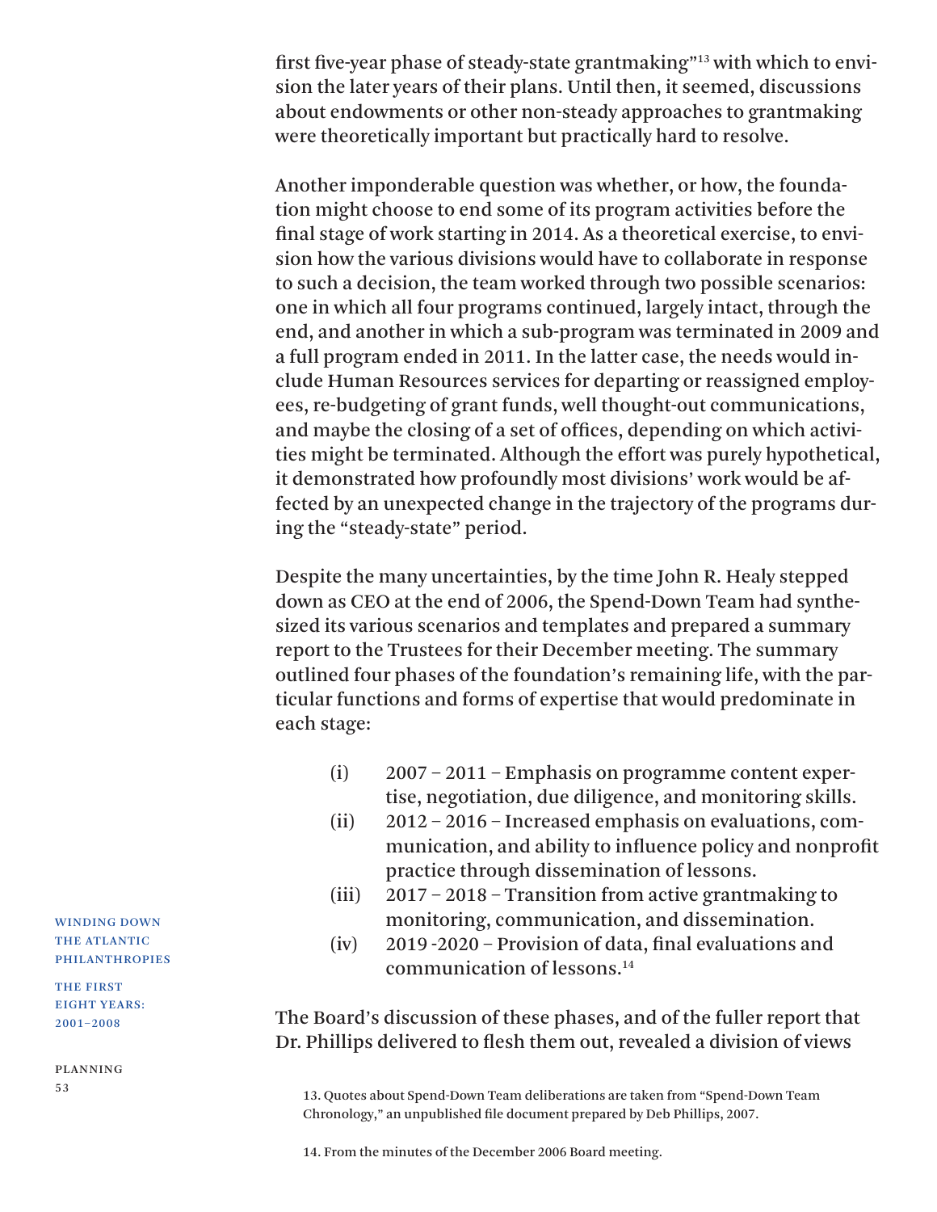first five-year phase of steady-state grantmaking"[13] with which to envision the later years of their plans. Until then, it seemed, discussions about endowments or other non-steady approaches to grantmaking were theoretically important but practically hard to resolve.

Another imponderable question was whether, or how, the foundation might choose to end some of its program activities before the final stage of work starting in 2014. As a theoretical exercise, to envision how the various divisions would have to collaborate in response to such a decision, the team worked through two possible scenarios: one in which all four programs continued, largely intact, through the end, and another in which a sub-program was terminated in 2009 and a full program ended in 2011. In the latter case, the needs would include Human Resources services for departing or reassigned employees, re-budgeting of grant funds, well thought-out communications, and maybe the closing of a set of offices, depending on which activities might be terminated. Although the effort was purely hypothetical, it demonstrated how profoundly most divisions' work would be affected by an unexpected change in the trajectory of the programs during the "steady-state" period.

Despite the many uncertainties, by the time John R. Healy stepped down as CEO at the end of 2006, the Spend-Down Team had synthesized its various scenarios and templates and prepared a summary report to the Trustees for their December meeting. The summary outlined four phases of the foundation's remaining life, with the particular functions and forms of expertise that would predominate in each stage:

- (i) 2007 – 2011 – Emphasis on programme content expertise, negotiation, due diligence, and monitoring skills.
- (ii) 2012 – 2016 – Increased emphasis on evaluations, communication, and ability to influence policy and nonprofit practice through dissemination of lessons.
- (iii) 2017 – 2018 – Transition from active grantmaking to monitoring, communication, and dissemination.
- (iv) 2019 -2020 – Provision of data, final evaluations and communication of lessons.[14]

The Board's discussion of these phases, and of the fuller report that Dr. Phillips delivered to flesh them out, revealed a division of views

13. Quotes about Spend-Down Team deliberations are taken from "Spend-Down Team Chronology," an unpublished file document prepared by Deb Phillips, 2007.

14. From the minutes of the December 2006 Board meeting.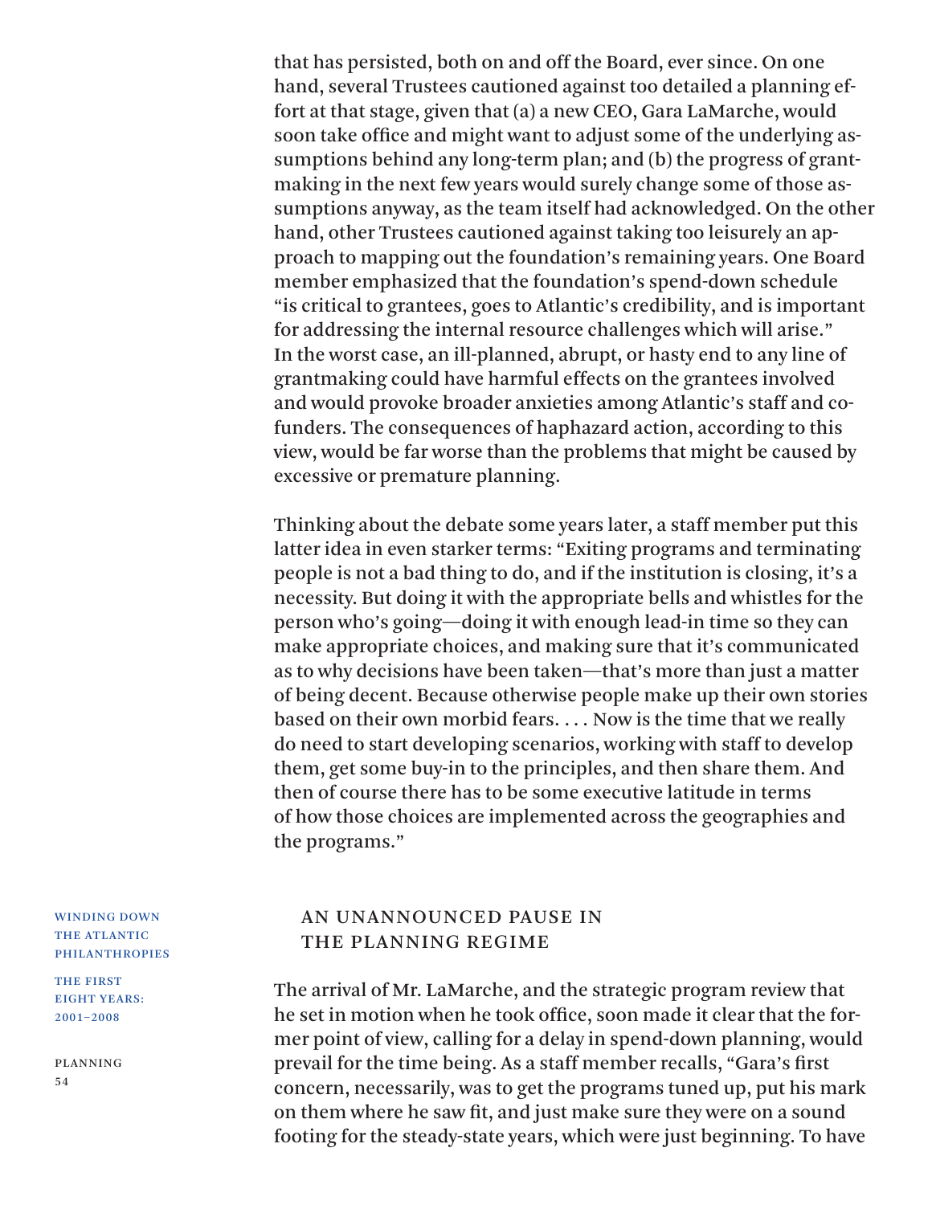that has persisted, both on and off the Board, ever since. On one hand, several Trustees cautioned against too detailed a planning effort at that stage, given that (a) a new CEO, Gara LaMarche, would soon take office and might want to adjust some of the underlying assumptions behind any long-term plan; and (b) the progress of grantmaking in the next few years would surely change some of those assumptions anyway, as the team itself had acknowledged. On the other hand, other Trustees cautioned against taking too leisurely an approach to mapping out the foundation's remaining years. One Board member emphasized that the foundation's spend-down schedule "is critical to grantees, goes to Atlantic's credibility, and is important for addressing the internal resource challenges which will arise." In the worst case, an ill-planned, abrupt, or hasty end to any line of grantmaking could have harmful effects on the grantees involved and would provoke broader anxieties among Atlantic's staff and cofunders. The consequences of haphazard action, according to this view, would be far worse than the problems that might be caused by excessive or premature planning.

Thinking about the debate some years later, a staff member put this latter idea in even starker terms: "Exiting programs and terminating people is not a bad thing to do, and if the institution is closing, it's a necessity. But doing it with the appropriate bells and whistles for the person who's going—doing it with enough lead-in time so they can make appropriate choices, and making sure that it's communicated as to why decisions have been taken—that's more than just a matter of being decent. Because otherwise people make up their own stories based on their own morbid fears. . . . Now is the time that we really do need to start developing scenarios, working with staff to develop them, get some buy-in to the principles, and then share them. And then of course there has to be some executive latitude in terms of how those choices are implemented across the geographies and the programs."

## An Unannounced Pause in the Planning Regime

The arrival of Mr. LaMarche, and the strategic program review that he set in motion when he took office, soon made it clear that the former point of view, calling for a delay in spend-down planning, would prevail for the time being. As a staff member recalls, "Gara's first concern, necessarily, was to get the programs tuned up, put his mark on them where he saw fit, and just make sure they were on a sound footing for the steady-state years, which were just beginning. To have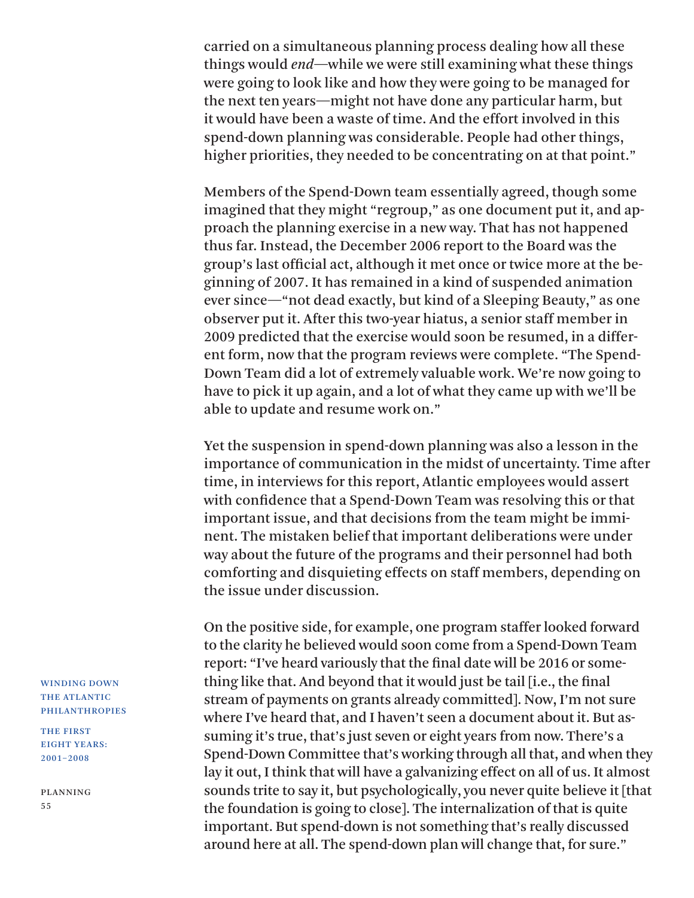carried on a simultaneous planning process dealing how all these things would *end*—while we were still examining what these things were going to look like and how they were going to be managed for the next ten years—might not have done any particular harm, but it would have been a waste of time. And the effort involved in this spend-down planning was considerable. People had other things, higher priorities, they needed to be concentrating on at that point."

Members of the Spend-Down team essentially agreed, though some imagined that they might "regroup," as one document put it, and approach the planning exercise in a new way. That has not happened thus far. Instead, the December 2006 report to the Board was the group's last official act, although it met once or twice more at the beginning of 2007. It has remained in a kind of suspended animation ever since—"not dead exactly, but kind of a Sleeping Beauty," as one observer put it. After this two-year hiatus, a senior staff member in 2009 predicted that the exercise would soon be resumed, in a different form, now that the program reviews were complete. "The Spend-Down Team did a lot of extremely valuable work. We're now going to have to pick it up again, and a lot of what they came up with we'll be able to update and resume work on."

Yet the suspension in spend-down planning was also a lesson in the importance of communication in the midst of uncertainty. Time after time, in interviews for this report, Atlantic employees would assert with confidence that a Spend-Down Team was resolving this or that important issue, and that decisions from the team might be imminent. The mistaken belief that important deliberations were under way about the future of the programs and their personnel had both comforting and disquieting effects on staff members, depending on the issue under discussion.

On the positive side, for example, one program staffer looked forward to the clarity he believed would soon come from a Spend-Down Team report: "I've heard variously that the final date will be 2016 or something like that. And beyond that it would just be tail [i.e., the final stream of payments on grants already committed]. Now, I'm not sure where I've heard that, and I haven't seen a document about it. But assuming it's true, that's just seven or eight years from now. There's a Spend-Down Committee that's working through all that, and when they lay it out, I think that will have a galvanizing effect on all of us. It almost sounds trite to say it, but psychologically, you never quite believe it [that the foundation is going to close]. The internalization of that is quite important. But spend-down is not something that's really discussed around here at all. The spend-down plan will change that, for sure."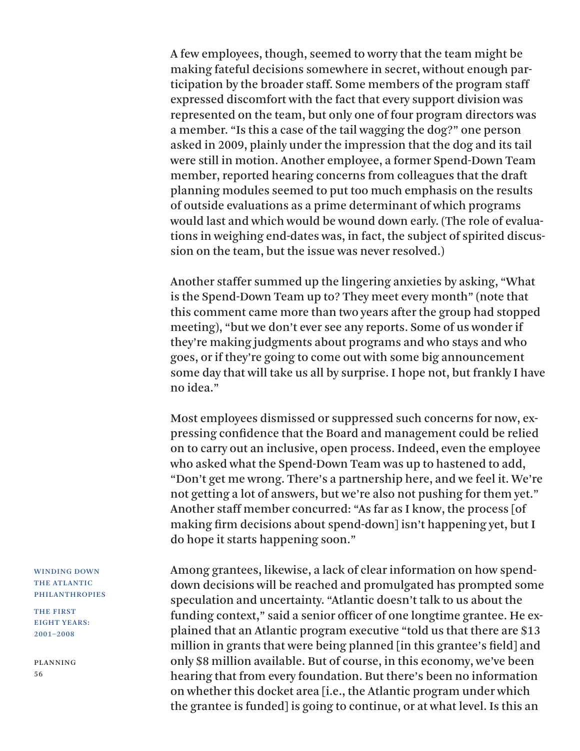A few employees, though, seemed to worry that the team might be making fateful decisions somewhere in secret, without enough participation by the broader staff. Some members of the program staff expressed discomfort with the fact that every support division was represented on the team, but only one of four program directors was a member. "Is this a case of the tail wagging the dog?" one person asked in 2009, plainly under the impression that the dog and its tail were still in motion. Another employee, a former Spend-Down Team member, reported hearing concerns from colleagues that the draft planning modules seemed to put too much emphasis on the results of outside evaluations as a prime determinant of which programs would last and which would be wound down early. (The role of evaluations in weighing end-dates was, in fact, the subject of spirited discussion on the team, but the issue was never resolved.)

Another staffer summed up the lingering anxieties by asking, "What is the Spend-Down Team up to? They meet every month" (note that this comment came more than two years after the group had stopped meeting), "but we don't ever see any reports. Some of us wonder if they're making judgments about programs and who stays and who goes, or if they're going to come out with some big announcement some day that will take us all by surprise. I hope not, but frankly I have no idea."

Most employees dismissed or suppressed such concerns for now, expressing confidence that the Board and management could be relied on to carry out an inclusive, open process. Indeed, even the employee who asked what the Spend-Down Team was up to hastened to add, "Don't get me wrong. There's a partnership here, and we feel it. We're not getting a lot of answers, but we're also not pushing for them yet." Another staff member concurred: "As far as I know, the process [of making firm decisions about spend-down] isn't happening yet, but I do hope it starts happening soon."

Among grantees, likewise, a lack of clear information on how spend-down decisions will be reached and promulgated has prompted some speculation and uncertainty. "Atlantic doesn't talk to us about the funding context," said a senior officer of one longtime grantee. He explained that an Atlantic program executive "told us that there are $13 million in grants that were being planned [in this grantee's field] and only $8 million available. But of course, in this economy, we've been hearing that from every foundation. But there's been no information on whether this docket area [i.e., the Atlantic program under which the grantee is funded] is going to continue, or at what level. Is this an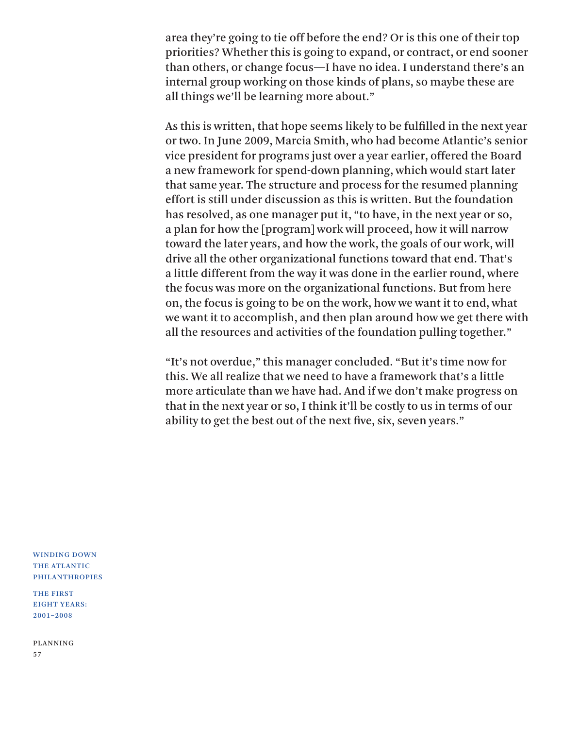area they're going to tie off before the end? Or is this one of their top priorities? Whether this is going to expand, or contract, or end sooner than others, or change focus—I have no idea. I understand there's an internal group working on those kinds of plans, so maybe these are all things we'll be learning more about."

As this is written, that hope seems likely to be fulfilled in the next year or two. In June 2009, Marcia Smith, who had become Atlantic's senior vice president for programs just over a year earlier, offered the Board a new framework for spend-down planning, which would start later that same year. The structure and process for the resumed planning effort is still under discussion as this is written. But the foundation has resolved, as one manager put it, "to have, in the next year or so, a plan for how the [program] work will proceed, how it will narrow toward the later years, and how the work, the goals of our work, will drive all the other organizational functions toward that end. That's a little different from the way it was done in the earlier round, where the focus was more on the organizational functions. But from here on, the focus is going to be on the work, how we want it to end, what we want it to accomplish, and then plan around how we get there with all the resources and activities of the foundation pulling together."

"It's not overdue," this manager concluded. "But it's time now for this. We all realize that we need to have a framework that's a little more articulate than we have had. And if we don't make progress on that in the next year or so, I think it'll be costly to us in terms of our ability to get the best out of the next five, six, seven years."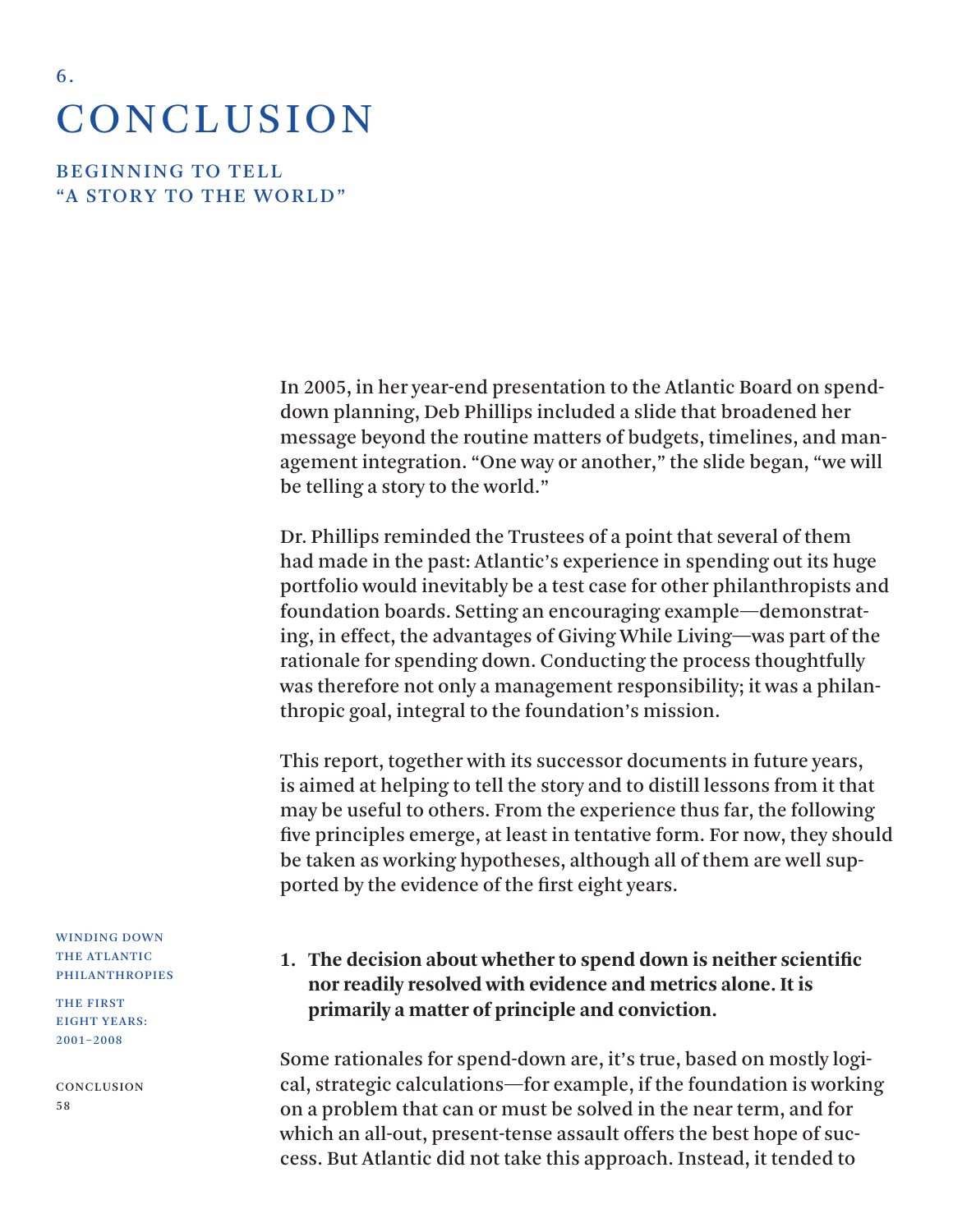# 6. CONCLUSION

## BEGINNING TO TELL "A STORY TO THE WORLD"

In 2005, in her year-end presentation to the Atlantic Board on spend-down planning, Deb Phillips included a slide that broadened her message beyond the routine matters of budgets, timelines, and management integration. "One way or another," the slide began, "we will be telling a story to the world."

Dr. Phillips reminded the Trustees of a point that several of them had made in the past: Atlantic's experience in spending out its huge portfolio would inevitably be a test case for other philanthropists and foundation boards. Setting an encouraging example—demonstrating, in effect, the advantages of Giving While Living—was part of the rationale for spending down. Conducting the process thoughtfully was therefore not only a management responsibility; it was a philanthropic goal, integral to the foundation's mission.

This report, together with its successor documents in future years, is aimed at helping to tell the story and to distill lessons from it that may be useful to others. From the experience thus far, the following five principles emerge, at least in tentative form. For now, they should be taken as working hypotheses, although all of them are well supported by the evidence of the first eight years.

1. **The decision about whether to spend down is neither scientific nor readily resolved with evidence and metrics alone. It is primarily a matter of principle and conviction.**

Some rationales for spend-down are, it's true, based on mostly logical, strategic calculations—for example, if the foundation is working on a problem that can or must be solved in the near term, and for which an all-out, present-tense assault offers the best hope of success. But Atlantic did not take this approach. Instead, it tended to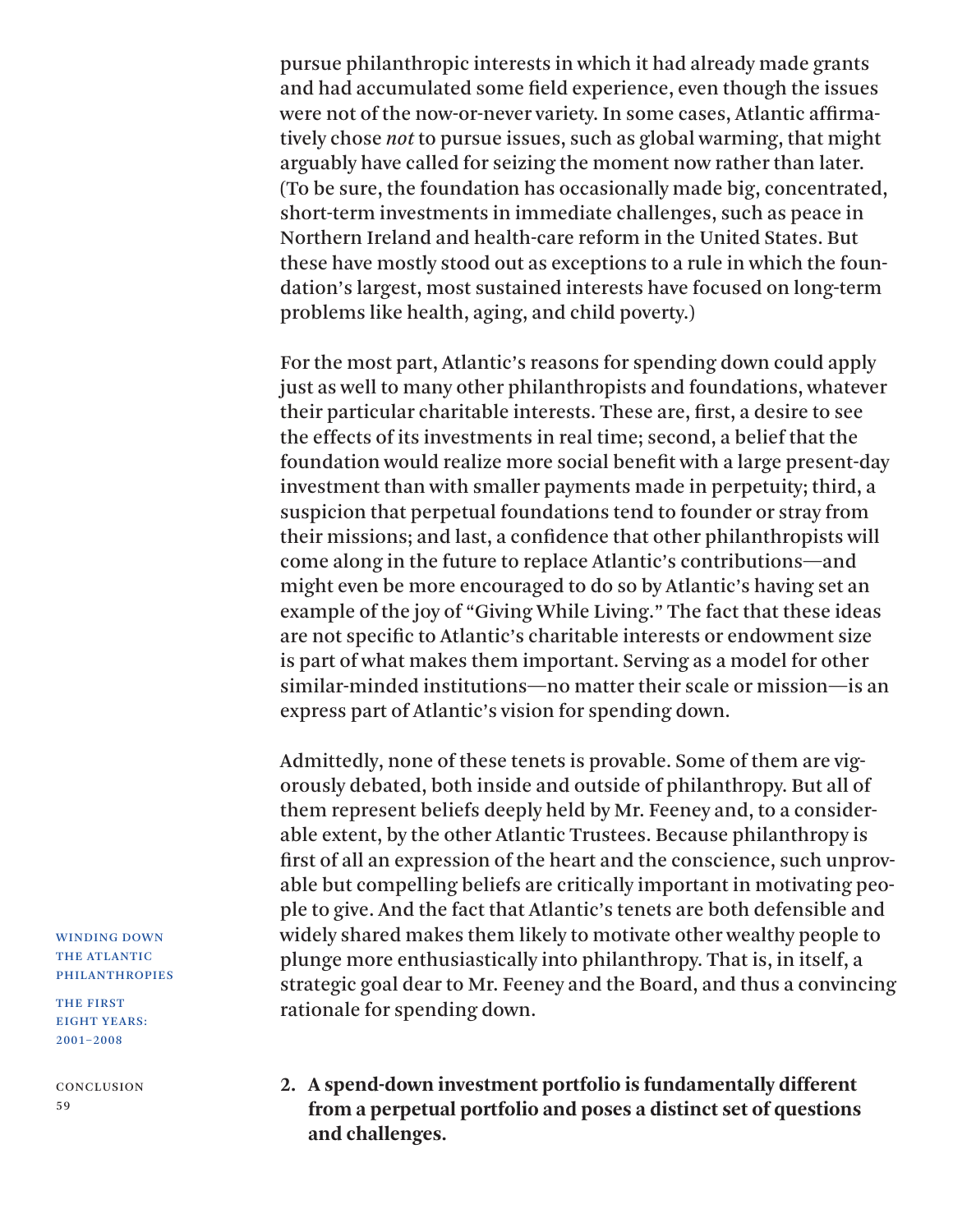pursue philanthropic interests in which it had already made grants and had accumulated some field experience, even though the issues were not of the now-or-never variety. In some cases, Atlantic affirmatively chose *not* to pursue issues, such as global warming, that might arguably have called for seizing the moment now rather than later. (To be sure, the foundation has occasionally made big, concentrated, short-term investments in immediate challenges, such as peace in Northern Ireland and health-care reform in the United States. But these have mostly stood out as exceptions to a rule in which the foundation's largest, most sustained interests have focused on long-term problems like health, aging, and child poverty.)

For the most part, Atlantic's reasons for spending down could apply just as well to many other philanthropists and foundations, whatever their particular charitable interests. These are, first, a desire to see the effects of its investments in real time; second, a belief that the foundation would realize more social benefit with a large present-day investment than with smaller payments made in perpetuity; third, a suspicion that perpetual foundations tend to founder or stray from their missions; and last, a confidence that other philanthropists will come along in the future to replace Atlantic's contributions—and might even be more encouraged to do so by Atlantic's having set an example of the joy of "Giving While Living." The fact that these ideas are not specific to Atlantic's charitable interests or endowment size is part of what makes them important. Serving as a model for other similar-minded institutions—no matter their scale or mission—is an express part of Atlantic's vision for spending down.

Admittedly, none of these tenets is provable. Some of them are vigorously debated, both inside and outside of philanthropy. But all of them represent beliefs deeply held by Mr. Feeney and, to a considerable extent, by the other Atlantic Trustees. Because philanthropy is first of all an expression of the heart and the conscience, such unprovable but compelling beliefs are critically important in motivating people to give. And the fact that Atlantic's tenets are both defensible and widely shared makes them likely to motivate other wealthy people to plunge more enthusiastically into philanthropy. That is, in itself, a strategic goal dear to Mr. Feeney and the Board, and thus a convincing rationale for spending down.

2. **A spend-down investment portfolio is fundamentally different from a perpetual portfolio and poses a distinct set of questions and challenges.**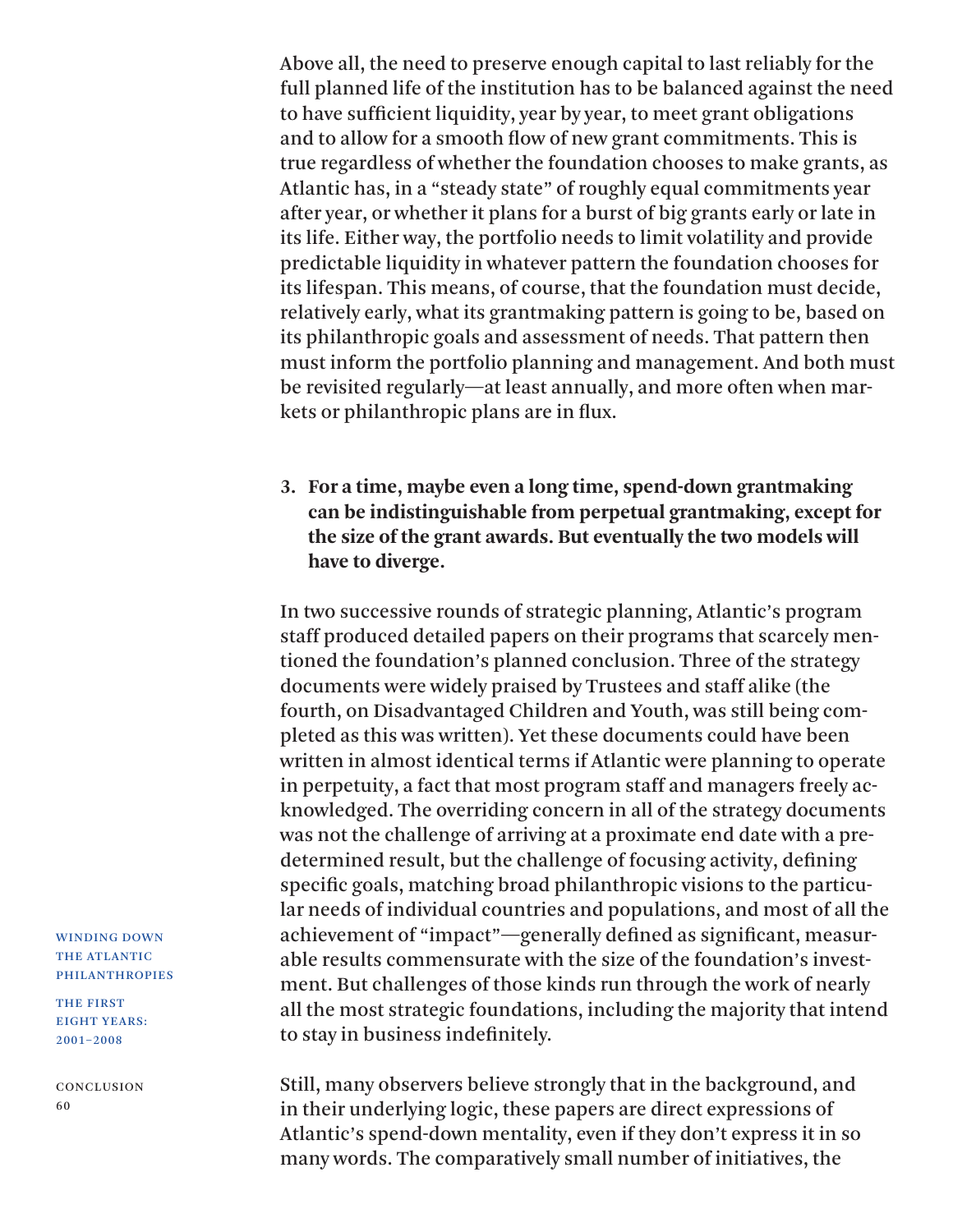Above all, the need to preserve enough capital to last reliably for the full planned life of the institution has to be balanced against the need to have sufficient liquidity, year by year, to meet grant obligations and to allow for a smooth flow of new grant commitments. This is true regardless of whether the foundation chooses to make grants, as Atlantic has, in a "steady state" of roughly equal commitments year after year, or whether it plans for a burst of big grants early or late in its life. Either way, the portfolio needs to limit volatility and provide predictable liquidity in whatever pattern the foundation chooses for its lifespan. This means, of course, that the foundation must decide, relatively early, what its grantmaking pattern is going to be, based on its philanthropic goals and assessment of needs. That pattern then must inform the portfolio planning and management. And both must be revisited regularly—at least annually, and more often when markets or philanthropic plans are in flux.

3. **For a time, maybe even a long time, spend-down grantmaking can be indistinguishable from perpetual grantmaking, except for the size of the grant awards. But eventually the two models will have to diverge.**

In two successive rounds of strategic planning, Atlantic's program staff produced detailed papers on their programs that scarcely mentioned the foundation's planned conclusion. Three of the strategy documents were widely praised by Trustees and staff alike (the fourth, on Disadvantaged Children and Youth, was still being completed as this was written). Yet these documents could have been written in almost identical terms if Atlantic were planning to operate in perpetuity, a fact that most program staff and managers freely acknowledged. The overriding concern in all of the strategy documents was not the challenge of arriving at a proximate end date with a predetermined result, but the challenge of focusing activity, defining specific goals, matching broad philanthropic visions to the particular needs of individual countries and populations, and most of all the achievement of "impact"—generally defined as significant, measurable results commensurate with the size of the foundation's investment. But challenges of those kinds run through the work of nearly all the most strategic foundations, including the majority that intend to stay in business indefinitely.

Still, many observers believe strongly that in the background, and in their underlying logic, these papers are direct expressions of Atlantic's spend-down mentality, even if they don't express it in so many words. The comparatively small number of initiatives, the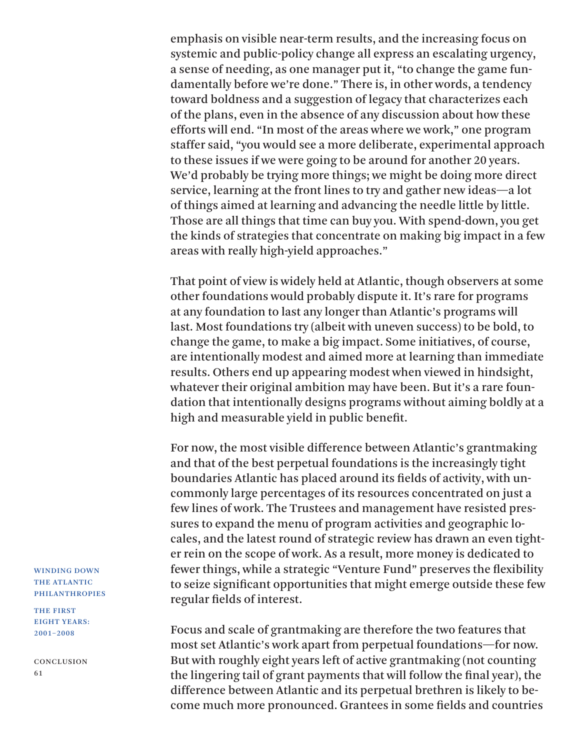emphasis on visible near-term results, and the increasing focus on systemic and public-policy change all express an escalating urgency, a sense of needing, as one manager put it, "to change the game fundamentally before we're done." There is, in other words, a tendency toward boldness and a suggestion of legacy that characterizes each of the plans, even in the absence of any discussion about how these efforts will end. "In most of the areas where we work," one program staffer said, "you would see a more deliberate, experimental approach to these issues if we were going to be around for another 20 years. We'd probably be trying more things; we might be doing more direct service, learning at the front lines to try and gather new ideas—a lot of things aimed at learning and advancing the needle little by little. Those are all things that time can buy you. With spend-down, you get the kinds of strategies that concentrate on making big impact in a few areas with really high-yield approaches."

That point of view is widely held at Atlantic, though observers at some other foundations would probably dispute it. It's rare for programs at any foundation to last any longer than Atlantic's programs will last. Most foundations try (albeit with uneven success) to be bold, to change the game, to make a big impact. Some initiatives, of course, are intentionally modest and aimed more at learning than immediate results. Others end up appearing modest when viewed in hindsight, whatever their original ambition may have been. But it's a rare foundation that intentionally designs programs without aiming boldly at a high and measurable yield in public benefit.

For now, the most visible difference between Atlantic's grantmaking and that of the best perpetual foundations is the increasingly tight boundaries Atlantic has placed around its fields of activity, with uncommonly large percentages of its resources concentrated on just a few lines of work. The Trustees and management have resisted pressures to expand the menu of program activities and geographic locales, and the latest round of strategic review has drawn an even tighter rein on the scope of work. As a result, more money is dedicated to fewer things, while a strategic "Venture Fund" preserves the flexibility to seize significant opportunities that might emerge outside these few regular fields of interest.

Focus and scale of grantmaking are therefore the two features that most set Atlantic's work apart from perpetual foundations—for now. But with roughly eight years left of active grantmaking (not counting the lingering tail of grant payments that will follow the final year), the difference between Atlantic and its perpetual brethren is likely to become much more pronounced. Grantees in some fields and countries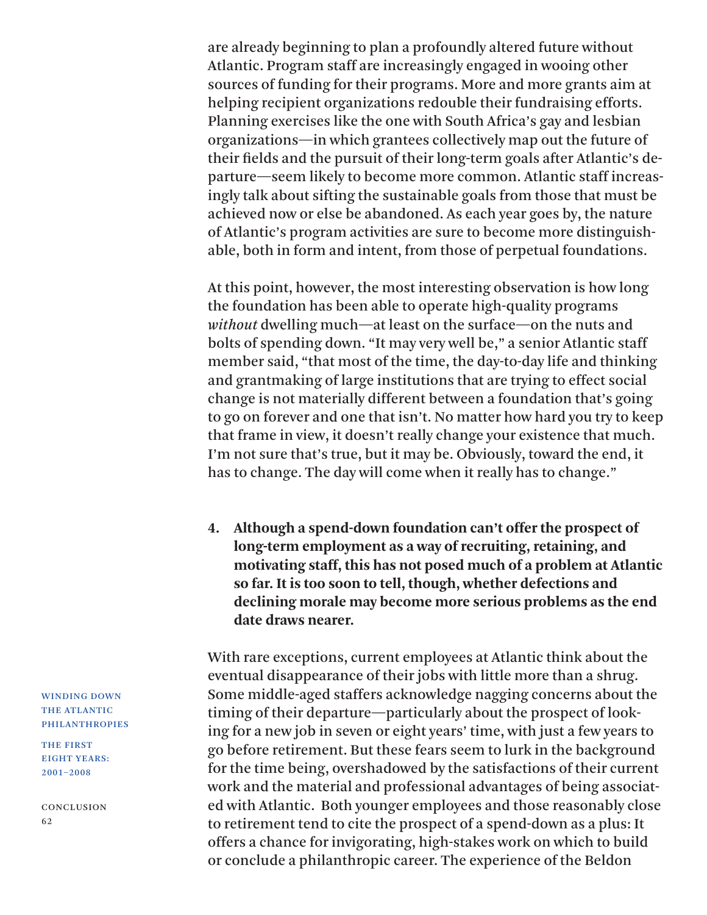are already beginning to plan a profoundly altered future without Atlantic. Program staff are increasingly engaged in wooing other sources of funding for their programs. More and more grants aim at helping recipient organizations redouble their fundraising efforts. Planning exercises like the one with South Africa's gay and lesbian organizations—in which grantees collectively map out the future of their fields and the pursuit of their long-term goals after Atlantic's departure—seem likely to become more common. Atlantic staff increasingly talk about sifting the sustainable goals from those that must be achieved now or else be abandoned. As each year goes by, the nature of Atlantic's program activities are sure to become more distinguishable, both in form and intent, from those of perpetual foundations.

At this point, however, the most interesting observation is how long the foundation has been able to operate high-quality programs *without* dwelling much—at least on the surface—on the nuts and bolts of spending down. "It may very well be," a senior Atlantic staff member said, "that most of the time, the day-to-day life and thinking and grantmaking of large institutions that are trying to effect social change is not materially different between a foundation that's going to go on forever and one that isn't. No matter how hard you try to keep that frame in view, it doesn't really change your existence that much. I'm not sure that's true, but it may be. Obviously, toward the end, it has to change. The day will come when it really has to change."

4. **Although a spend-down foundation can't offer the prospect of long-term employment as a way of recruiting, retaining, and motivating staff, this has not posed much of a problem at Atlantic so far. It is too soon to tell, though, whether defections and declining morale may become more serious problems as the end date draws nearer.**

With rare exceptions, current employees at Atlantic think about the eventual disappearance of their jobs with little more than a shrug. Some middle-aged staffers acknowledge nagging concerns about the timing of their departure—particularly about the prospect of looking for a new job in seven or eight years' time, with just a few years to go before retirement. But these fears seem to lurk in the background for the time being, overshadowed by the satisfactions of their current work and the material and professional advantages of being associated with Atlantic. Both younger employees and those reasonably close to retirement tend to cite the prospect of a spend-down as a plus: It offers a chance for invigorating, high-stakes work on which to build or conclude a philanthropic career. The experience of the Beldon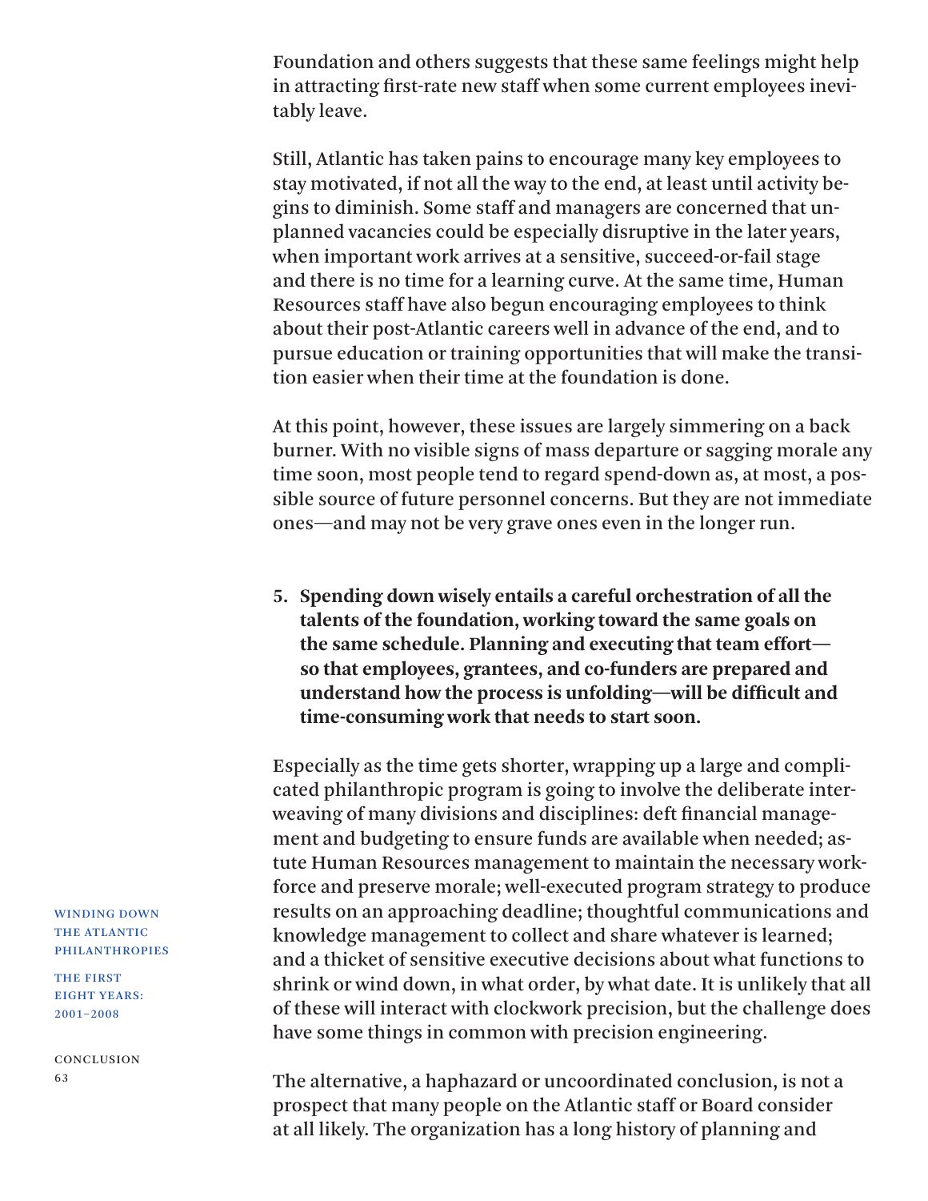Foundation and others suggests that these same feelings might help in attracting first-rate new staff when some current employees inevitably leave.

Still, Atlantic has taken pains to encourage many key employees to stay motivated, if not all the way to the end, at least until activity begins to diminish. Some staff and managers are concerned that unplanned vacancies could be especially disruptive in the later years, when important work arrives at a sensitive, succeed-or-fail stage and there is no time for a learning curve. At the same time, Human Resources staff have also begun encouraging employees to think about their post-Atlantic careers well in advance of the end, and to pursue education or training opportunities that will make the transition easier when their time at the foundation is done.

At this point, however, these issues are largely simmering on a back burner. With no visible signs of mass departure or sagging morale any time soon, most people tend to regard spend-down as, at most, a possible source of future personnel concerns. But they are not immediate ones—and may not be very grave ones even in the longer run.

5. **Spending down wisely entails a careful orchestration of all the talents of the foundation, working toward the same goals on the same schedule. Planning and executing that team effort—so that employees, grantees, and co-funders are prepared and understand how the process is unfolding—will be difficult and time-consuming work that needs to start soon.**

Especially as the time gets shorter, wrapping up a large and complicated philanthropic program is going to involve the deliberate interweaving of many divisions and disciplines: deft financial management and budgeting to ensure funds are available when needed; astute Human Resources management to maintain the necessary workforce and preserve morale; well-executed program strategy to produce results on an approaching deadline; thoughtful communications and knowledge management to collect and share whatever is learned; and a thicket of sensitive executive decisions about what functions to shrink or wind down, in what order, by what date. It is unlikely that all of these will interact with clockwork precision, but the challenge does have some things in common with precision engineering.

The alternative, a haphazard or uncoordinated conclusion, is not a prospect that many people on the Atlantic staff or Board consider at all likely. The organization has a long history of planning and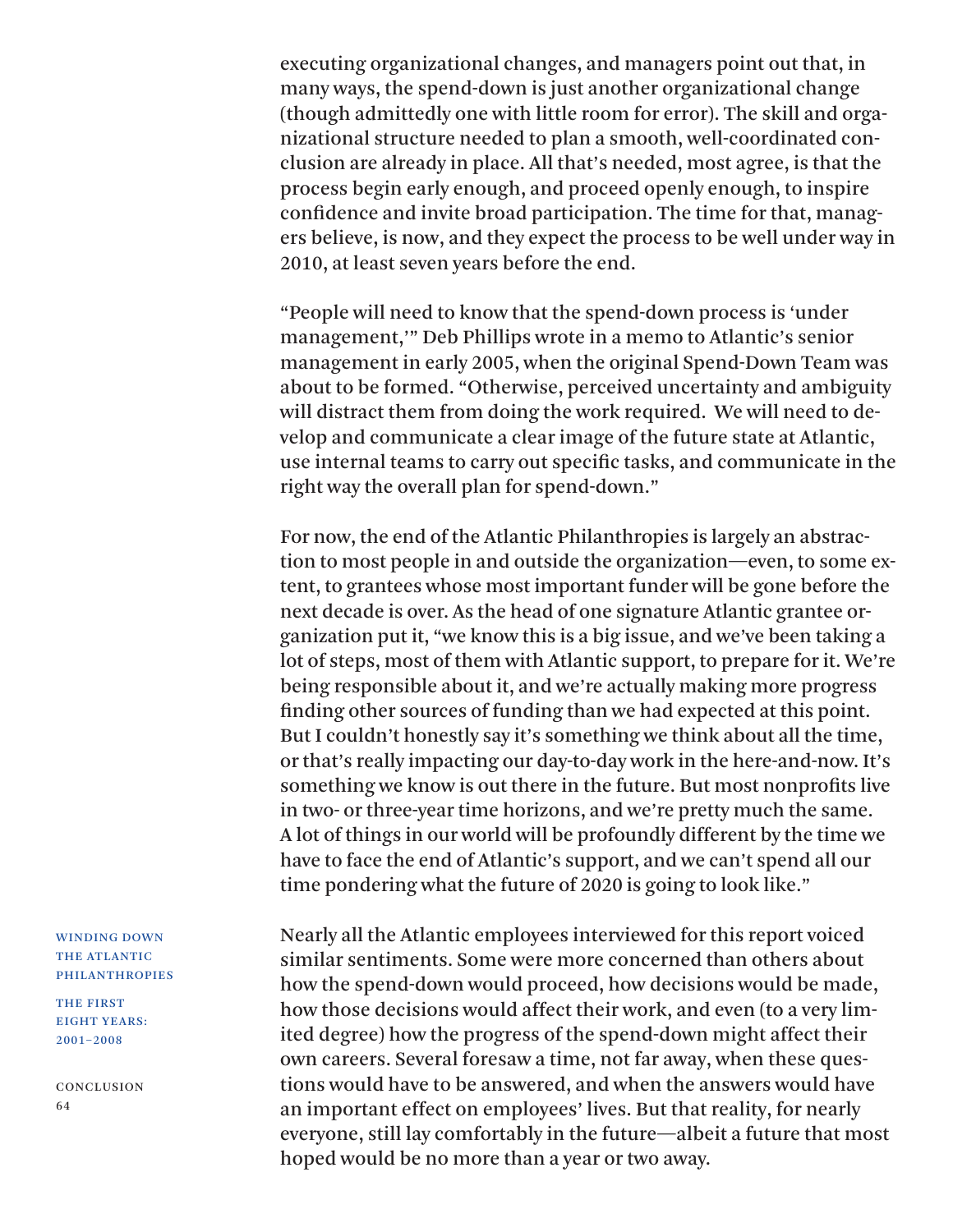executing organizational changes, and managers point out that, in many ways, the spend-down is just another organizational change (though admittedly one with little room for error). The skill and organizational structure needed to plan a smooth, well-coordinated conclusion are already in place. All that's needed, most agree, is that the process begin early enough, and proceed openly enough, to inspire confidence and invite broad participation. The time for that, managers believe, is now, and they expect the process to be well under way in 2010, at least seven years before the end.

"People will need to know that the spend-down process is 'under management,'" Deb Phillips wrote in a memo to Atlantic's senior management in early 2005, when the original Spend-Down Team was about to be formed. "Otherwise, perceived uncertainty and ambiguity will distract them from doing the work required. We will need to develop and communicate a clear image of the future state at Atlantic, use internal teams to carry out specific tasks, and communicate in the right way the overall plan for spend-down."

For now, the end of the Atlantic Philanthropies is largely an abstraction to most people in and outside the organization—even, to some extent, to grantees whose most important funder will be gone before the next decade is over. As the head of one signature Atlantic grantee organization put it, "we know this is a big issue, and we've been taking a lot of steps, most of them with Atlantic support, to prepare for it. We're being responsible about it, and we're actually making more progress finding other sources of funding than we had expected at this point. But I couldn't honestly say it's something we think about all the time, or that's really impacting our day-to-day work in the here-and-now. It's something we know is out there in the future. But most nonprofits live in two- or three-year time horizons, and we're pretty much the same. A lot of things in our world will be profoundly different by the time we have to face the end of Atlantic's support, and we can't spend all our time pondering what the future of 2020 is going to look like."

Nearly all the Atlantic employees interviewed for this report voiced similar sentiments. Some were more concerned than others about how the spend-down would proceed, how decisions would be made, how those decisions would affect their work, and even (to a very limited degree) how the progress of the spend-down might affect their own careers. Several foresaw a time, not far away, when these questions would have to be answered, and when the answers would have an important effect on employees' lives. But that reality, for nearly everyone, still lay comfortably in the future—albeit a future that most hoped would be no more than a year or two away.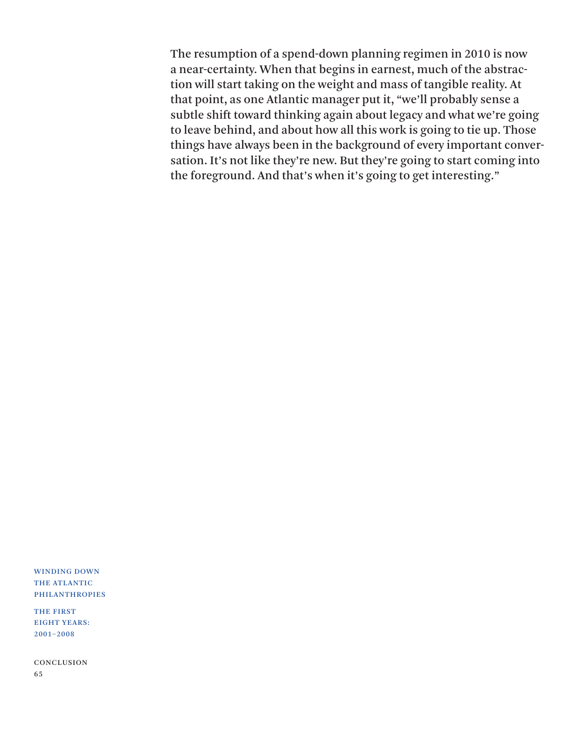The resumption of a spend-down planning regimen in 2010 is now a near-certainty. When that begins in earnest, much of the abstraction will start taking on the weight and mass of tangible reality. At that point, as one Atlantic manager put it, "we'll probably sense a subtle shift toward thinking again about legacy and what we're going to leave behind, and about how all this work is going to tie up. Those things have always been in the background of every important conversation. It's not like they're new. But they're going to start coming into the foreground. And that's when it's going to get interesting."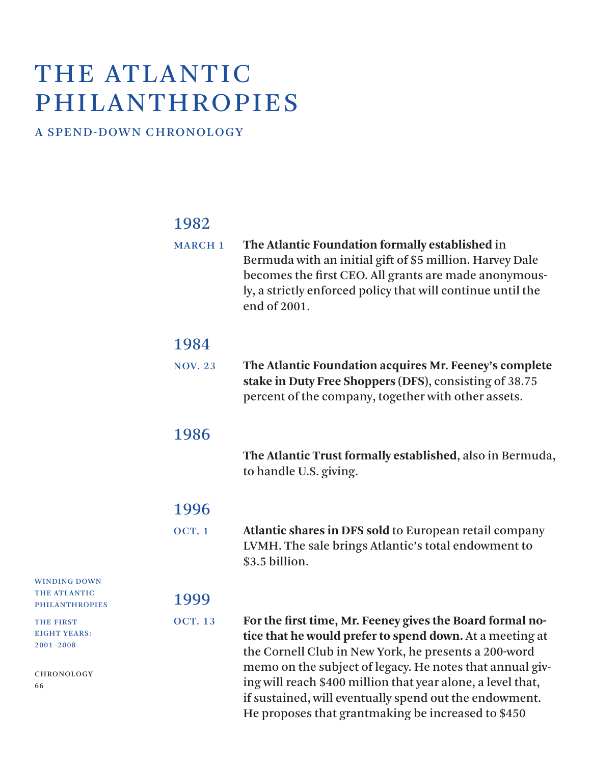# THE ATLANTIC PHILANTHROPIES

## A SPEND-DOWN CHRONOLOGY

### 1982

MARCH 1 **The Atlantic Foundation formally established** in Bermuda with an initial gift of $5 million. Harvey Dale becomes the first CEO. All grants are made anonymously, a strictly enforced policy that will continue until the end of 2001.

### 1984

NOV. 23 **The Atlantic Foundation acquires Mr. Feeney's complete stake in Duty Free Shoppers (DFS)**, consisting of 38.75 percent of the company, together with other assets.

### 1986

**The Atlantic Trust formally established**, also in Bermuda, to handle U.S. giving.

### 1996

OCT. 1 **Atlantic shares in DFS sold** to European retail company LVMH. The sale brings Atlantic's total endowment to $3.5 billion.

### 1999

OCT. 13 **For the first time, Mr. Feeney gives the Board formal notice that he would prefer to spend down.** At a meeting at the Cornell Club in New York, he presents a 200-word memo on the subject of legacy. He notes that annual giving will reach $400 million that year alone, a level that, if sustained, will eventually spend out the endowment. He proposes that grantmaking be increased to $450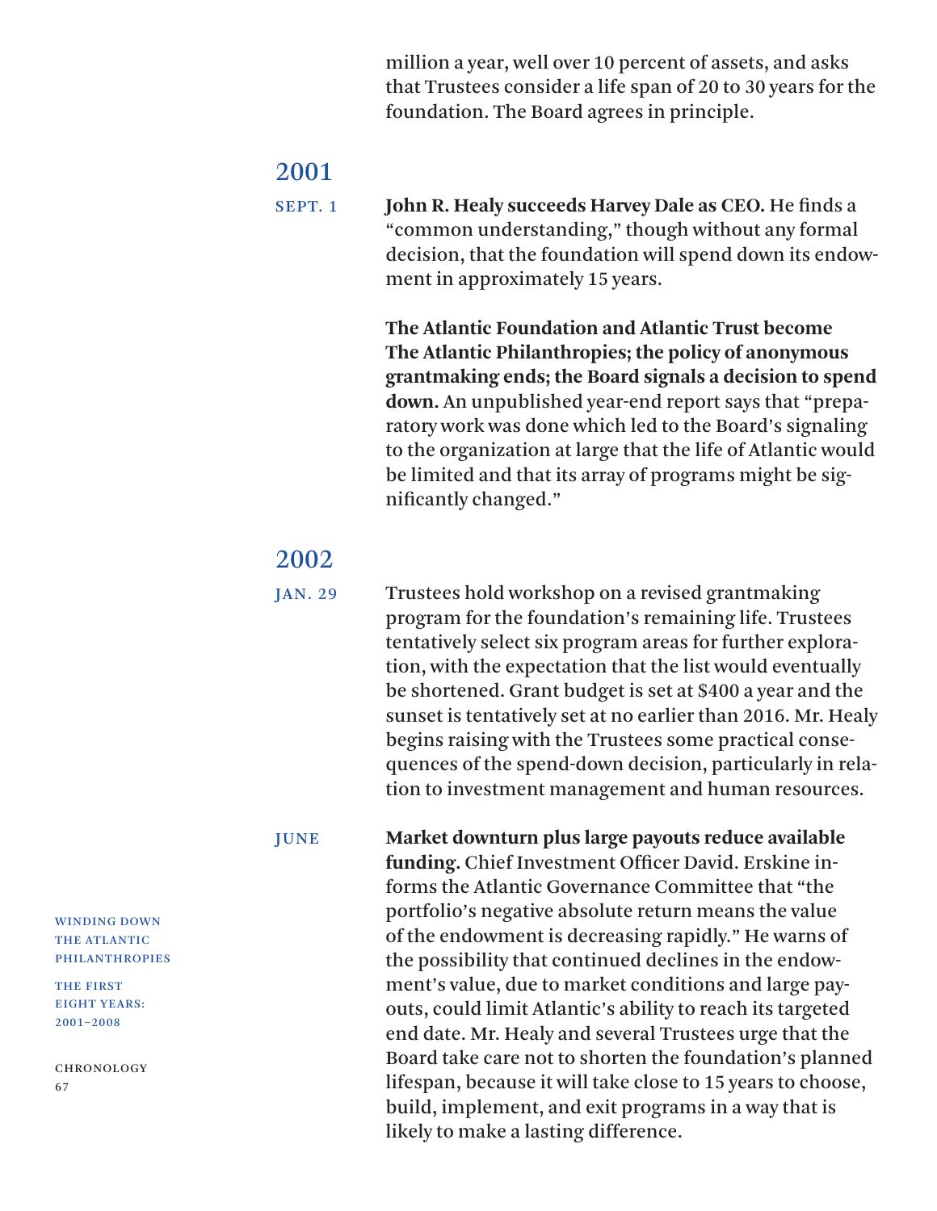million a year, well over 10 percent of assets, and asks that Trustees consider a life span of 20 to 30 years for the foundation. The Board agrees in principle.

## 2001

**SEPT. 1**

**John R. Healy succeeds Harvey Dale as CEO.** He finds a "common understanding," though without any formal decision, that the foundation will spend down its endowment in approximately 15 years.

**The Atlantic Foundation and Atlantic Trust become The Atlantic Philanthropies; the policy of anonymous grantmaking ends; the Board signals a decision to spend down.** An unpublished year-end report says that "preparatory work was done which led to the Board's signaling to the organization at large that the life of Atlantic would be limited and that its array of programs might be significantly changed."

## 2002

**JAN. 29**

Trustees hold workshop on a revised grantmaking program for the foundation's remaining life. Trustees tentatively select six program areas for further exploration, with the expectation that the list would eventually be shortened. Grant budget is set at $400 a year and the sunset is tentatively set at no earlier than 2016. Mr. Healy begins raising with the Trustees some practical consequences of the spend-down decision, particularly in relation to investment management and human resources.

**JUNE**

**Market downturn plus large payouts reduce available funding.** Chief Investment Officer David. Erskine informs the Atlantic Governance Committee that "the portfolio's negative absolute return means the value of the endowment is decreasing rapidly." He warns of the possibility that continued declines in the endowment's value, due to market conditions and large payouts, could limit Atlantic's ability to reach its targeted end date. Mr. Healy and several Trustees urge that the Board take care not to shorten the foundation's planned lifespan, because it will take close to 15 years to choose, build, implement, and exit programs in a way that is likely to make a lasting difference.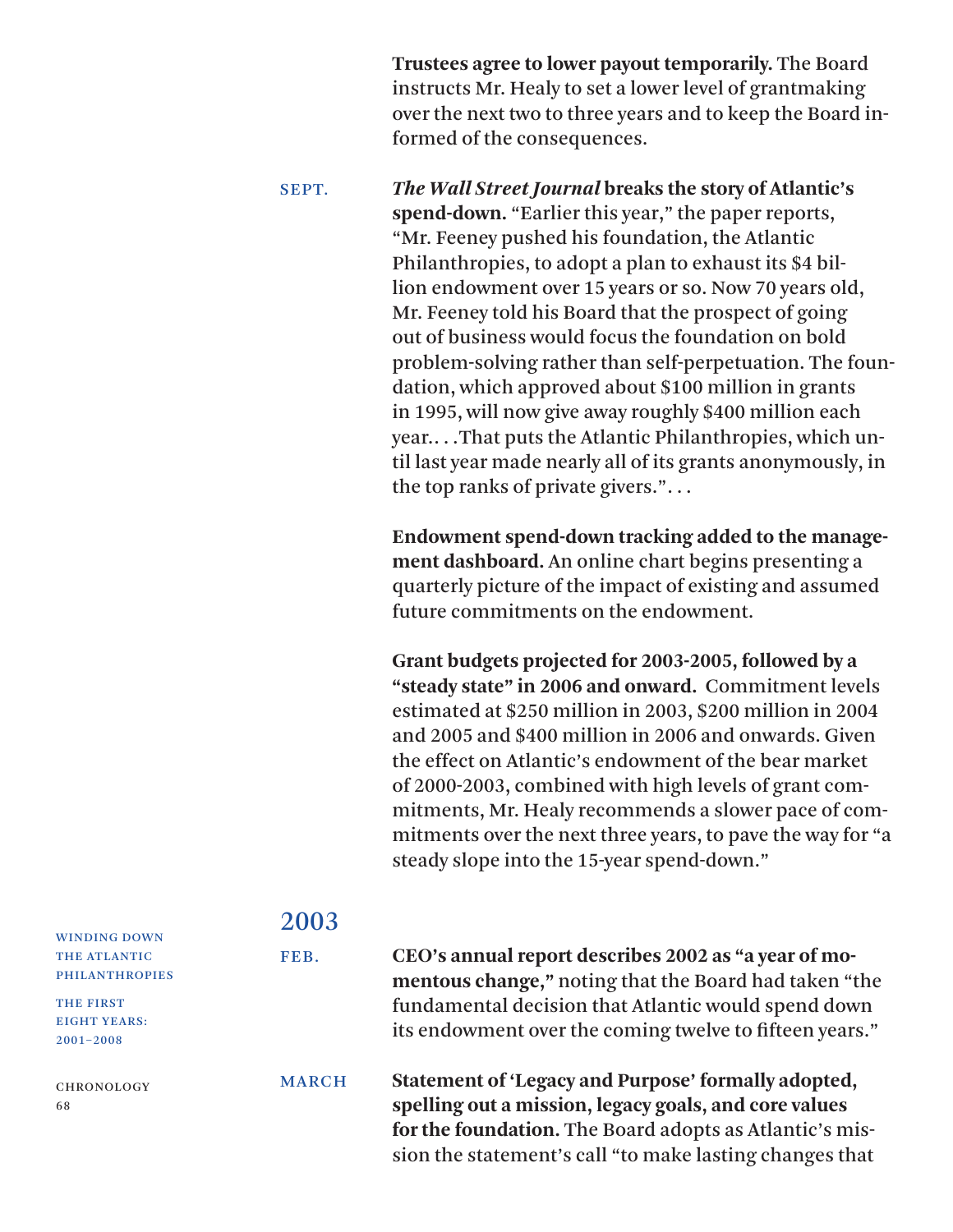**Trustees agree to lower payout temporarily.** The Board instructs Mr. Healy to set a lower level of grantmaking over the next two to three years and to keep the Board informed of the consequences.

SEPT.

***The Wall Street Journal* breaks the story of Atlantic's spend-down.** "Earlier this year," the paper reports, "Mr. Feeney pushed his foundation, the Atlantic Philanthropies, to adopt a plan to exhaust its $4 billion endowment over 15 years or so. Now 70 years old, Mr. Feeney told his Board that the prospect of going out of business would focus the foundation on bold problem-solving rather than self-perpetuation. The foundation, which approved about $100 million in grants in 1995, will now give away roughly $400 million each year.. . .That puts the Atlantic Philanthropies, which until last year made nearly all of its grants anonymously, in the top ranks of private givers.". . .

**Endowment spend-down tracking added to the management dashboard.** An online chart begins presenting a quarterly picture of the impact of existing and assumed future commitments on the endowment.

**Grant budgets projected for 2003-2005, followed by a "steady state" in 2006 and onward.** Commitment levels estimated at $250 million in 2003, $200 million in 2004 and 2005 and $400 million in 2006 and onwards. Given the effect on Atlantic's endowment of the bear market of 2000-2003, combined with high levels of grant commitments, Mr. Healy recommends a slower pace of commitments over the next three years, to pave the way for "a steady slope into the 15-year spend-down."

## 2003

FEB.

**CEO's annual report describes 2002 as "a year of momentous change,"** noting that the Board had taken "the fundamental decision that Atlantic would spend down its endowment over the coming twelve to fifteen years."

MARCH

**Statement of 'Legacy and Purpose' formally adopted, spelling out a mission, legacy goals, and core values for the foundation.** The Board adopts as Atlantic's mission the statement's call "to make lasting changes that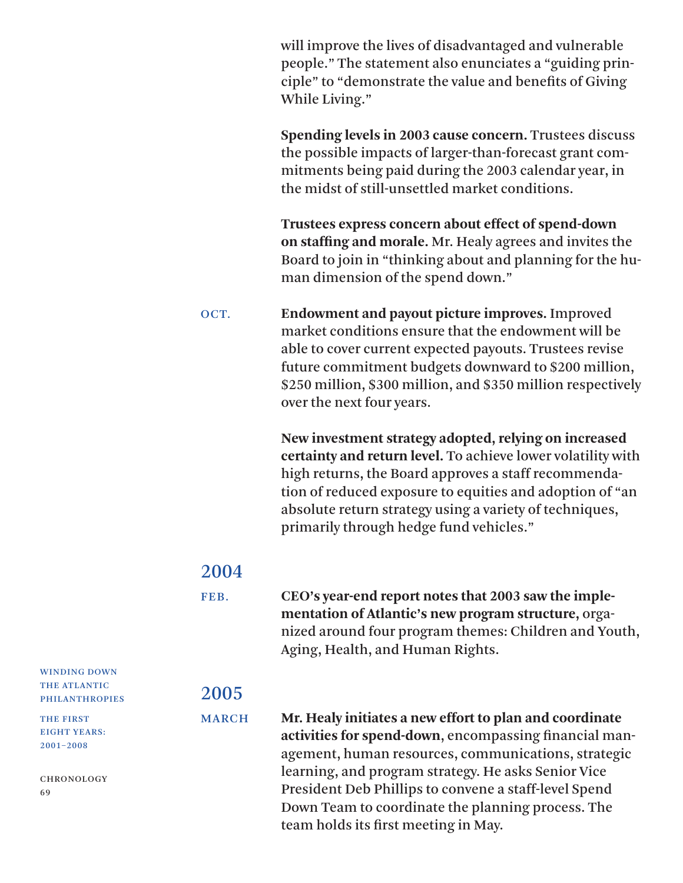will improve the lives of disadvantaged and vulnerable people." The statement also enunciates a "guiding principle" to "demonstrate the value and benefits of Giving While Living."

**Spending levels in 2003 cause concern.** Trustees discuss the possible impacts of larger-than-forecast grant commitments being paid during the 2003 calendar year, in the midst of still-unsettled market conditions.

**Trustees express concern about effect of spend-down on staffing and morale.** Mr. Healy agrees and invites the Board to join in "thinking about and planning for the human dimension of the spend down."

OCT.

**Endowment and payout picture improves.** Improved market conditions ensure that the endowment will be able to cover current expected payouts. Trustees revise future commitment budgets downward to \$200 million, \$250 million, \$300 million, and \$350 million respectively over the next four years.

**New investment strategy adopted, relying on increased certainty and return level.** To achieve lower volatility with high returns, the Board approves a staff recommendation of reduced exposure to equities and adoption of "an absolute return strategy using a variety of techniques, primarily through hedge fund vehicles."

## 2004

FEB.

**CEO's year-end report notes that 2003 saw the implementation of Atlantic's new program structure,** organized around four program themes: Children and Youth, Aging, Health, and Human Rights.

## 2005

MARCH

**Mr. Healy initiates a new effort to plan and coordinate activities for spend-down**, encompassing financial management, human resources, communications, strategic learning, and program strategy. He asks Senior Vice President Deb Phillips to convene a staff-level Spend Down Team to coordinate the planning process. The team holds its first meeting in May.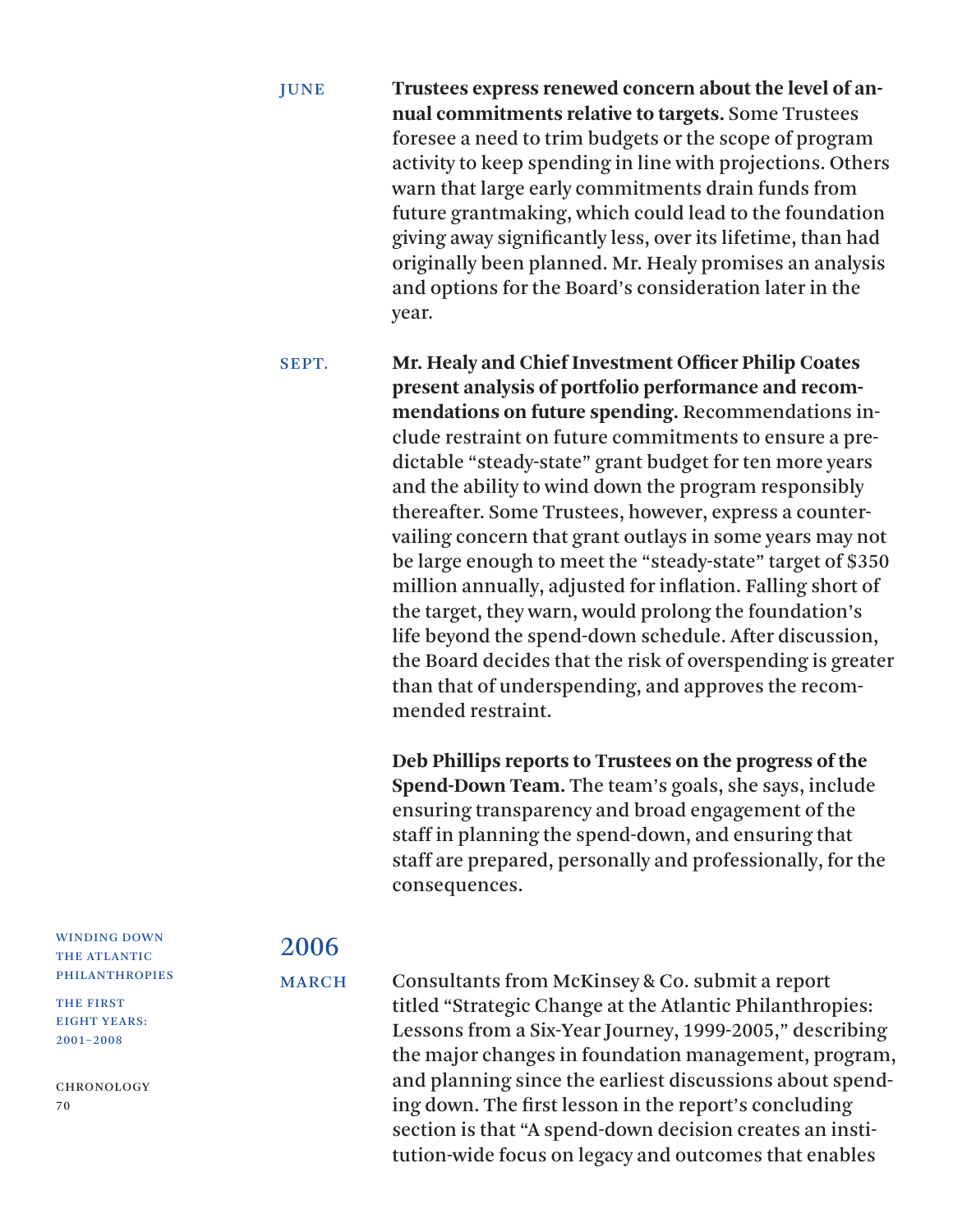JUNE

**Trustees express renewed concern about the level of annual commitments relative to targets.** Some Trustees foresee a need to trim budgets or the scope of program activity to keep spending in line with projections. Others warn that large early commitments drain funds from future grantmaking, which could lead to the foundation giving away significantly less, over its lifetime, than had originally been planned. Mr. Healy promises an analysis and options for the Board's consideration later in the year.

SEPT.

**Mr. Healy and Chief Investment Officer Philip Coates present analysis of portfolio performance and recommendations on future spending.** Recommendations include restraint on future commitments to ensure a predictable "steady-state" grant budget for ten more years and the ability to wind down the program responsibly thereafter. Some Trustees, however, express a countervailing concern that grant outlays in some years may not be large enough to meet the "steady-state" target of $350 million annually, adjusted for inflation. Falling short of the target, they warn, would prolong the foundation's life beyond the spend-down schedule. After discussion, the Board decides that the risk of overspending is greater than that of underspending, and approves the recommended restraint.

**Deb Phillips reports to Trustees on the progress of the Spend-Down Team.** The team's goals, she says, include ensuring transparency and broad engagement of the staff in planning the spend-down, and ensuring that staff are prepared, personally and professionally, for the consequences.

## 2006

MARCH

Consultants from McKinsey & Co. submit a report titled "Strategic Change at the Atlantic Philanthropies: Lessons from a Six-Year Journey, 1999-2005," describing the major changes in foundation management, program, and planning since the earliest discussions about spending down. The first lesson in the report's concluding section is that "A spend-down decision creates an institution-wide focus on legacy and outcomes that enables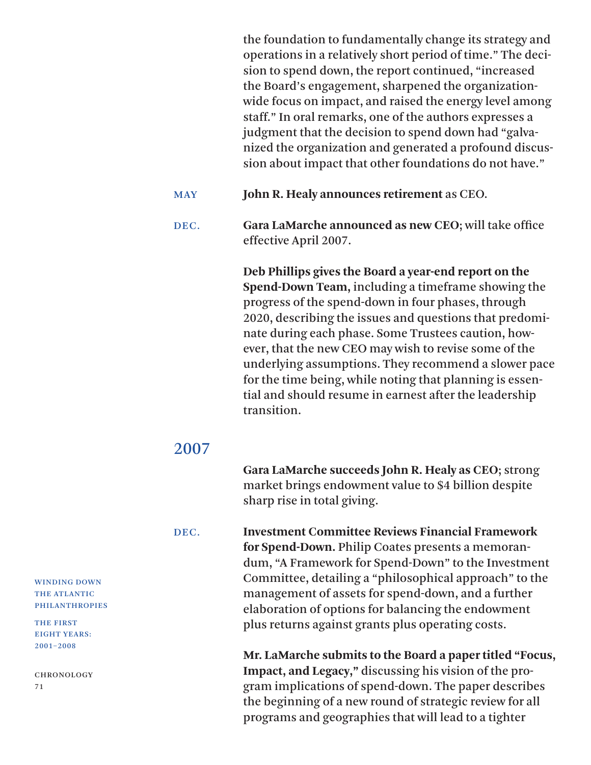the foundation to fundamentally change its strategy and operations in a relatively short period of time." The decision to spend down, the report continued, "increased the Board's engagement, sharpened the organization-wide focus on impact, and raised the energy level among staff." In oral remarks, one of the authors expresses a judgment that the decision to spend down had "galvanized the organization and generated a profound discussion about impact that other foundations do not have."

MAY **John R. Healy announces retirement** as CEO.

DEC. **Gara LaMarche announced as new CEO;** will take office effective April 2007.

**Deb Phillips gives the Board a year-end report on the Spend-Down Team,** including a timeframe showing the progress of the spend-down in four phases, through 2020, describing the issues and questions that predominate during each phase. Some Trustees caution, however, that the new CEO may wish to revise some of the underlying assumptions. They recommend a slower pace for the time being, while noting that planning is essential and should resume in earnest after the leadership transition.

## 2007

**Gara LaMarche succeeds John R. Healy as CEO;** strong market brings endowment value to $4 billion despite sharp rise in total giving.

DEC. **Investment Committee Reviews Financial Framework for Spend-Down.** Philip Coates presents a memorandum, "A Framework for Spend-Down" to the Investment Committee, detailing a "philosophical approach" to the management of assets for spend-down, and a further elaboration of options for balancing the endowment plus returns against grants plus operating costs.

**Mr. LaMarche submits to the Board a paper titled "Focus, Impact, and Legacy,"** discussing his vision of the program implications of spend-down. The paper describes the beginning of a new round of strategic review for all programs and geographies that will lead to a tighter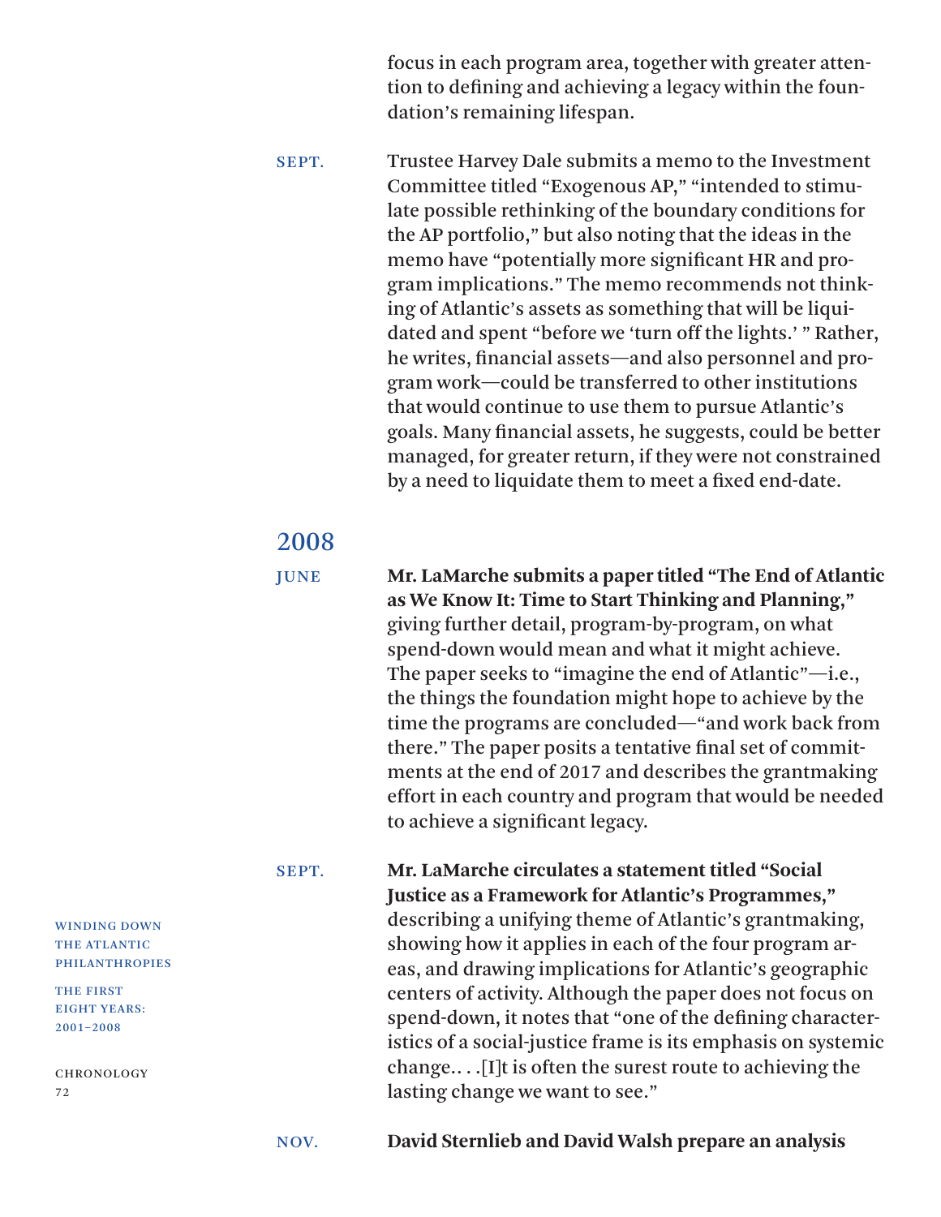focus in each program area, together with greater attention to defining and achieving a legacy within the foundation's remaining lifespan.

SEPT. Trustee Harvey Dale submits a memo to the Investment Committee titled "Exogenous AP," "intended to stimulate possible rethinking of the boundary conditions for the AP portfolio," but also noting that the ideas in the memo have "potentially more significant HR and program implications." The memo recommends not thinking of Atlantic's assets as something that will be liquidated and spent "before we 'turn off the lights.' " Rather, he writes, financial assets—and also personnel and program work—could be transferred to other institutions that would continue to use them to pursue Atlantic's goals. Many financial assets, he suggests, could be better managed, for greater return, if they were not constrained by a need to liquidate them to meet a fixed end-date.

## 2008

JUNE **Mr. LaMarche submits a paper titled "The End of Atlantic as We Know It: Time to Start Thinking and Planning,"** giving further detail, program-by-program, on what spend-down would mean and what it might achieve. The paper seeks to "imagine the end of Atlantic"—i.e., the things the foundation might hope to achieve by the time the programs are concluded—"and work back from there." The paper posits a tentative final set of commitments at the end of 2017 and describes the grantmaking effort in each country and program that would be needed to achieve a significant legacy.

SEPT. **Mr. LaMarche circulates a statement titled "Social Justice as a Framework for Atlantic's Programmes,"** describing a unifying theme of Atlantic's grantmaking, showing how it applies in each of the four program areas, and drawing implications for Atlantic's geographic centers of activity. Although the paper does not focus on spend-down, it notes that "one of the defining characteristics of a social-justice frame is its emphasis on systemic change.. . .[I]t is often the surest route to achieving the lasting change we want to see."

NOV. **David Sternlieb and David Walsh prepare an analysis**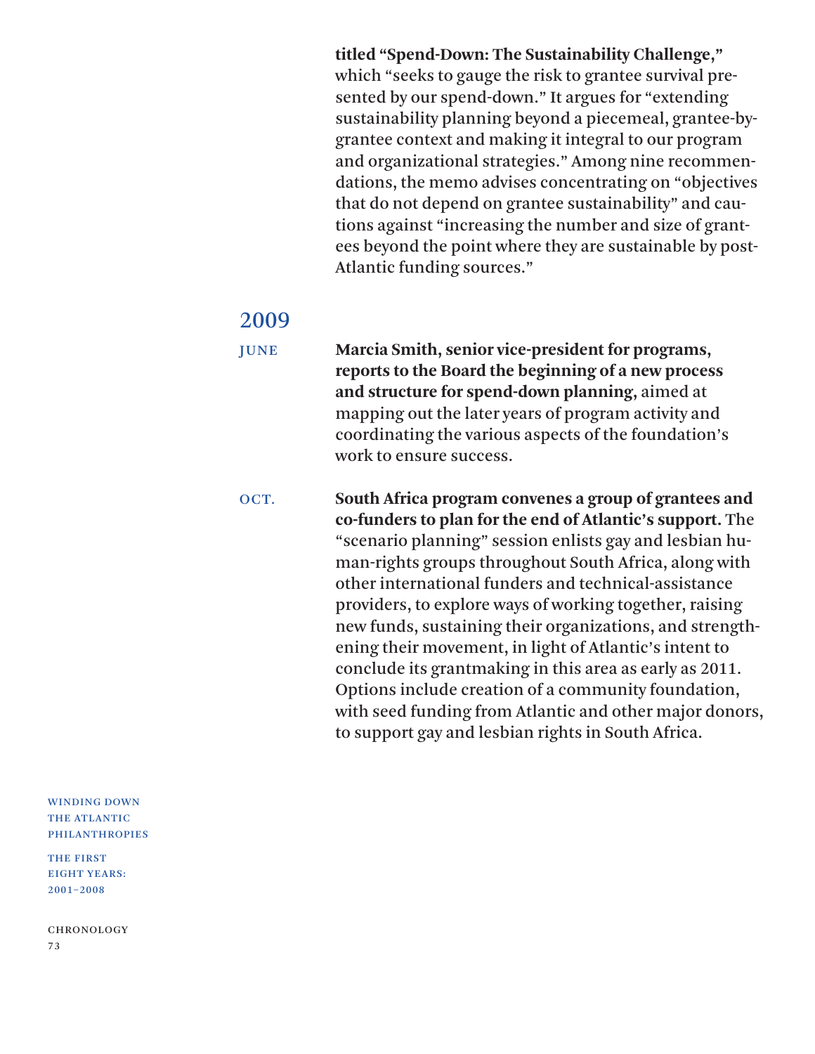**titled "Spend-Down: The Sustainability Challenge,"** which "seeks to gauge the risk to grantee survival presented by our spend-down." It argues for "extending sustainability planning beyond a piecemeal, grantee-by-grantee context and making it integral to our program and organizational strategies." Among nine recommendations, the memo advises concentrating on "objectives that do not depend on grantee sustainability" and cautions against "increasing the number and size of grantees beyond the point where they are sustainable by post-Atlantic funding sources."

## 2009

JUNE

**Marcia Smith, senior vice-president for programs, reports to the Board the beginning of a new process and structure for spend-down planning,** aimed at mapping out the later years of program activity and coordinating the various aspects of the foundation's work to ensure success.

OCT.

**South Africa program convenes a group of grantees and co-funders to plan for the end of Atlantic's support.** The "scenario planning" session enlists gay and lesbian human-rights groups throughout South Africa, along with other international funders and technical-assistance providers, to explore ways of working together, raising new funds, sustaining their organizations, and strengthening their movement, in light of Atlantic's intent to conclude its grantmaking in this area as early as 2011. Options include creation of a community foundation, with seed funding from Atlantic and other major donors, to support gay and lesbian rights in South Africa.